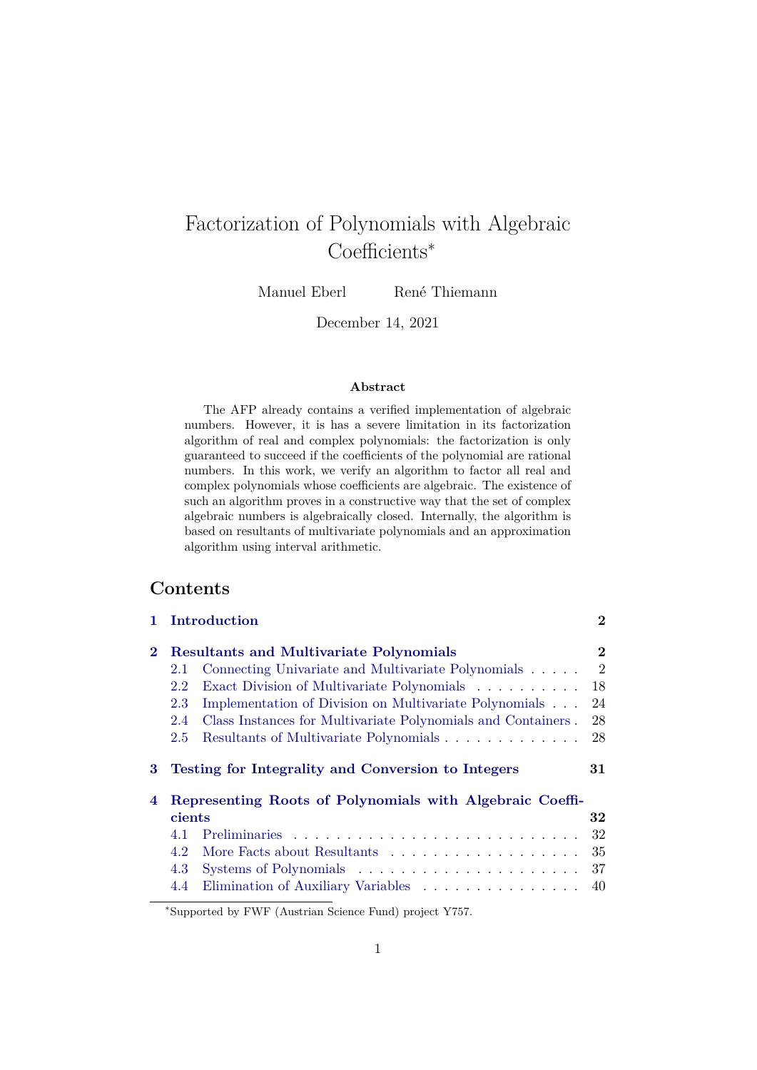# Factorization of Polynomials with Algebraic Coefficients[*]

Manuel Eberl    René Thiemann

December 14, 2021

**Abstract**

The AFP already contains a verified implementation of algebraic numbers. However, it is has a severe limitation in its factorization algorithm of real and complex polynomials: the factorization is only guaranteed to succeed if the coefficients of the polynomial are rational numbers. In this work, we verify an algorithm to factor all real and complex polynomials whose coefficients are algebraic. The existence of such an algorithm proves in a constructive way that the set of complex algebraic numbers is algebraically closed. Internally, the algorithm is based on resultants of multivariate polynomials and an approximation algorithm using interval arithmetic.

## Contents

- **1 Introduction** ..... **2**
- **2 Resultants and Multivariate Polynomials** ..... **2**
  - 2.1 Connecting Univariate and Multivariate Polynomials ..... 2
  - 2.2 Exact Division of Multivariate Polynomials ..... 18
  - 2.3 Implementation of Division on Multivariate Polynomials ..... 24
  - 2.4 Class Instances for Multivariate Polynomials and Containers ..... 28
  - 2.5 Resultants of Multivariate Polynomials ..... 28
- **3 Testing for Integrality and Conversion to Integers** ..... **31**
- **4 Representing Roots of Polynomials with Algebraic Coefficients** ..... **32**
  - 4.1 Preliminaries ..... 32
  - 4.2 More Facts about Resultants ..... 35
  - 4.3 Systems of Polynomials ..... 37
  - 4.4 Elimination of Auxiliary Variables ..... 40

[*] Supported by FWF (Austrian Science Fund) project Y757.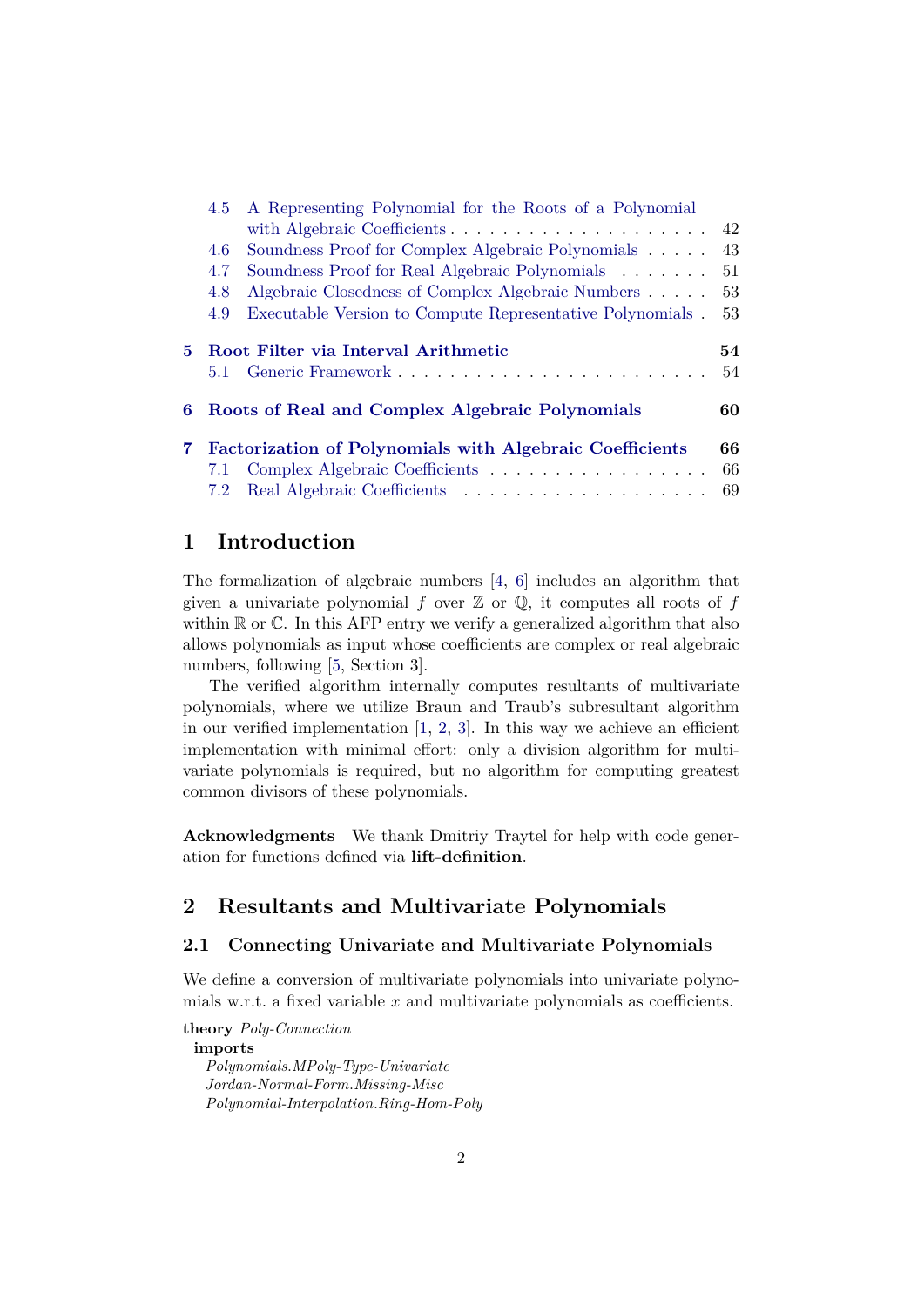4.5 A Representing Polynomial for the Roots of a Polynomial with Algebraic Coefficients . . . . . . . . . . . . . . . . . . . . 42
4.6 Soundness Proof for Complex Algebraic Polynomials . . . . . 43
4.7 Soundness Proof for Real Algebraic Polynomials . . . . . . . 51
4.8 Algebraic Closedness of Complex Algebraic Numbers . . . . . 53
4.9 Executable Version to Compute Representative Polynomials . 53

**5 Root Filter via Interval Arithmetic** **54**
5.1 Generic Framework . . . . . . . . . . . . . . . . . . . . . . . 54

**6 Roots of Real and Complex Algebraic Polynomials** **60**

**7 Factorization of Polynomials with Algebraic Coefficients** **66**
7.1 Complex Algebraic Coefficients . . . . . . . . . . . . . . . . . 66
7.2 Real Algebraic Coefficients . . . . . . . . . . . . . . . . . . . 69

# 1 Introduction

The formalization of algebraic numbers [4, 6] includes an algorithm that given a univariate polynomial $f$ over $\mathbb{Z}$ or $\mathbb{Q}$, it computes all roots of $f$ within $\mathbb{R}$ or $\mathbb{C}$. In this AFP entry we verify a generalized algorithm that also allows polynomials as input whose coefficients are complex or real algebraic numbers, following [5, Section 3].

The verified algorithm internally computes resultants of multivariate polynomials, where we utilize Braun and Traub's subresultant algorithm in our verified implementation [1, 2, 3]. In this way we achieve an efficient implementation with minimal effort: only a division algorithm for multivariate polynomials is required, but no algorithm for computing greatest common divisors of these polynomials.

**Acknowledgments** We thank Dmitriy Traytel for help with code generation for functions defined via **lift-definition**.

# 2 Resultants and Multivariate Polynomials

## 2.1 Connecting Univariate and Multivariate Polynomials

We define a conversion of multivariate polynomials into univariate polynomials w.r.t. a fixed variable $x$ and multivariate polynomials as coefficients.

**theory** *Poly-Connection*
**imports**
*Polynomials.MPoly-Type-Univariate*
*Jordan-Normal-Form.Missing-Misc*
*Polynomial-Interpolation.Ring-Hom-Poly*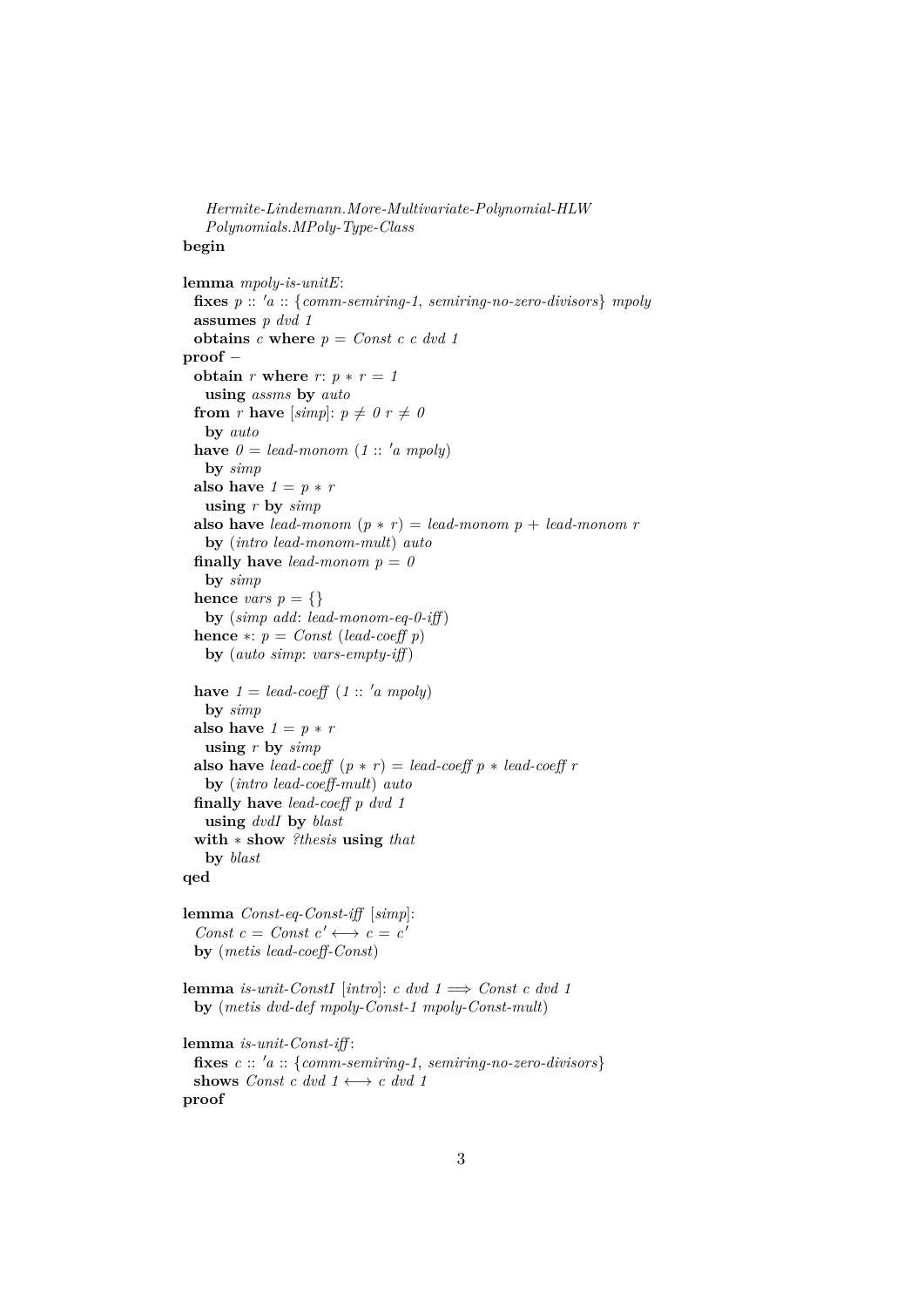```
  Hermite-Lindemann.More-Multivariate-Polynomial-HLW
  Polynomials.MPoly-Type-Class
begin

lemma mpoly-is-unitE:
  fixes p :: 'a :: {comm-semiring-1, semiring-no-zero-divisors} mpoly
  assumes p dvd 1
  obtains c where p = Const c c dvd 1
proof −
  obtain r where r: p ∗ r = 1
    using assms by auto
  from r have [simp]: p ≠ 0 r ≠ 0
    by auto
  have 0 = lead-monom (1 :: 'a mpoly)
    by simp
  also have 1 = p ∗ r
    using r by simp
  also have lead-monom (p ∗ r) = lead-monom p + lead-monom r
    by (intro lead-monom-mult) auto
  finally have lead-monom p = 0
    by simp
  hence vars p = {}
    by (simp add: lead-monom-eq-0-iff)
  hence ∗: p = Const (lead-coeff p)
    by (auto simp: vars-empty-iff)

  have 1 = lead-coeff (1 :: 'a mpoly)
    by simp
  also have 1 = p ∗ r
    using r by simp
  also have lead-coeff (p ∗ r) = lead-coeff p ∗ lead-coeff r
    by (intro lead-coeff-mult) auto
  finally have lead-coeff p dvd 1
    using dvdI by blast
  with ∗ show ?thesis using that
    by blast
qed

lemma Const-eq-Const-iff [simp]:
  Const c = Const c' ⟷ c = c'
  by (metis lead-coeff-Const)

lemma is-unit-ConstI [intro]: c dvd 1 ⟹ Const c dvd 1
  by (metis dvd-def mpoly-Const-1 mpoly-Const-mult)

lemma is-unit-Const-iff:
  fixes c :: 'a :: {comm-semiring-1, semiring-no-zero-divisors}
  shows Const c dvd 1 ⟷ c dvd 1
proof
```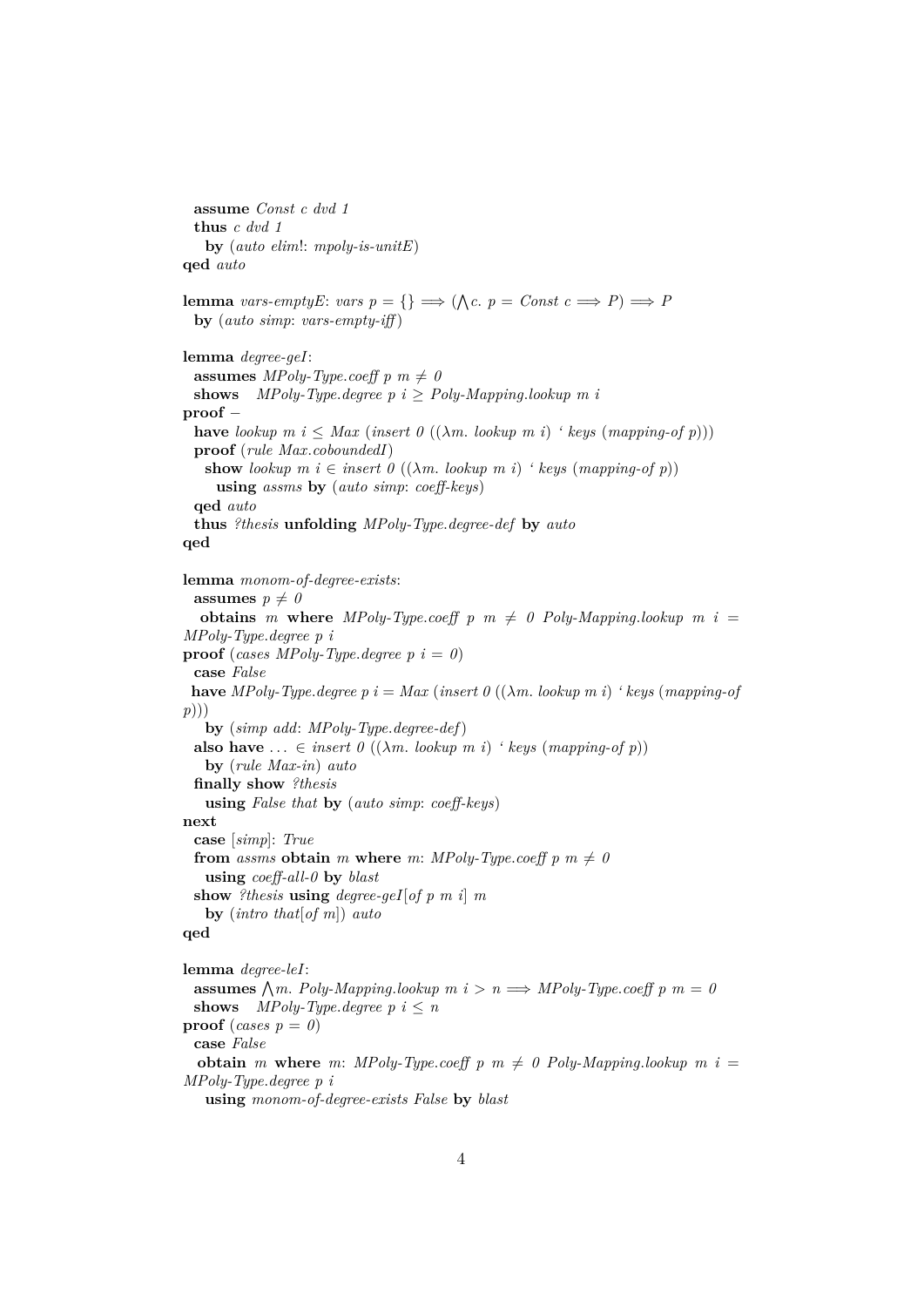```
  assume Const c dvd 1
  thus c dvd 1
    by (auto elim!: mpoly-is-unitE)
qed auto

lemma vars-emptyE: vars p = {} ⟹ (⋀c. p = Const c ⟹ P) ⟹ P
  by (auto simp: vars-empty-iff)

lemma degree-geI:
  assumes MPoly-Type.coeff p m ≠ 0
  shows   MPoly-Type.degree p i ≥ Poly-Mapping.lookup m i
proof −
  have lookup m i ≤ Max (insert 0 ((λm. lookup m i) ‘ keys (mapping-of p)))
  proof (rule Max.coboundedI)
    show lookup m i ∈ insert 0 ((λm. lookup m i) ‘ keys (mapping-of p))
      using assms by (auto simp: coeff-keys)
  qed auto
  thus ?thesis unfolding MPoly-Type.degree-def by auto
qed

lemma monom-of-degree-exists:
  assumes p ≠ 0
  obtains m where MPoly-Type.coeff p m ≠ 0 Poly-Mapping.lookup m i =
MPoly-Type.degree p i
proof (cases MPoly-Type.degree p i = 0)
  case False
  have MPoly-Type.degree p i = Max (insert 0 ((λm. lookup m i) ‘ keys (mapping-of
p)))
    by (simp add: MPoly-Type.degree-def)
  also have ... ∈ insert 0 ((λm. lookup m i) ‘ keys (mapping-of p))
    by (rule Max-in) auto
  finally show ?thesis
    using False that by (auto simp: coeff-keys)
next
  case [simp]: True
  from assms obtain m where m: MPoly-Type.coeff p m ≠ 0
    using coeff-all-0 by blast
  show ?thesis using degree-geI[of p m i] m
    by (intro that[of m]) auto
qed

lemma degree-leI:
  assumes ⋀m. Poly-Mapping.lookup m i > n ⟹ MPoly-Type.coeff p m = 0
  shows   MPoly-Type.degree p i ≤ n
proof (cases p = 0)
  case False
  obtain m where m: MPoly-Type.coeff p m ≠ 0 Poly-Mapping.lookup m i =
MPoly-Type.degree p i
    using monom-of-degree-exists False by blast
```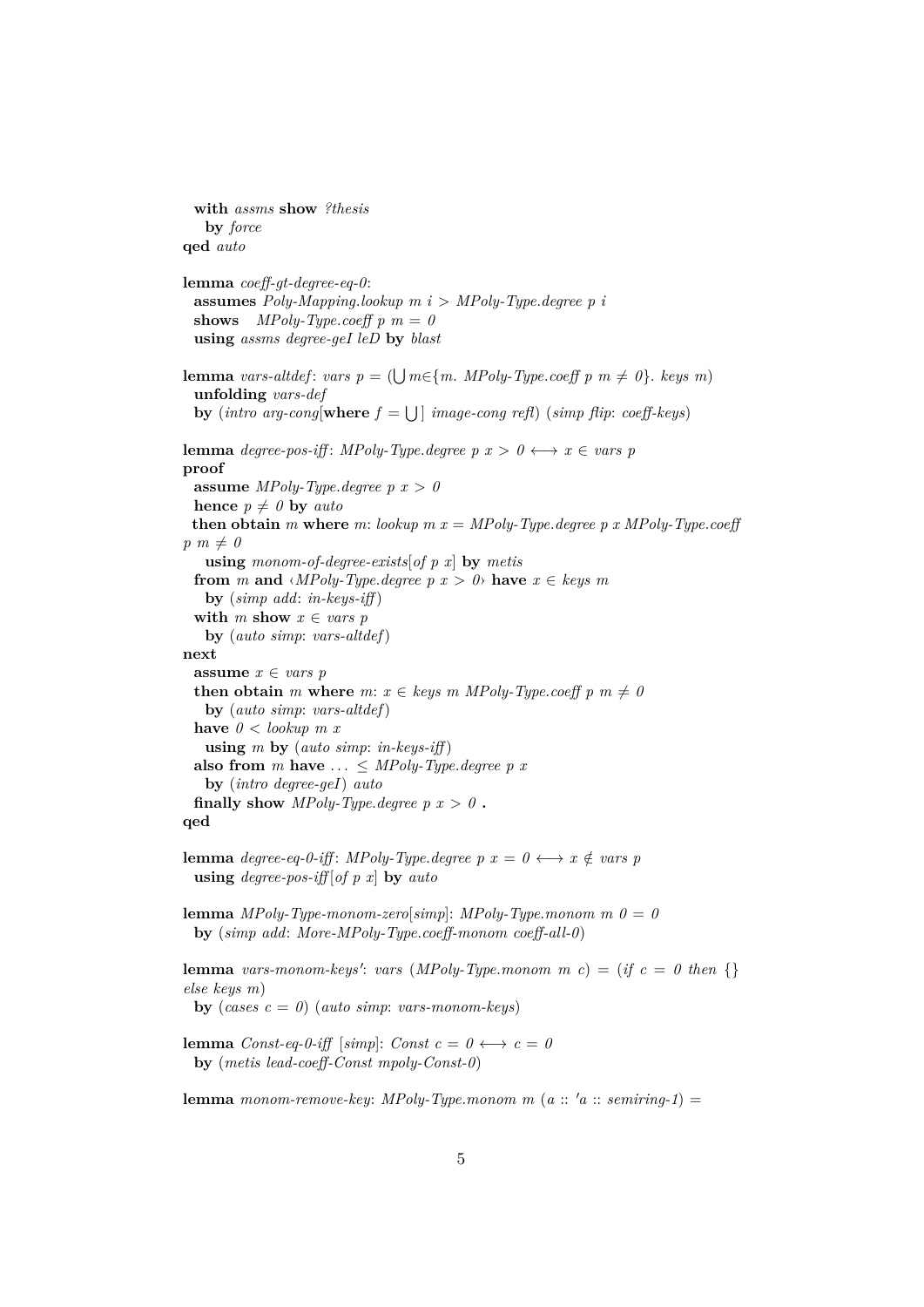```
  with assms show ?thesis
    by force
qed auto

lemma coeff-gt-degree-eq-0:
  assumes Poly-Mapping.lookup m i > MPoly-Type.degree p i
  shows   MPoly-Type.coeff p m = 0
  using assms degree-geI leD by blast

lemma vars-altdef: vars p = (⋃m∈{m. MPoly-Type.coeff p m ≠ 0}. keys m)
  unfolding vars-def
  by (intro arg-cong[where f = ⋃] image-cong refl) (simp flip: coeff-keys)

lemma degree-pos-iff: MPoly-Type.degree p x > 0 ⟷ x ∈ vars p
proof
  assume MPoly-Type.degree p x > 0
  hence p ≠ 0 by auto
  then obtain m where m: lookup m x = MPoly-Type.degree p x MPoly-Type.coeff
p m ≠ 0
    using monom-of-degree-exists[of p x] by metis
  from m and ‹MPoly-Type.degree p x > 0› have x ∈ keys m
    by (simp add: in-keys-iff)
  with m show x ∈ vars p
    by (auto simp: vars-altdef)
next
  assume x ∈ vars p
  then obtain m where m: x ∈ keys m MPoly-Type.coeff p m ≠ 0
    by (auto simp: vars-altdef)
  have 0 < lookup m x
    using m by (auto simp: in-keys-iff)
  also from m have ... ≤ MPoly-Type.degree p x
    by (intro degree-geI) auto
  finally show MPoly-Type.degree p x > 0 .
qed

lemma degree-eq-0-iff: MPoly-Type.degree p x = 0 ⟷ x ∉ vars p
  using degree-pos-iff[of p x] by auto

lemma MPoly-Type-monom-zero[simp]: MPoly-Type.monom m 0 = 0
  by (simp add: More-MPoly-Type.coeff-monom coeff-all-0)

lemma vars-monom-keys': vars (MPoly-Type.monom m c) = (if c = 0 then {}
else keys m)
  by (cases c = 0) (auto simp: vars-monom-keys)

lemma Const-eq-0-iff [simp]: Const c = 0 ⟷ c = 0
  by (metis lead-coeff-Const mpoly-Const-0)

lemma monom-remove-key: MPoly-Type.monom m (a :: 'a :: semiring-1) =
```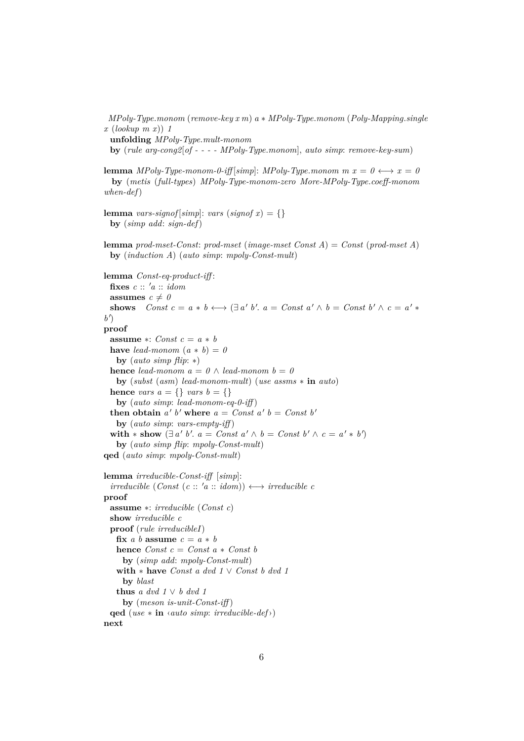```
  MPoly-Type.monom (remove-key x m) a * MPoly-Type.monom (Poly-Mapping.single
x (lookup m x)) 1
  unfolding MPoly-Type.mult-monom
  by (rule arg-cong2[of - - - - MPoly-Type.monom], auto simp: remove-key-sum)

lemma MPoly-Type-monom-0-iff[simp]: MPoly-Type.monom m x = 0 ⟷ x = 0
  by (metis (full-types) MPoly-Type-monom-zero More-MPoly-Type.coeff-monom
when-def)

lemma vars-signof[simp]: vars (signof x) = {}
  by (simp add: sign-def)

lemma prod-mset-Const: prod-mset (image-mset Const A) = Const (prod-mset A)
  by (induction A) (auto simp: mpoly-Const-mult)

lemma Const-eq-product-iff:
  fixes c :: 'a :: idom
  assumes c ≠ 0
  shows   Const c = a * b ⟷ (∃ a' b'. a = Const a' ∧ b = Const b' ∧ c = a' *
b')
proof
  assume *: Const c = a * b
  have lead-monom (a * b) = 0
    by (auto simp flip: *)
  hence lead-monom a = 0 ∧ lead-monom b = 0
    by (subst (asm) lead-monom-mult) (use assms * in auto)
  hence vars a = {} vars b = {}
    by (auto simp: lead-monom-eq-0-iff)
  then obtain a' b' where a = Const a' b = Const b'
    by (auto simp: vars-empty-iff)
  with * show (∃ a' b'. a = Const a' ∧ b = Const b' ∧ c = a' * b')
    by (auto simp flip: mpoly-Const-mult)
qed (auto simp: mpoly-Const-mult)

lemma irreducible-Const-iff [simp]:
  irreducible (Const (c :: 'a :: idom)) ⟷ irreducible c
proof
  assume *: irreducible (Const c)
  show irreducible c
  proof (rule irreducibleI)
    fix a b assume c = a * b
    hence Const c = Const a * Const b
      by (simp add: mpoly-Const-mult)
    with * have Const a dvd 1 ∨ Const b dvd 1
      by blast
    thus a dvd 1 ∨ b dvd 1
      by (meson is-unit-Const-iff)
  qed (use * in ‹auto simp: irreducible-def›)
next
```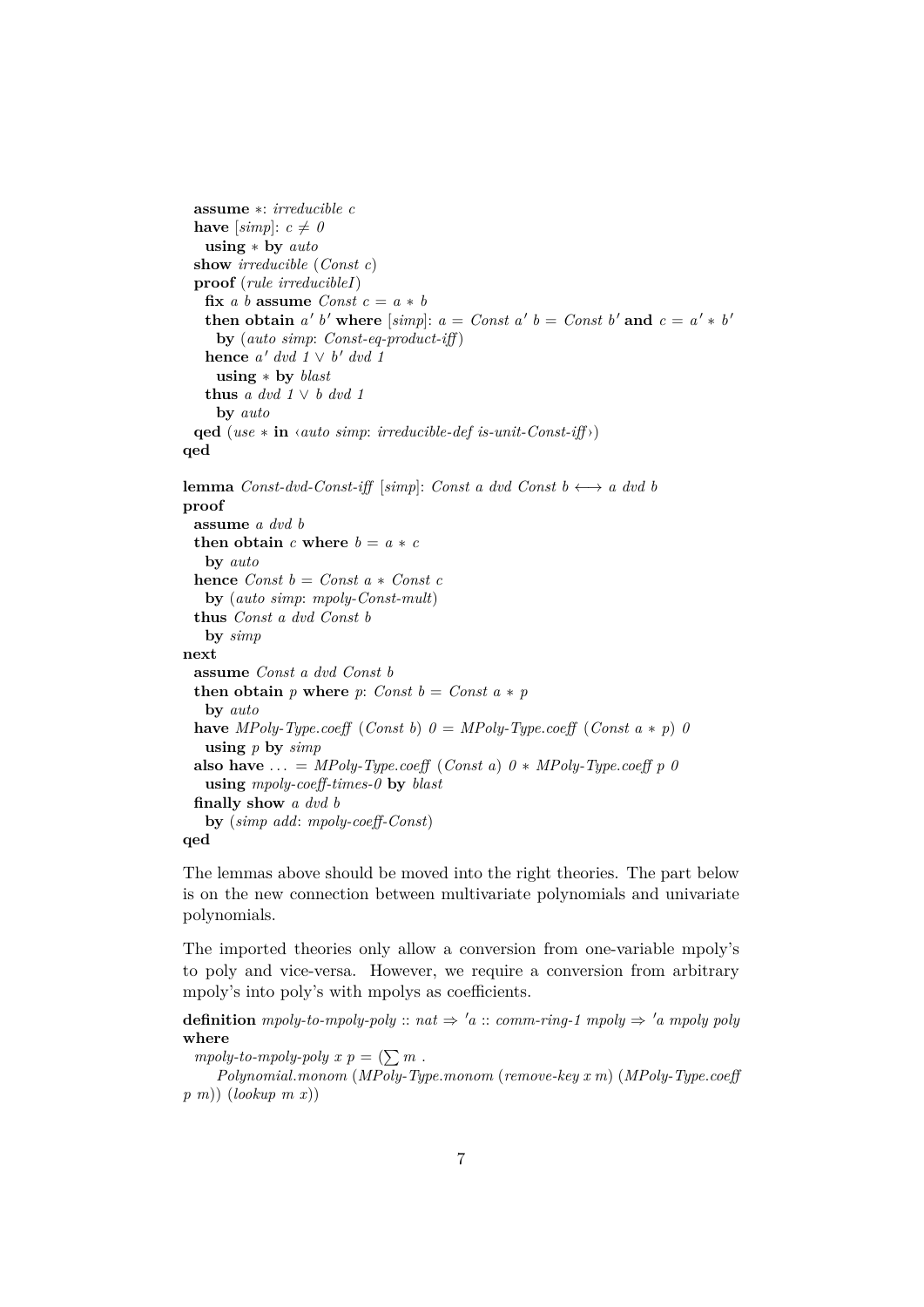```
  assume *: irreducible c
  have [simp]: c ≠ 0
    using * by auto
  show irreducible (Const c)
  proof (rule irreducibleI)
    fix a b assume Const c = a * b
    then obtain a' b' where [simp]: a = Const a' b = Const b' and c = a' * b'
      by (auto simp: Const-eq-product-iff)
    hence a' dvd 1 ∨ b' dvd 1
      using * by blast
    thus a dvd 1 ∨ b dvd 1
      by auto
  qed (use * in ‹auto simp: irreducible-def is-unit-Const-iff›)
qed

lemma Const-dvd-Const-iff [simp]: Const a dvd Const b ⟷ a dvd b
proof
  assume a dvd b
  then obtain c where b = a * c
    by auto
  hence Const b = Const a * Const c
    by (auto simp: mpoly-Const-mult)
  thus Const a dvd Const b
    by simp
next
  assume Const a dvd Const b
  then obtain p where p: Const b = Const a * p
    by auto
  have MPoly-Type.coeff (Const b) 0 = MPoly-Type.coeff (Const a * p) 0
    using p by simp
  also have ... = MPoly-Type.coeff (Const a) 0 * MPoly-Type.coeff p 0
    using mpoly-coeff-times-0 by blast
  finally show a dvd b
    by (simp add: mpoly-coeff-Const)
qed
```

The lemmas above should be moved into the right theories. The part below is on the new connection between multivariate polynomials and univariate polynomials.

The imported theories only allow a conversion from one-variable mpoly's to poly and vice-versa. However, we require a conversion from arbitrary mpoly's into poly's with mpolys as coefficients.

```
definition mpoly-to-mpoly-poly :: nat ⇒ 'a :: comm-ring-1 mpoly ⇒ 'a mpoly poly
where
  mpoly-to-mpoly-poly x p = (∑ m .
    Polynomial.monom (MPoly-Type.monom (remove-key x m) (MPoly-Type.coeff
p m)) (lookup m x))
```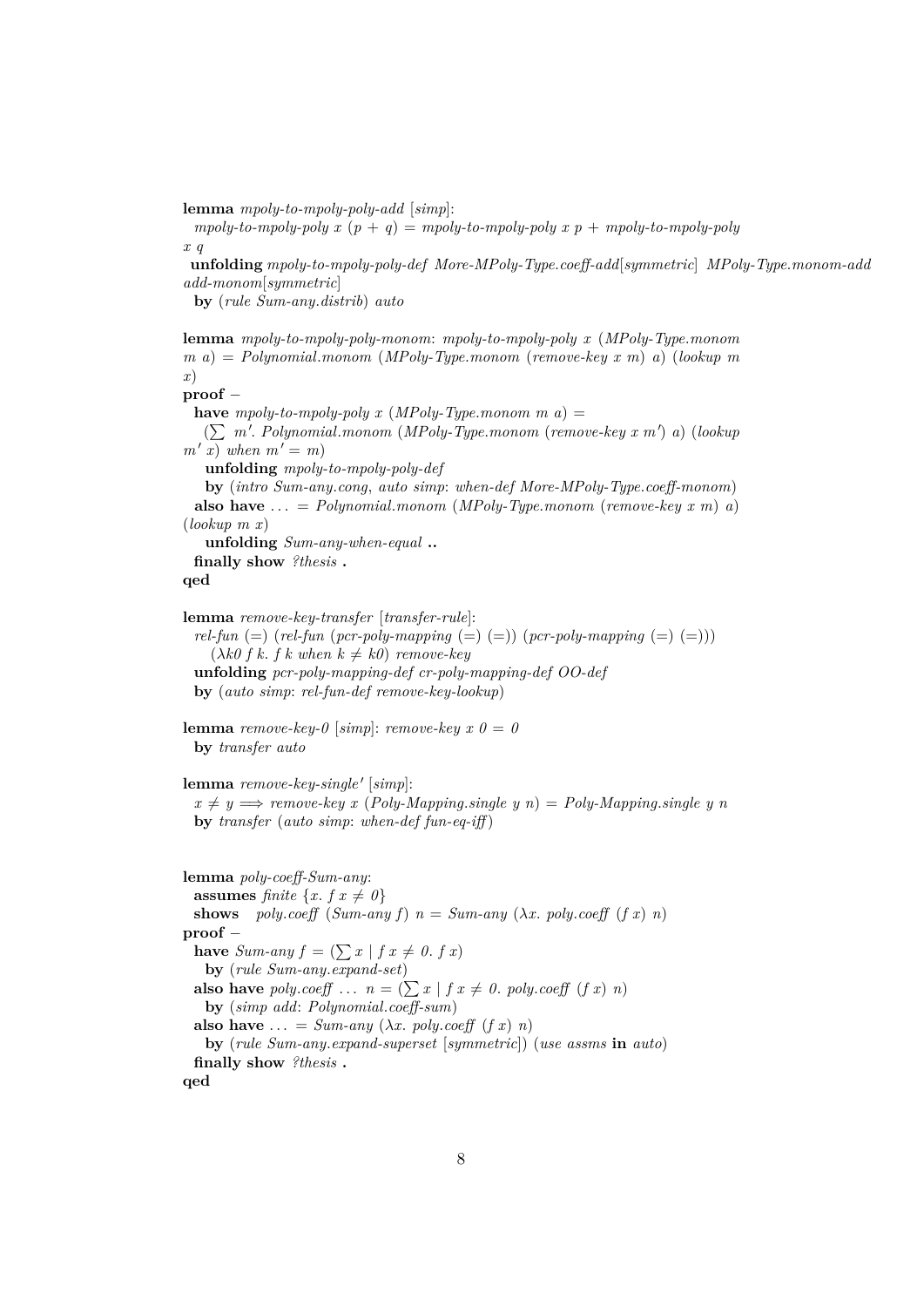```
lemma mpoly-to-mpoly-poly-add [simp]:
  mpoly-to-mpoly-poly x (p + q) = mpoly-to-mpoly-poly x p + mpoly-to-mpoly-poly
x q
 unfolding mpoly-to-mpoly-poly-def More-MPoly-Type.coeff-add[symmetric] MPoly-Type.monom-add
add-monom[symmetric]
  by (rule Sum-any.distrib) auto

lemma mpoly-to-mpoly-poly-monom: mpoly-to-mpoly-poly x (MPoly-Type.monom
m a) = Polynomial.monom (MPoly-Type.monom (remove-key x m) a) (lookup m
x)
proof −
  have mpoly-to-mpoly-poly x (MPoly-Type.monom m a) =
    (∑ m'. Polynomial.monom (MPoly-Type.monom (remove-key x m') a) (lookup
m' x) when m' = m)
    unfolding mpoly-to-mpoly-poly-def
    by (intro Sum-any.cong, auto simp: when-def More-MPoly-Type.coeff-monom)
  also have ... = Polynomial.monom (MPoly-Type.monom (remove-key x m) a)
(lookup m x)
    unfolding Sum-any-when-equal ..
  finally show ?thesis .
qed

lemma remove-key-transfer [transfer-rule]:
  rel-fun (=) (rel-fun (pcr-poly-mapping (=) (=)) (pcr-poly-mapping (=) (=)))
    (λk0 f k. f k when k ≠ k0) remove-key
  unfolding pcr-poly-mapping-def cr-poly-mapping-def OO-def
  by (auto simp: rel-fun-def remove-key-lookup)

lemma remove-key-0 [simp]: remove-key x 0 = 0
  by transfer auto

lemma remove-key-single' [simp]:
  x ≠ y ⟹ remove-key x (Poly-Mapping.single y n) = Poly-Mapping.single y n
  by transfer (auto simp: when-def fun-eq-iff)


lemma poly-coeff-Sum-any:
  assumes finite {x. f x ≠ 0}
  shows   poly.coeff (Sum-any f) n = Sum-any (λx. poly.coeff (f x) n)
proof −
  have Sum-any f = (∑ x | f x ≠ 0. f x)
    by (rule Sum-any.expand-set)
  also have poly.coeff ... n = (∑ x | f x ≠ 0. poly.coeff (f x) n)
    by (simp add: Polynomial.coeff-sum)
  also have ... = Sum-any (λx. poly.coeff (f x) n)
    by (rule Sum-any.expand-superset [symmetric]) (use assms in auto)
  finally show ?thesis .
qed
```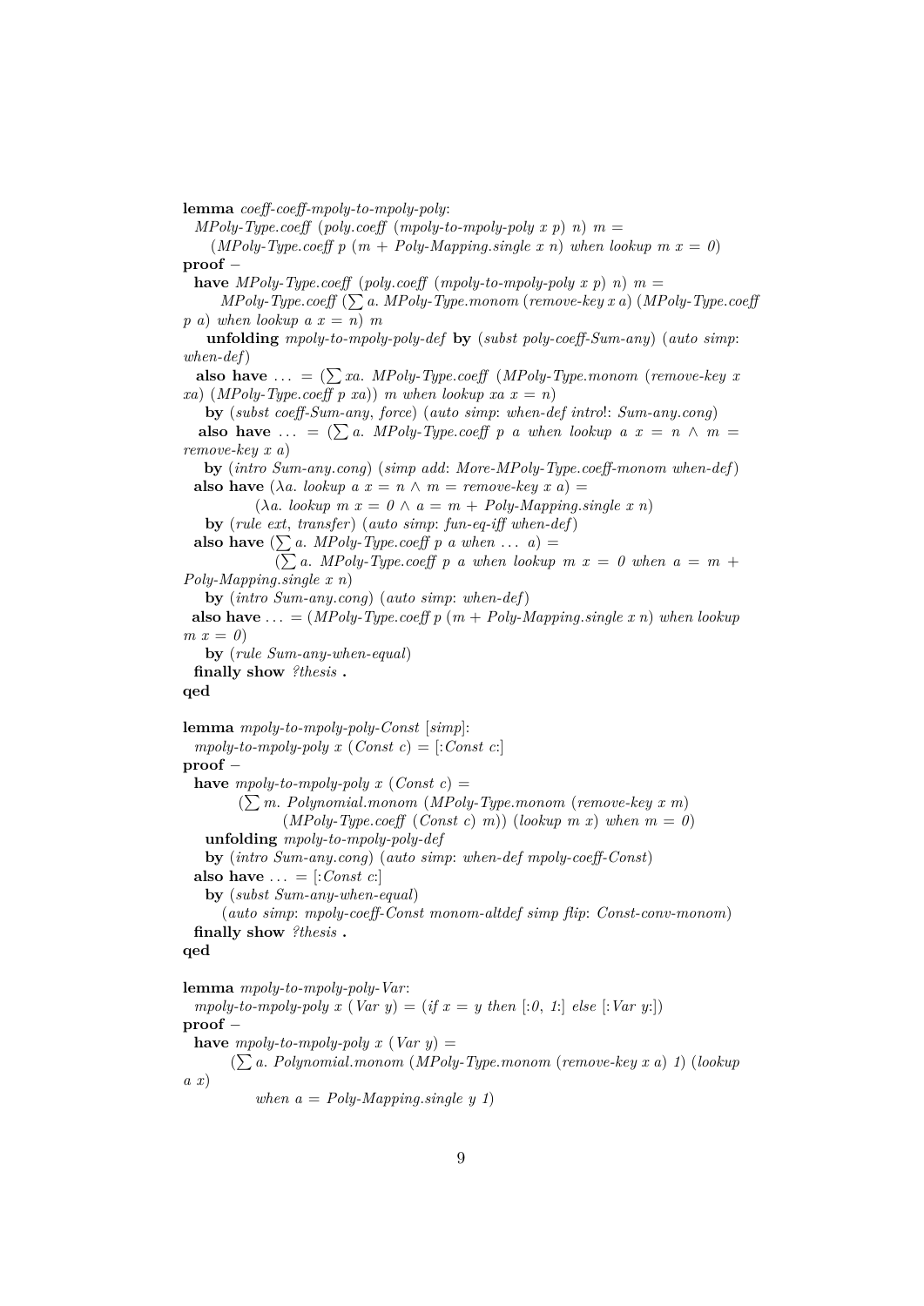```
lemma coeff-coeff-mpoly-to-mpoly-poly:
  MPoly-Type.coeff (poly.coeff (mpoly-to-mpoly-poly x p) n) m =
     (MPoly-Type.coeff p (m + Poly-Mapping.single x n) when lookup m x = 0)
proof –
  have MPoly-Type.coeff (poly.coeff (mpoly-to-mpoly-poly x p) n) m =
       MPoly-Type.coeff (∑ a. MPoly-Type.monom (remove-key x a) (MPoly-Type.coeff
p a) when lookup a x = n) m
    unfolding mpoly-to-mpoly-poly-def by (subst poly-coeff-Sum-any) (auto simp:
when-def)
  also have ... = (∑ xa. MPoly-Type.coeff (MPoly-Type.monom (remove-key x
xa) (MPoly-Type.coeff p xa)) m when lookup xa x = n)
    by (subst coeff-Sum-any, force) (auto simp: when-def intro!: Sum-any.cong)
  also have ... = (∑ a. MPoly-Type.coeff p a when lookup a x = n ∧ m =
remove-key x a)
    by (intro Sum-any.cong) (simp add: More-MPoly-Type.coeff-monom when-def)
  also have (λa. lookup a x = n ∧ m = remove-key x a) =
            (λa. lookup m x = 0 ∧ a = m + Poly-Mapping.single x n)
    by (rule ext, transfer) (auto simp: fun-eq-iff when-def)
  also have (∑ a. MPoly-Type.coeff p a when ... a) =
             (∑ a. MPoly-Type.coeff p a when lookup m x = 0 when a = m +
Poly-Mapping.single x n)
    by (intro Sum-any.cong) (auto simp: when-def)
  also have ... = (MPoly-Type.coeff p (m + Poly-Mapping.single x n) when lookup
m x = 0)
    by (rule Sum-any-when-equal)
  finally show ?thesis .
qed

lemma mpoly-to-mpoly-poly-Const [simp]:
  mpoly-to-mpoly-poly x (Const c) = [:Const c:]
proof –
  have mpoly-to-mpoly-poly x (Const c) =
         (∑ m. Polynomial.monom (MPoly-Type.monom (remove-key x m)
              (MPoly-Type.coeff (Const c) m)) (lookup m x) when m = 0)
    unfolding mpoly-to-mpoly-poly-def
    by (intro Sum-any.cong) (auto simp: when-def mpoly-coeff-Const)
  also have ... = [:Const c:]
    by (subst Sum-any-when-equal)
       (auto simp: mpoly-coeff-Const monom-altdef simp flip: Const-conv-monom)
  finally show ?thesis .
qed

lemma mpoly-to-mpoly-poly-Var:
  mpoly-to-mpoly-poly x (Var y) = (if x = y then [:0, 1:] else [:Var y:])
proof –
  have mpoly-to-mpoly-poly x (Var y) =
        (∑ a. Polynomial.monom (MPoly-Type.monom (remove-key x a) 1) (lookup
a x)
            when a = Poly-Mapping.single y 1)
```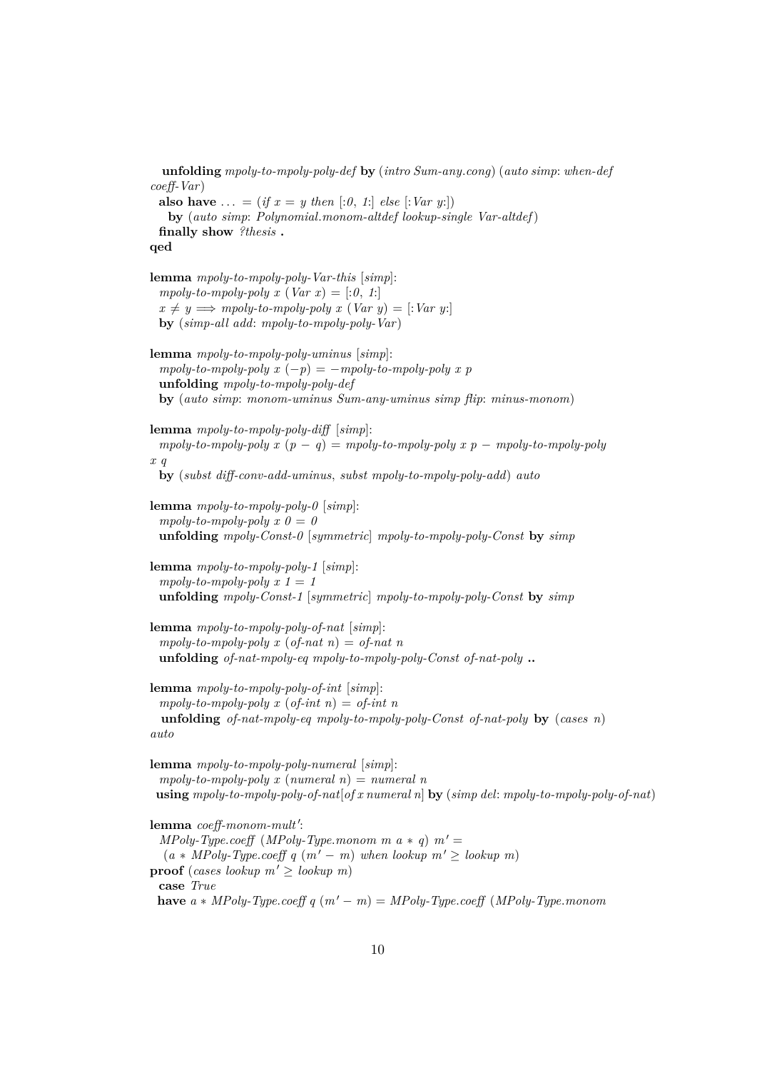```
  unfolding mpoly-to-mpoly-poly-def by (intro Sum-any.cong) (auto simp: when-def
coeff-Var)
  also have ... = (if x = y then [:0, 1:] else [:Var y:])
    by (auto simp: Polynomial.monom-altdef lookup-single Var-altdef)
  finally show ?thesis .
qed

lemma mpoly-to-mpoly-poly-Var-this [simp]:
  mpoly-to-mpoly-poly x (Var x) = [:0, 1:]
  x ≠ y ⟹ mpoly-to-mpoly-poly x (Var y) = [:Var y:]
  by (simp-all add: mpoly-to-mpoly-poly-Var)

lemma mpoly-to-mpoly-poly-uminus [simp]:
  mpoly-to-mpoly-poly x (−p) = −mpoly-to-mpoly-poly x p
  unfolding mpoly-to-mpoly-poly-def
  by (auto simp: monom-uminus Sum-any-uminus simp flip: minus-monom)

lemma mpoly-to-mpoly-poly-diff [simp]:
  mpoly-to-mpoly-poly x (p − q) = mpoly-to-mpoly-poly x p − mpoly-to-mpoly-poly
x q
  by (subst diff-conv-add-uminus, subst mpoly-to-mpoly-poly-add) auto

lemma mpoly-to-mpoly-poly-0 [simp]:
  mpoly-to-mpoly-poly x 0 = 0
  unfolding mpoly-Const-0 [symmetric] mpoly-to-mpoly-poly-Const by simp

lemma mpoly-to-mpoly-poly-1 [simp]:
  mpoly-to-mpoly-poly x 1 = 1
  unfolding mpoly-Const-1 [symmetric] mpoly-to-mpoly-poly-Const by simp

lemma mpoly-to-mpoly-poly-of-nat [simp]:
  mpoly-to-mpoly-poly x (of-nat n) = of-nat n
  unfolding of-nat-mpoly-eq mpoly-to-mpoly-poly-Const of-nat-poly ..

lemma mpoly-to-mpoly-poly-of-int [simp]:
  mpoly-to-mpoly-poly x (of-int n) = of-int n
  unfolding of-nat-mpoly-eq mpoly-to-mpoly-poly-Const of-nat-poly by (cases n)
auto

lemma mpoly-to-mpoly-poly-numeral [simp]:
  mpoly-to-mpoly-poly x (numeral n) = numeral n
  using mpoly-to-mpoly-poly-of-nat[of x numeral n] by (simp del: mpoly-to-mpoly-poly-of-nat)

lemma coeff-monom-mult':
  MPoly-Type.coeff (MPoly-Type.monom m a * q) m' =
  (a * MPoly-Type.coeff q (m' − m) when lookup m' ≥ lookup m)
proof (cases lookup m' ≥ lookup m)
  case True
  have a * MPoly-Type.coeff q (m' − m) = MPoly-Type.coeff (MPoly-Type.monom
```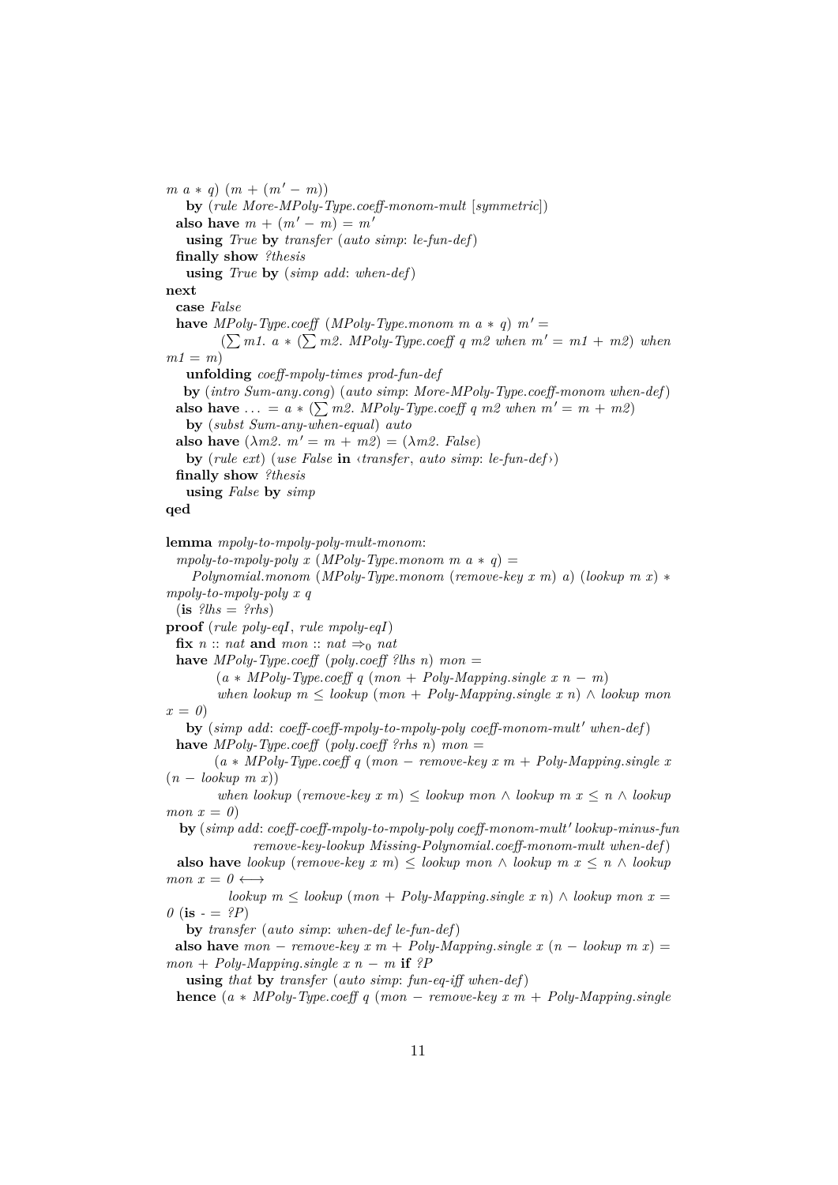```
m a * q) (m + (m' − m))
    by (rule More-MPoly-Type.coeff-monom-mult [symmetric])
  also have m + (m' − m) = m'
    using True by transfer (auto simp: le-fun-def)
  finally show ?thesis
    using True by (simp add: when-def)
next
  case False
  have MPoly-Type.coeff (MPoly-Type.monom m a * q) m' =
          (∑ m1. a * (∑ m2. MPoly-Type.coeff q m2 when m' = m1 + m2) when
m1 = m)
    unfolding coeff-mpoly-times prod-fun-def
    by (intro Sum-any.cong) (auto simp: More-MPoly-Type.coeff-monom when-def)
  also have ... = a * (∑ m2. MPoly-Type.coeff q m2 when m' = m + m2)
    by (subst Sum-any-when-equal) auto
  also have (λm2. m' = m + m2) = (λm2. False)
    by (rule ext) (use False in ‹transfer, auto simp: le-fun-def›)
  finally show ?thesis
    using False by simp
qed

lemma mpoly-to-mpoly-poly-mult-monom:
  mpoly-to-mpoly-poly x (MPoly-Type.monom m a * q) =
     Polynomial.monom (MPoly-Type.monom (remove-key x m) a) (lookup m x) *
mpoly-to-mpoly-poly x q
  (is ?lhs = ?rhs)
proof (rule poly-eqI, rule mpoly-eqI)
  fix n :: nat and mon :: nat ⇒₀ nat
  have MPoly-Type.coeff (poly.coeff ?lhs n) mon =
          (a * MPoly-Type.coeff q (mon + Poly-Mapping.single x n − m)
          when lookup m ≤ lookup (mon + Poly-Mapping.single x n) ∧ lookup mon
x = 0)
    by (simp add: coeff-coeff-mpoly-to-mpoly-poly coeff-monom-mult' when-def)
  have MPoly-Type.coeff (poly.coeff ?rhs n) mon =
         (a * MPoly-Type.coeff q (mon − remove-key x m + Poly-Mapping.single x
(n − lookup m x))
          when lookup (remove-key x m) ≤ lookup mon ∧ lookup m x ≤ n ∧ lookup
mon x = 0)
   by (simp add: coeff-coeff-mpoly-to-mpoly-poly coeff-monom-mult' lookup-minus-fun
                 remove-key-lookup Missing-Polynomial.coeff-monom-mult when-def)
  also have lookup (remove-key x m) ≤ lookup mon ∧ lookup m x ≤ n ∧ lookup
mon x = 0 ⟷
             lookup m ≤ lookup (mon + Poly-Mapping.single x n) ∧ lookup mon x =
0 (is - = ?P)
    by transfer (auto simp: when-def le-fun-def)
  also have mon − remove-key x m + Poly-Mapping.single x (n − lookup m x) =
mon + Poly-Mapping.single x n − m if ?P
    using that by transfer (auto simp: fun-eq-iff when-def)
  hence (a * MPoly-Type.coeff q (mon − remove-key x m + Poly-Mapping.single
```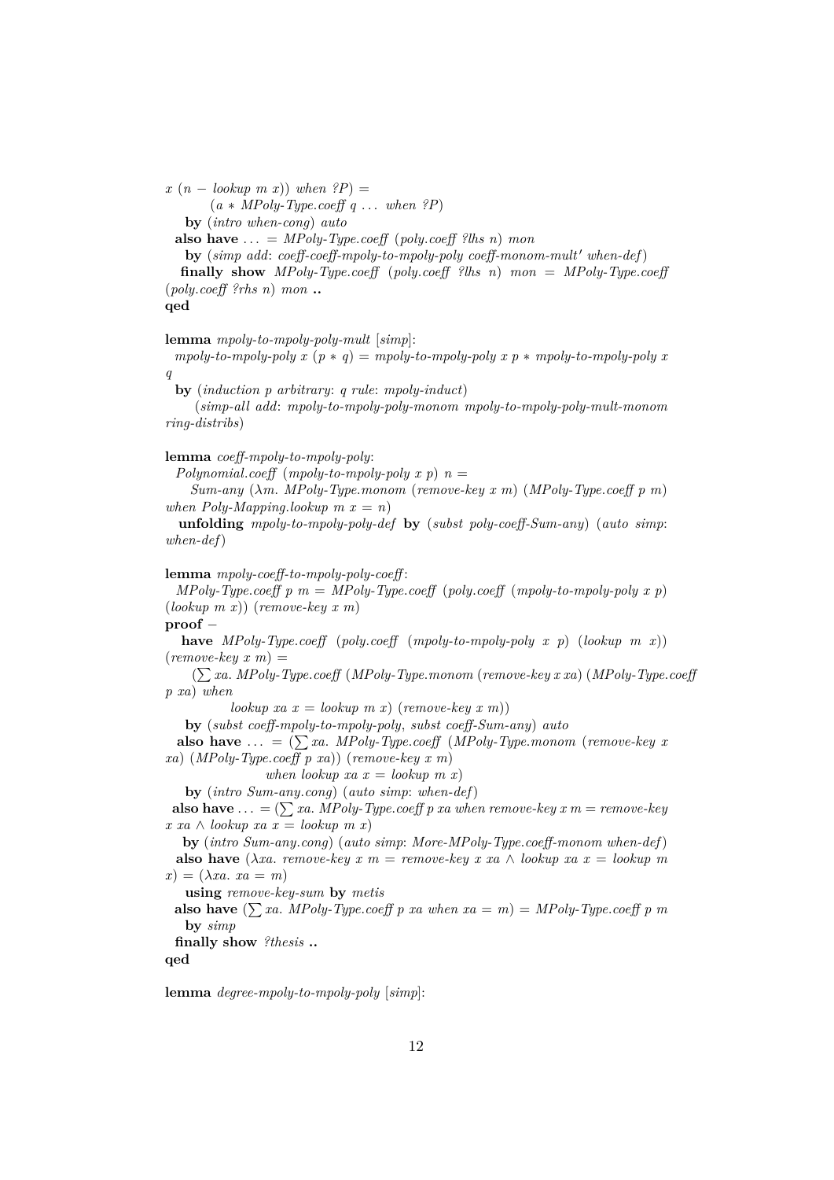```
x (n − lookup m x)) when ?P) =
        (a ∗ MPoly-Type.coeff q . . . when ?P)
    by (intro when-cong) auto
  also have . . . = MPoly-Type.coeff (poly.coeff ?lhs n) mon
    by (simp add: coeff-coeff-mpoly-to-mpoly-poly coeff-monom-mult′ when-def)
  finally show MPoly-Type.coeff (poly.coeff ?lhs n) mon = MPoly-Type.coeff
(poly.coeff ?rhs n) mon ..
qed

lemma mpoly-to-mpoly-poly-mult [simp]:
  mpoly-to-mpoly-poly x (p ∗ q) = mpoly-to-mpoly-poly x p ∗ mpoly-to-mpoly-poly x
q
  by (induction p arbitrary: q rule: mpoly-induct)
     (simp-all add: mpoly-to-mpoly-poly-monom mpoly-to-mpoly-poly-mult-monom
ring-distribs)

lemma coeff-mpoly-to-mpoly-poly:
  Polynomial.coeff (mpoly-to-mpoly-poly x p) n =
    Sum-any (λm. MPoly-Type.monom (remove-key x m) (MPoly-Type.coeff p m)
when Poly-Mapping.lookup m x = n)
  unfolding mpoly-to-mpoly-poly-def by (subst poly-coeff-Sum-any) (auto simp:
when-def)

lemma mpoly-coeff-to-mpoly-poly-coeff:
  MPoly-Type.coeff p m = MPoly-Type.coeff (poly.coeff (mpoly-to-mpoly-poly x p)
(lookup m x)) (remove-key x m)
proof −
  have MPoly-Type.coeff (poly.coeff (mpoly-to-mpoly-poly x p) (lookup m x))
(remove-key x m) =
     (∑ xa. MPoly-Type.coeff (MPoly-Type.monom (remove-key x xa) (MPoly-Type.coeff
p xa) when
            lookup xa x = lookup m x) (remove-key x m))
    by (subst coeff-mpoly-to-mpoly-poly, subst coeff-Sum-any) auto
  also have . . . = (∑ xa. MPoly-Type.coeff (MPoly-Type.monom (remove-key x
xa) (MPoly-Type.coeff p xa)) (remove-key x m)
                when lookup xa x = lookup m x)
    by (intro Sum-any.cong) (auto simp: when-def)
  also have . . . = (∑ xa. MPoly-Type.coeff p xa when remove-key x m = remove-key
x xa ∧ lookup xa x = lookup m x)
    by (intro Sum-any.cong) (auto simp: More-MPoly-Type.coeff-monom when-def)
  also have (λxa. remove-key x m = remove-key x xa ∧ lookup xa x = lookup m
x) = (λxa. xa = m)
    using remove-key-sum by metis
  also have (∑ xa. MPoly-Type.coeff p xa when xa = m) = MPoly-Type.coeff p m
    by simp
  finally show ?thesis ..
qed

lemma degree-mpoly-to-mpoly-poly [simp]:
```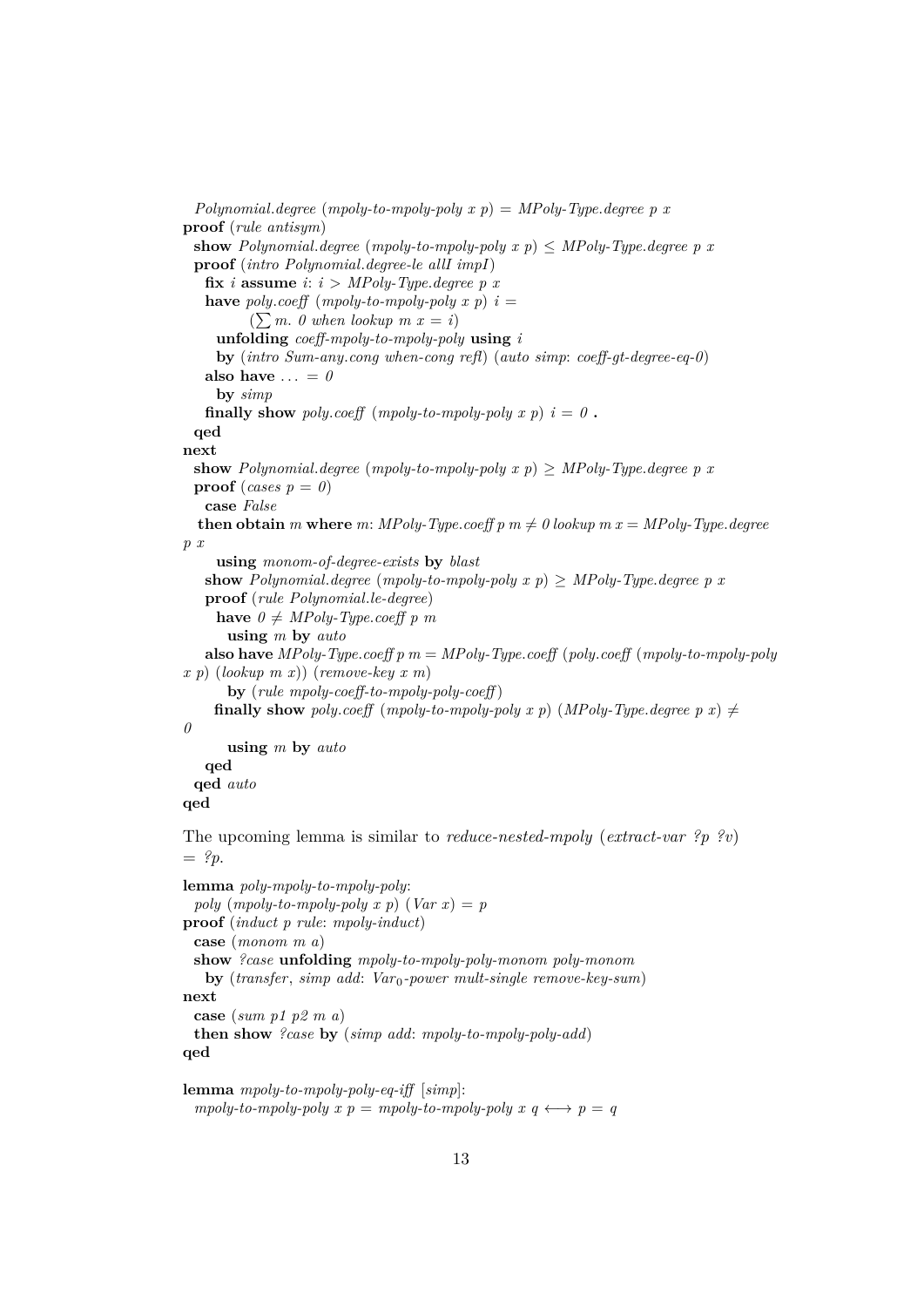```
  Polynomial.degree (mpoly-to-mpoly-poly x p) = MPoly-Type.degree p x
proof (rule antisym)
  show Polynomial.degree (mpoly-to-mpoly-poly x p) ≤ MPoly-Type.degree p x
  proof (intro Polynomial.degree-le allI impI)
    fix i assume i: i > MPoly-Type.degree p x
    have poly.coeff (mpoly-to-mpoly-poly x p) i =
          (∑ m. 0 when lookup m x = i)
      unfolding coeff-mpoly-to-mpoly-poly using i
      by (intro Sum-any.cong when-cong refl) (auto simp: coeff-gt-degree-eq-0)
    also have ... = 0
      by simp
    finally show poly.coeff (mpoly-to-mpoly-poly x p) i = 0 .
  qed
next
  show Polynomial.degree (mpoly-to-mpoly-poly x p) ≥ MPoly-Type.degree p x
  proof (cases p = 0)
    case False
   then obtain m where m: MPoly-Type.coeff p m ≠ 0 lookup m x = MPoly-Type.degree
p x
      using monom-of-degree-exists by blast
    show Polynomial.degree (mpoly-to-mpoly-poly x p) ≥ MPoly-Type.degree p x
    proof (rule Polynomial.le-degree)
      have 0 ≠ MPoly-Type.coeff p m
        using m by auto
    also have MPoly-Type.coeff p m = MPoly-Type.coeff (poly.coeff (mpoly-to-mpoly-poly
x p) (lookup m x)) (remove-key x m)
        by (rule mpoly-coeff-to-mpoly-poly-coeff)
      finally show poly.coeff (mpoly-to-mpoly-poly x p) (MPoly-Type.degree p x) ≠
0
        using m by auto
    qed
  qed auto
qed
```

The upcoming lemma is similar to *reduce-nested-mpoly* (*extract-var ?p ?v*) = *?p*.

```
lemma poly-mpoly-to-mpoly-poly:
  poly (mpoly-to-mpoly-poly x p) (Var x) = p
proof (induct p rule: mpoly-induct)
  case (monom m a)
  show ?case unfolding mpoly-to-mpoly-poly-monom poly-monom
    by (transfer, simp add: Var0-power mult-single remove-key-sum)
next
  case (sum p1 p2 m a)
  then show ?case by (simp add: mpoly-to-mpoly-poly-add)
qed

lemma mpoly-to-mpoly-poly-eq-iff [simp]:
  mpoly-to-mpoly-poly x p = mpoly-to-mpoly-poly x q ⟷ p = q
```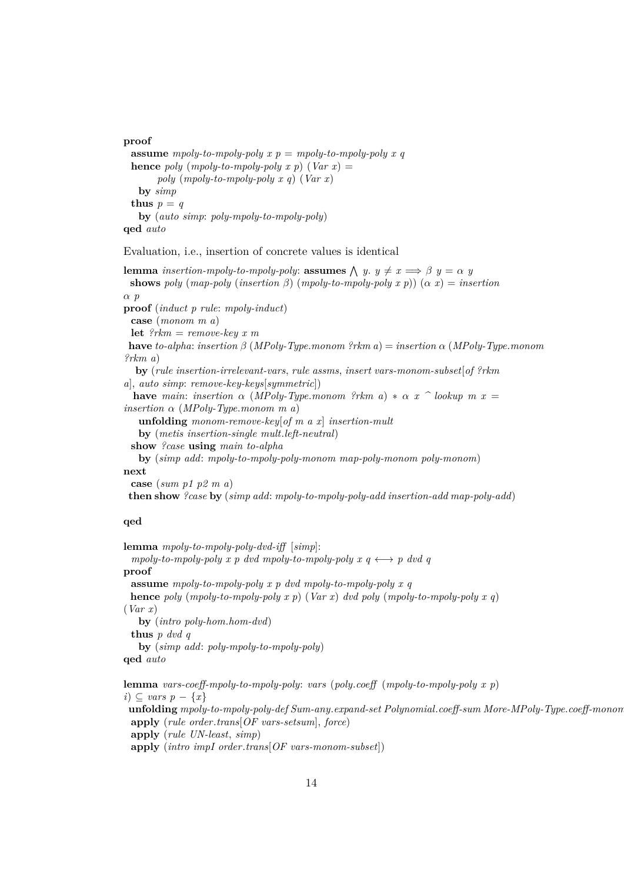```
proof
  assume mpoly-to-mpoly-poly x p = mpoly-to-mpoly-poly x q
  hence poly (mpoly-to-mpoly-poly x p) (Var x) =
        poly (mpoly-to-mpoly-poly x q) (Var x)
    by simp
  thus p = q
    by (auto simp: poly-mpoly-to-mpoly-poly)
qed auto
```

Evaluation, i.e., insertion of concrete values is identical

```
lemma insertion-mpoly-to-mpoly-poly: assumes ⋀ y. y ≠ x ⟹ β y = α y
  shows poly (map-poly (insertion β) (mpoly-to-mpoly-poly x p)) (α x) = insertion
α p
proof (induct p rule: mpoly-induct)
  case (monom m a)
  let ?rkm = remove-key x m
  have to-alpha: insertion β (MPoly-Type.monom ?rkm a) = insertion α (MPoly-Type.monom
?rkm a)
    by (rule insertion-irrelevant-vars, rule assms, insert vars-monom-subset[of ?rkm
a], auto simp: remove-key-keys[symmetric])
  have main: insertion α (MPoly-Type.monom ?rkm a) * α x ^ lookup m x =
insertion α (MPoly-Type.monom m a)
    unfolding monom-remove-key[of m a x] insertion-mult
    by (metis insertion-single mult.left-neutral)
  show ?case using main to-alpha
    by (simp add: mpoly-to-mpoly-poly-monom map-poly-monom poly-monom)
next
  case (sum p1 p2 m a)
  then show ?case by (simp add: mpoly-to-mpoly-poly-add insertion-add map-poly-add)

qed

lemma mpoly-to-mpoly-poly-dvd-iff [simp]:
  mpoly-to-mpoly-poly x p dvd mpoly-to-mpoly-poly x q ⟷ p dvd q
proof
  assume mpoly-to-mpoly-poly x p dvd mpoly-to-mpoly-poly x q
  hence poly (mpoly-to-mpoly-poly x p) (Var x) dvd poly (mpoly-to-mpoly-poly x q)
(Var x)
    by (intro poly-hom.hom-dvd)
  thus p dvd q
    by (simp add: poly-mpoly-to-mpoly-poly)
qed auto

lemma vars-coeff-mpoly-to-mpoly-poly: vars (poly.coeff (mpoly-to-mpoly-poly x p)
i) ⊆ vars p − {x}
  unfolding mpoly-to-mpoly-poly-def Sum-any.expand-set Polynomial.coeff-sum More-MPoly-Type.coeff-monom
  apply (rule order.trans[OF vars-setsum], force)
  apply (rule UN-least, simp)
  apply (intro impI order.trans[OF vars-monom-subset])
```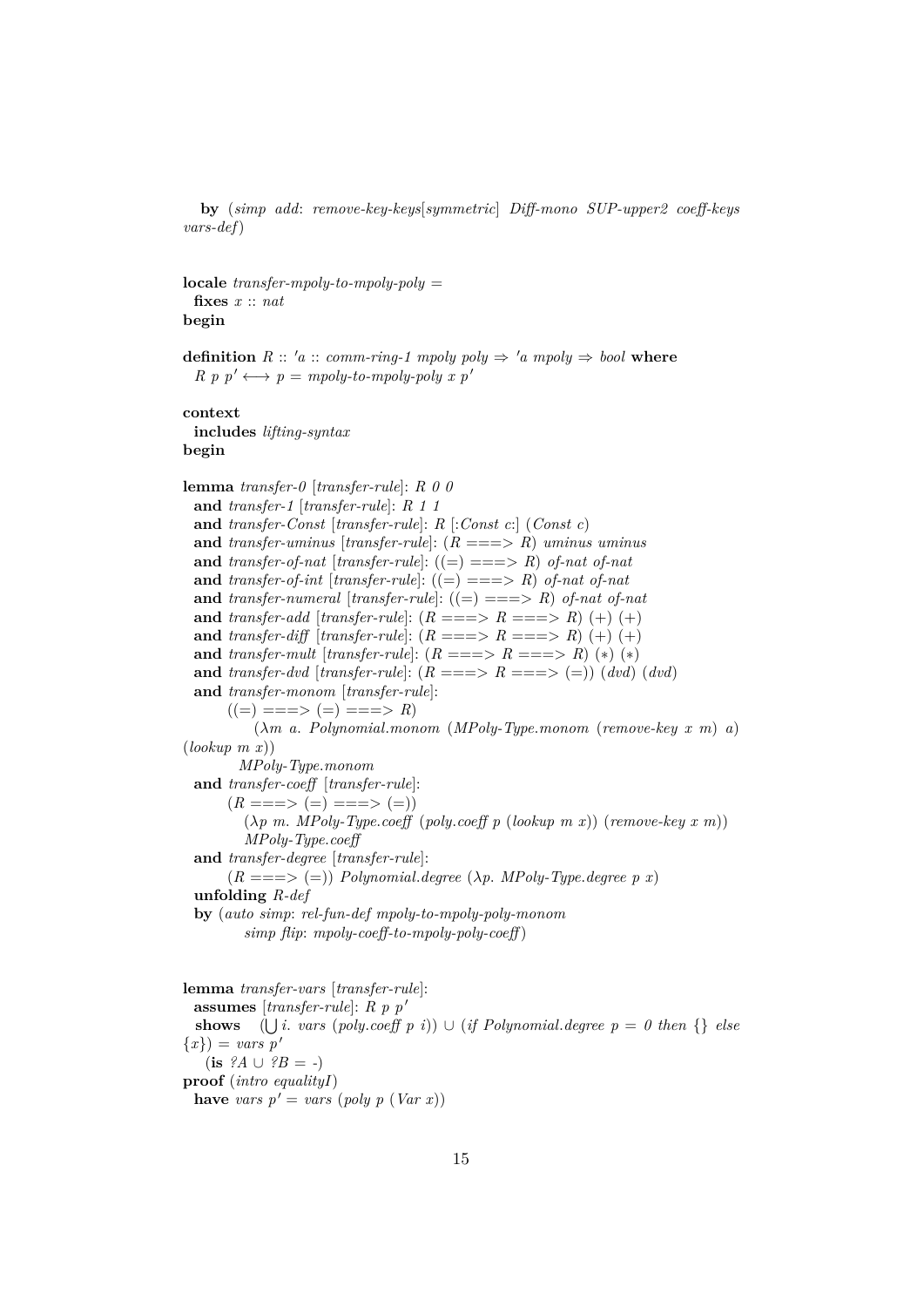```
  by (simp add: remove-key-keys[symmetric] Diff-mono SUP-upper2 coeff-keys
vars-def)


locale transfer-mpoly-to-mpoly-poly =
  fixes x :: nat
begin

definition R :: 'a :: comm-ring-1 mpoly poly ⇒ 'a mpoly ⇒ bool where
  R p p' ⟷ p = mpoly-to-mpoly-poly x p'

context
  includes lifting-syntax
begin

lemma transfer-0 [transfer-rule]: R 0 0
  and transfer-1 [transfer-rule]: R 1 1
  and transfer-Const [transfer-rule]: R [:Const c:] (Const c)
  and transfer-uminus [transfer-rule]: (R ===> R) uminus uminus
  and transfer-of-nat [transfer-rule]: ((=) ===> R) of-nat of-nat
  and transfer-of-int [transfer-rule]: ((=) ===> R) of-nat of-nat
  and transfer-numeral [transfer-rule]: ((=) ===> R) of-nat of-nat
  and transfer-add [transfer-rule]: (R ===> R ===> R) (+) (+)
  and transfer-diff [transfer-rule]: (R ===> R ===> R) (+) (+)
  and transfer-mult [transfer-rule]: (R ===> R ===> R) (∗) (∗)
  and transfer-dvd [transfer-rule]: (R ===> R ===> (=)) (dvd) (dvd)
  and transfer-monom [transfer-rule]:
        ((=) ===> (=) ===> R)
            (λm a. Polynomial.monom (MPoly-Type.monom (remove-key x m) a)
(lookup m x))
          MPoly-Type.monom
  and transfer-coeff [transfer-rule]:
        (R ===> (=) ===> (=))
          (λp m. MPoly-Type.coeff (poly.coeff p (lookup m x)) (remove-key x m))
          MPoly-Type.coeff
  and transfer-degree [transfer-rule]:
        (R ===> (=)) Polynomial.degree (λp. MPoly-Type.degree p x)
  unfolding R-def
  by (auto simp: rel-fun-def mpoly-to-mpoly-poly-monom
          simp flip: mpoly-coeff-to-mpoly-poly-coeff)


lemma transfer-vars [transfer-rule]:
  assumes [transfer-rule]: R p p'
  shows   (⋃ i. vars (poly.coeff p i)) ∪ (if Polynomial.degree p = 0 then {} else
{x}) = vars p'
    (is ?A ∪ ?B = -)
proof (intro equalityI)
  have vars p' = vars (poly p (Var x))
```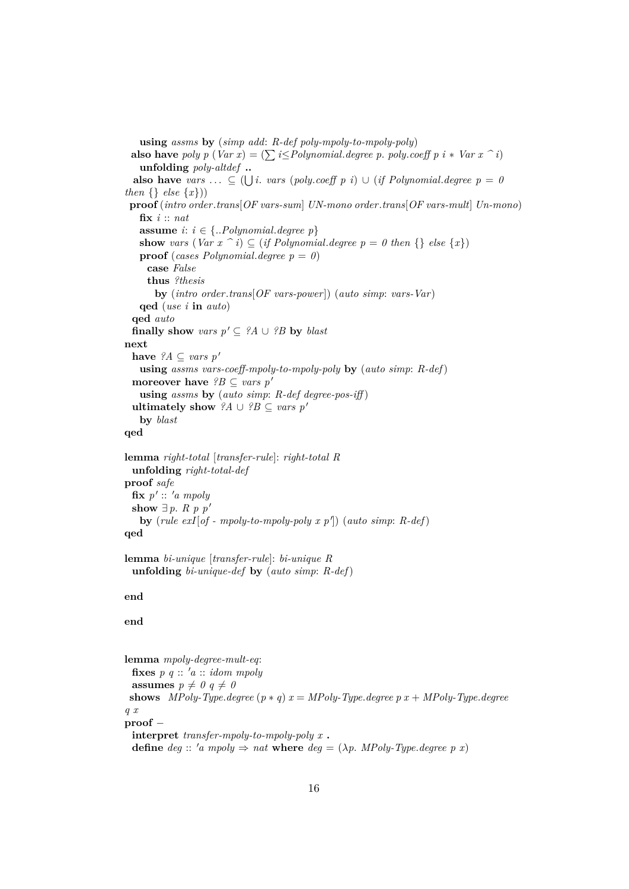```
    using assms by (simp add: R-def poly-mpoly-to-mpoly-poly)
  also have poly p (Var x) = (∑ i≤Polynomial.degree p. poly.coeff p i * Var x ^ i)
    unfolding poly-altdef ..
  also have vars ... ⊆ (⋃ i. vars (poly.coeff p i) ∪ (if Polynomial.degree p = 0
then {} else {x}))
  proof (intro order.trans[OF vars-sum] UN-mono order.trans[OF vars-mult] Un-mono)
    fix i :: nat
    assume i: i ∈ {..Polynomial.degree p}
    show vars (Var x ^ i) ⊆ (if Polynomial.degree p = 0 then {} else {x})
    proof (cases Polynomial.degree p = 0)
      case False
      thus ?thesis
        by (intro order.trans[OF vars-power]) (auto simp: vars-Var)
    qed (use i in auto)
  qed auto
  finally show vars p' ⊆ ?A ∪ ?B by blast
next
  have ?A ⊆ vars p'
    using assms vars-coeff-mpoly-to-mpoly-poly by (auto simp: R-def)
  moreover have ?B ⊆ vars p'
    using assms by (auto simp: R-def degree-pos-iff)
  ultimately show ?A ∪ ?B ⊆ vars p'
    by blast
qed

lemma right-total [transfer-rule]: right-total R
  unfolding right-total-def
proof safe
  fix p' :: 'a mpoly
  show ∃ p. R p p'
    by (rule exI[of - mpoly-to-mpoly-poly x p']) (auto simp: R-def)
qed

lemma bi-unique [transfer-rule]: bi-unique R
  unfolding bi-unique-def by (auto simp: R-def)

end

end


lemma mpoly-degree-mult-eq:
  fixes p q :: 'a :: idom mpoly
  assumes p ≠ 0 q ≠ 0
  shows MPoly-Type.degree (p * q) x = MPoly-Type.degree p x + MPoly-Type.degree
q x
proof -
  interpret transfer-mpoly-to-mpoly-poly x .
  define deg :: 'a mpoly ⇒ nat where deg = (λp. MPoly-Type.degree p x)
```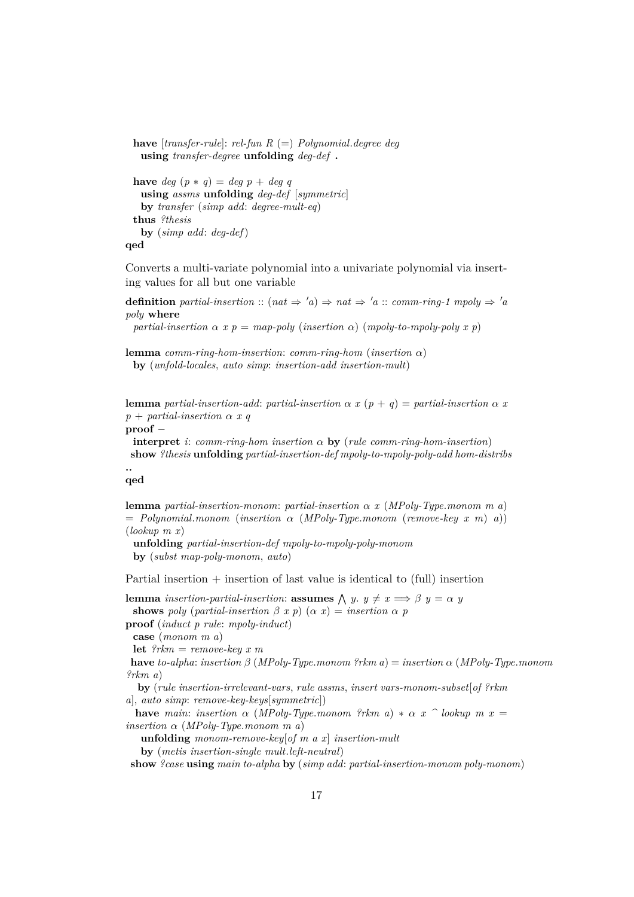```
  have [transfer-rule]: rel-fun R (=) Polynomial.degree deg
    using transfer-degree unfolding deg-def .

  have deg (p * q) = deg p + deg q
    using assms unfolding deg-def [symmetric]
    by transfer (simp add: degree-mult-eq)
  thus ?thesis
    by (simp add: deg-def)
qed
```

Converts a multi-variate polynomial into a univariate polynomial via inserting values for all but one variable

```
definition partial-insertion :: (nat ⇒ 'a) ⇒ nat ⇒ 'a :: comm-ring-1 mpoly ⇒ 'a
poly where
  partial-insertion α x p = map-poly (insertion α) (mpoly-to-mpoly-poly x p)

lemma comm-ring-hom-insertion: comm-ring-hom (insertion α)
  by (unfold-locales, auto simp: insertion-add insertion-mult)


lemma partial-insertion-add: partial-insertion α x (p + q) = partial-insertion α x
p + partial-insertion α x q
proof −
  interpret i: comm-ring-hom insertion α by (rule comm-ring-hom-insertion)
  show ?thesis unfolding partial-insertion-def mpoly-to-mpoly-poly-add hom-distribs
..
qed

lemma partial-insertion-monom: partial-insertion α x (MPoly-Type.monom m a)
= Polynomial.monom (insertion α (MPoly-Type.monom (remove-key x m) a))
(lookup m x)
  unfolding partial-insertion-def mpoly-to-mpoly-poly-monom
  by (subst map-poly-monom, auto)
```

Partial insertion + insertion of last value is identical to (full) insertion

```
lemma insertion-partial-insertion: assumes ⋀ y. y ≠ x ⟹ β y = α y
  shows poly (partial-insertion β x p) (α x) = insertion α p
proof (induct p rule: mpoly-induct)
  case (monom m a)
  let ?rkm = remove-key x m
  have to-alpha: insertion β (MPoly-Type.monom ?rkm a) = insertion α (MPoly-Type.monom
?rkm a)
    by (rule insertion-irrelevant-vars, rule assms, insert vars-monom-subset[of ?rkm
a], auto simp: remove-key-keys[symmetric])
    have main: insertion α (MPoly-Type.monom ?rkm a) * α x ^ lookup m x =
insertion α (MPoly-Type.monom m a)
      unfolding monom-remove-key[of m a x] insertion-mult
      by (metis insertion-single mult.left-neutral)
  show ?case using main to-alpha by (simp add: partial-insertion-monom poly-monom)
```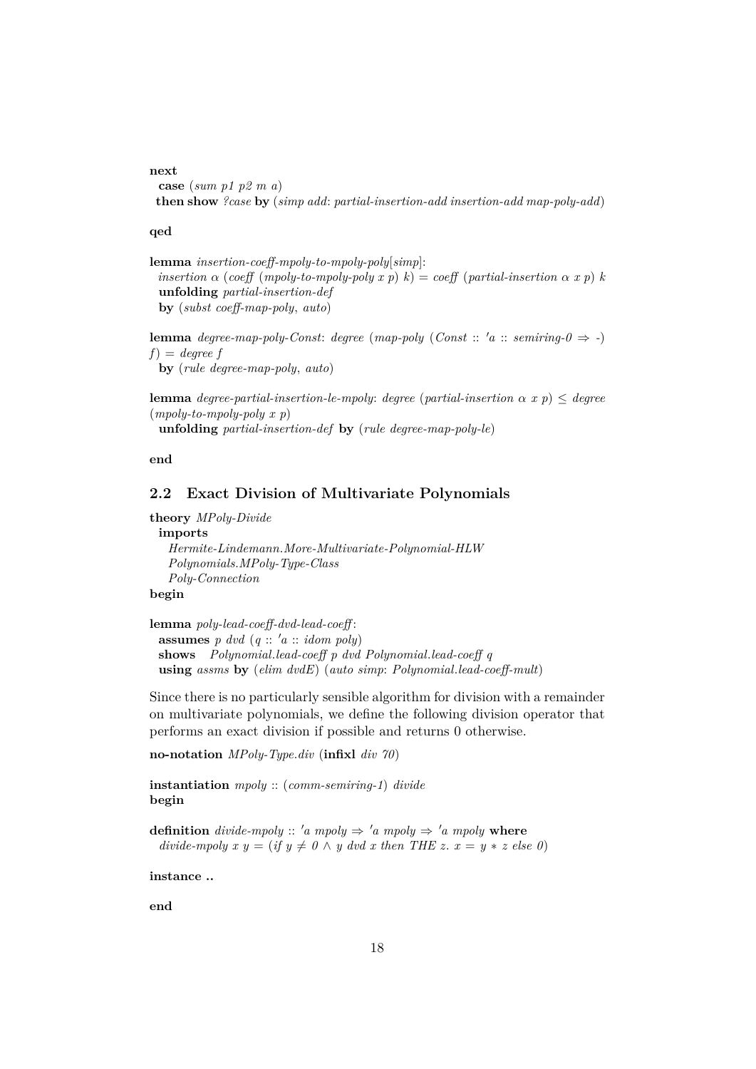```
next
  case (sum p1 p2 m a)
  then show ?case by (simp add: partial-insertion-add insertion-add map-poly-add)
qed

lemma insertion-coeff-mpoly-to-mpoly-poly[simp]:
  insertion α (coeff (mpoly-to-mpoly-poly x p) k) = coeff (partial-insertion α x p) k
  unfolding partial-insertion-def
  by (subst coeff-map-poly, auto)

lemma degree-map-poly-Const: degree (map-poly (Const :: 'a :: semiring-0 ⇒ -)
f) = degree f
  by (rule degree-map-poly, auto)

lemma degree-partial-insertion-le-mpoly: degree (partial-insertion α x p) ≤ degree
(mpoly-to-mpoly-poly x p)
  unfolding partial-insertion-def by (rule degree-map-poly-le)

end
```

## 2.2 Exact Division of Multivariate Polynomials

```
theory MPoly-Divide
  imports
    Hermite-Lindemann.More-Multivariate-Polynomial-HLW
    Polynomials.MPoly-Type-Class
    Poly-Connection
begin

lemma poly-lead-coeff-dvd-lead-coeff:
  assumes p dvd (q :: 'a :: idom poly)
  shows Polynomial.lead-coeff p dvd Polynomial.lead-coeff q
  using assms by (elim dvdE) (auto simp: Polynomial.lead-coeff-mult)
```

Since there is no particularly sensible algorithm for division with a remainder on multivariate polynomials, we define the following division operator that performs an exact division if possible and returns 0 otherwise.

```
no-notation MPoly-Type.div (infixl div 70)

instantiation mpoly :: (comm-semiring-1) divide
begin

definition divide-mpoly :: 'a mpoly ⇒ 'a mpoly ⇒ 'a mpoly where
  divide-mpoly x y = (if y ≠ 0 ∧ y dvd x then THE z. x = y * z else 0)

instance ..

end
```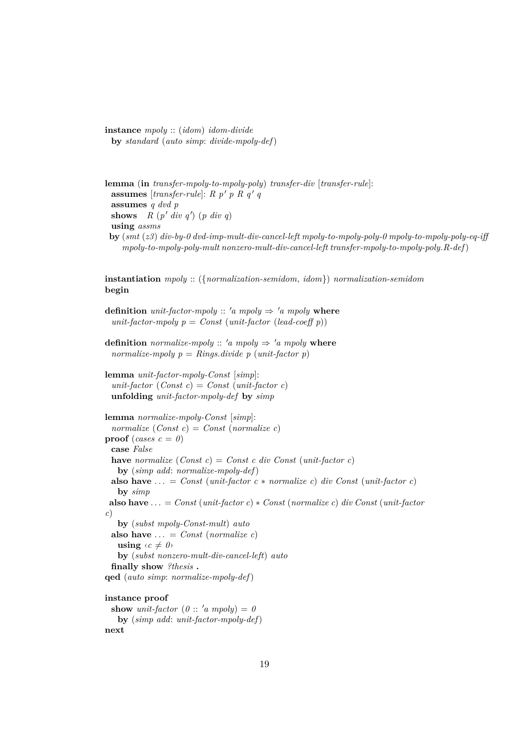```
instance mpoly :: (idom) idom-divide
  by standard (auto simp: divide-mpoly-def)


lemma (in transfer-mpoly-to-mpoly-poly) transfer-div [transfer-rule]:
  assumes [transfer-rule]: R p' p R q' q
  assumes q dvd p
  shows   R (p' div q') (p div q)
  using assms
  by (smt (z3) div-by-0 dvd-imp-mult-div-cancel-left mpoly-to-mpoly-poly-0 mpoly-to-mpoly-poly-eq-iff
      mpoly-to-mpoly-poly-mult nonzero-mult-div-cancel-left transfer-mpoly-to-mpoly-poly.R-def)


instantiation mpoly :: ({normalization-semidom, idom}) normalization-semidom
begin

definition unit-factor-mpoly :: 'a mpoly ⇒ 'a mpoly where
  unit-factor-mpoly p = Const (unit-factor (lead-coeff p))

definition normalize-mpoly :: 'a mpoly ⇒ 'a mpoly where
  normalize-mpoly p = Rings.divide p (unit-factor p)

lemma unit-factor-mpoly-Const [simp]:
  unit-factor (Const c) = Const (unit-factor c)
  unfolding unit-factor-mpoly-def by simp

lemma normalize-mpoly-Const [simp]:
  normalize (Const c) = Const (normalize c)
proof (cases c = 0)
  case False
  have normalize (Const c) = Const c div Const (unit-factor c)
    by (simp add: normalize-mpoly-def)
  also have ... = Const (unit-factor c * normalize c) div Const (unit-factor c)
    by simp
  also have ... = Const (unit-factor c) * Const (normalize c) div Const (unit-factor
c)
    by (subst mpoly-Const-mult) auto
  also have ... = Const (normalize c)
    using ‹c ≠ 0›
    by (subst nonzero-mult-div-cancel-left) auto
  finally show ?thesis .
qed (auto simp: normalize-mpoly-def)

instance proof
  show unit-factor (0 :: 'a mpoly) = 0
    by (simp add: unit-factor-mpoly-def)
next
```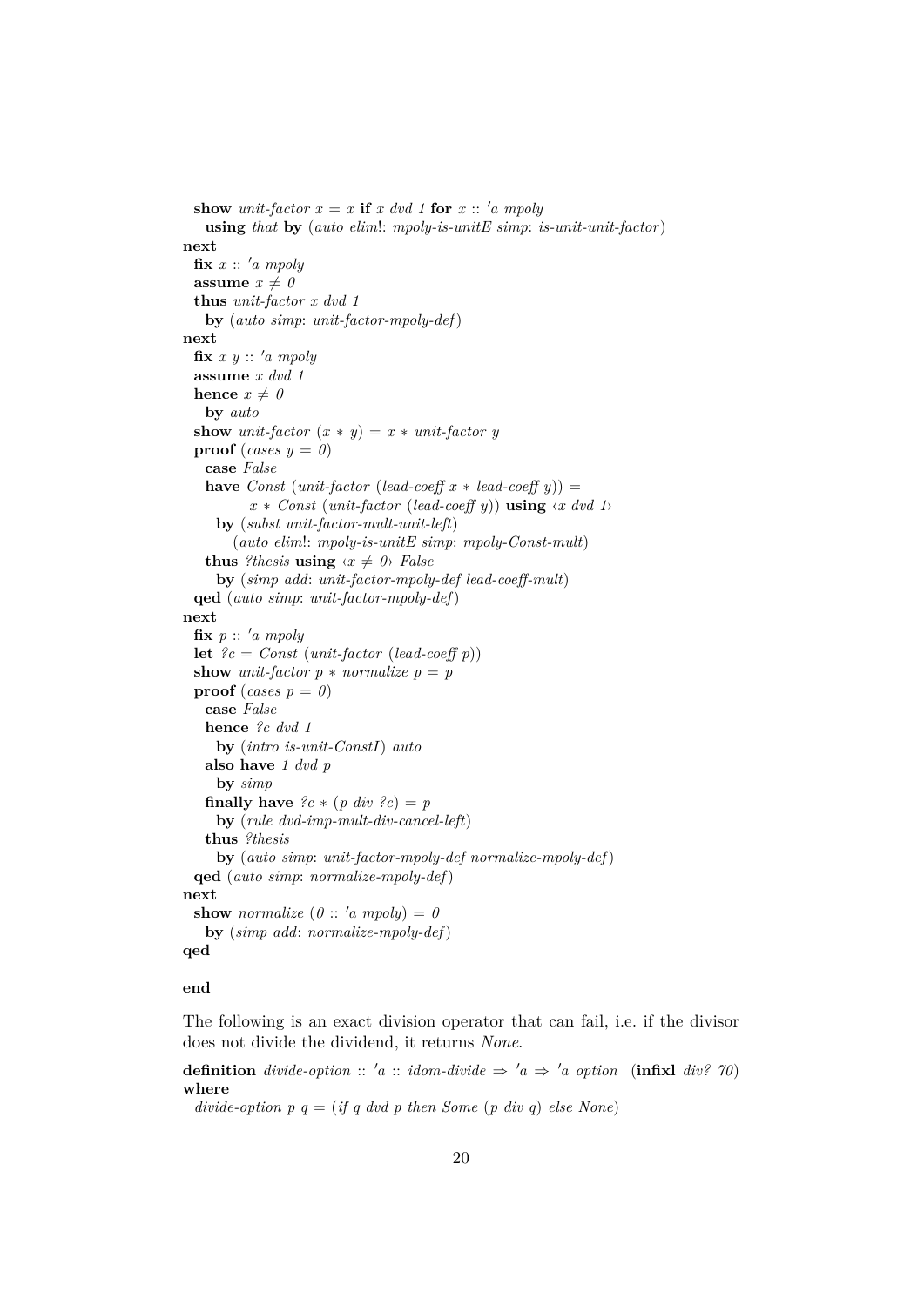```
  show unit-factor x = x if x dvd 1 for x :: 'a mpoly
    using that by (auto elim!: mpoly-is-unitE simp: is-unit-unit-factor)
next
  fix x :: 'a mpoly
  assume x ≠ 0
  thus unit-factor x dvd 1
    by (auto simp: unit-factor-mpoly-def)
next
  fix x y :: 'a mpoly
  assume x dvd 1
  hence x ≠ 0
    by auto
  show unit-factor (x * y) = x * unit-factor y
  proof (cases y = 0)
    case False
    have Const (unit-factor (lead-coeff x * lead-coeff y)) =
           x * Const (unit-factor (lead-coeff y)) using ‹x dvd 1›
      by (subst unit-factor-mult-unit-left)
        (auto elim!: mpoly-is-unitE simp: mpoly-Const-mult)
    thus ?thesis using ‹x ≠ 0› False
      by (simp add: unit-factor-mpoly-def lead-coeff-mult)
  qed (auto simp: unit-factor-mpoly-def)
next
  fix p :: 'a mpoly
  let ?c = Const (unit-factor (lead-coeff p))
  show unit-factor p * normalize p = p
  proof (cases p = 0)
    case False
    hence ?c dvd 1
      by (intro is-unit-ConstI) auto
    also have 1 dvd p
      by simp
    finally have ?c * (p div ?c) = p
      by (rule dvd-imp-mult-div-cancel-left)
    thus ?thesis
      by (auto simp: unit-factor-mpoly-def normalize-mpoly-def)
  qed (auto simp: normalize-mpoly-def)
next
  show normalize (0 :: 'a mpoly) = 0
    by (simp add: normalize-mpoly-def)
qed

end
```

The following is an exact division operator that can fail, i.e. if the divisor does not divide the dividend, it returns *None*.

```
definition divide-option :: 'a :: idom-divide ⇒ 'a ⇒ 'a option  (infixl div? 70)
where
  divide-option p q = (if q dvd p then Some (p div q) else None)
```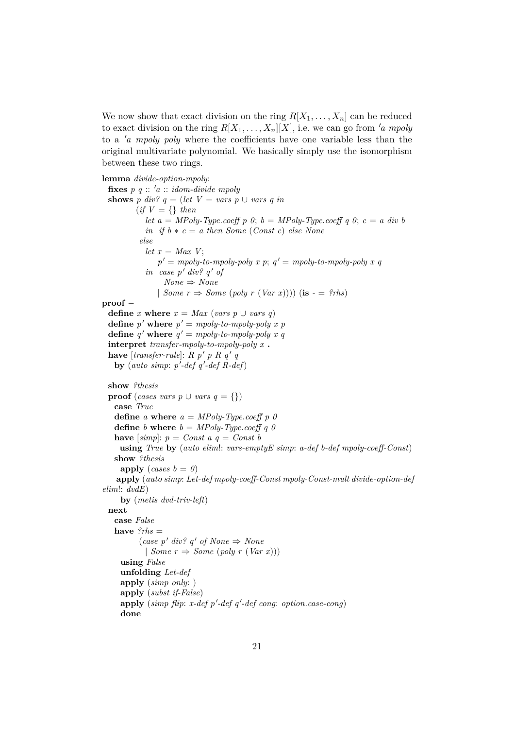We now show that exact division on the ring $R[X_1, \ldots, X_n]$ can be reduced to exact division on the ring $R[X_1, \ldots, X_n][X]$, i.e. we can go from *'a mpoly* to a *'a mpoly poly* where the coefficients have one variable less than the original multivariate polynomial. We basically simply use the isomorphism between these two rings.

```
lemma divide-option-mpoly:
  fixes p q :: 'a :: idom-divide mpoly
  shows p div? q = (let V = vars p ∪ vars q in
          (if V = {} then
             let a = MPoly-Type.coeff p 0; b = MPoly-Type.coeff q 0; c = a div b
             in  if b ∗ c = a then Some (Const c) else None
           else
             let x = Max V;
                 p′ = mpoly-to-mpoly-poly x p; q′ = mpoly-to-mpoly-poly x q
             in  case p′ div? q′ of
                   None ⇒ None
                 | Some r ⇒ Some (poly r (Var x)))) (is - = ?rhs)
proof −
  define x where x = Max (vars p ∪ vars q)
  define p′ where p′ = mpoly-to-mpoly-poly x p
  define q′ where q′ = mpoly-to-mpoly-poly x q
  interpret transfer-mpoly-to-mpoly-poly x .
  have [transfer-rule]: R p′ p R q′ q
    by (auto simp: p′-def q′-def R-def)

  show ?thesis
  proof (cases vars p ∪ vars q = {})
    case True
    define a where a = MPoly-Type.coeff p 0
    define b where b = MPoly-Type.coeff q 0
    have [simp]: p = Const a q = Const b
      using True by (auto elim!: vars-emptyE simp: a-def b-def mpoly-coeff-Const)
    show ?thesis
      apply (cases b = 0)
     apply (auto simp: Let-def mpoly-coeff-Const mpoly-Const-mult divide-option-def
elim!: dvdE)
      by (metis dvd-triv-left)
  next
    case False
    have ?rhs =
          (case p′ div? q′ of None ⇒ None
            | Some r ⇒ Some (poly r (Var x)))
      using False
      unfolding Let-def
      apply (simp only: )
      apply (subst if-False)
      apply (simp flip: x-def p′-def q′-def cong: option.case-cong)
      done
```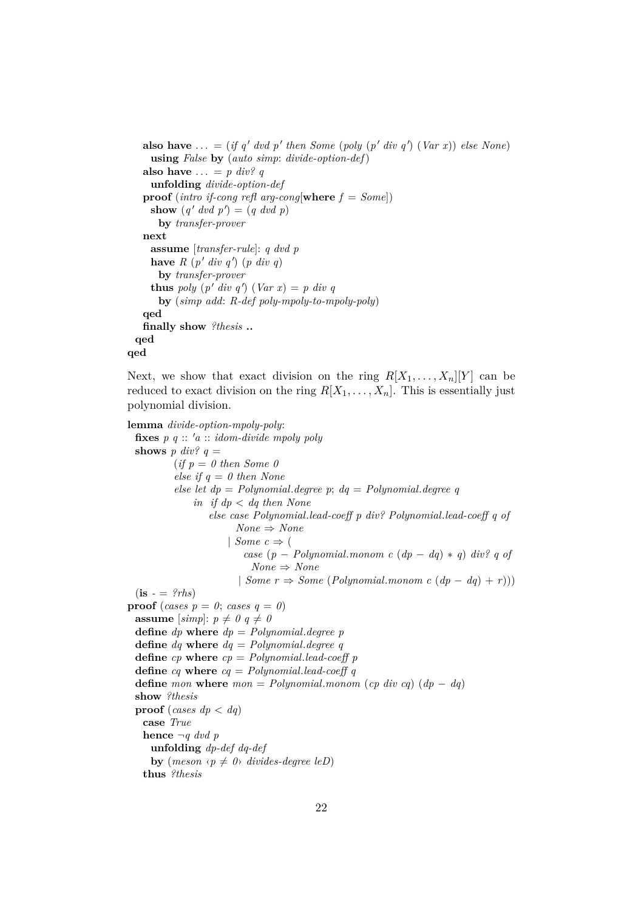```
    also have ... = (if q' dvd p' then Some (poly (p' div q') (Var x)) else None)
      using False by (auto simp: divide-option-def)
    also have ... = p div? q
      unfolding divide-option-def
    proof (intro if-cong refl arg-cong[where f = Some])
      show (q' dvd p') = (q dvd p)
        by transfer-prover
    next
      assume [transfer-rule]: q dvd p
      have R (p' div q') (p div q)
        by transfer-prover
      thus poly (p' div q') (Var x) = p div q
        by (simp add: R-def poly-mpoly-to-mpoly-poly)
    qed
    finally show ?thesis ..
  qed
qed
```

Next, we show that exact division on the ring $R[X_1, \ldots, X_n][Y]$ can be reduced to exact division on the ring $R[X_1, \ldots, X_n]$. This is essentially just polynomial division.

```
lemma divide-option-mpoly-poly:
  fixes p q :: 'a :: idom-divide mpoly poly
  shows p div? q =
          (if p = 0 then Some 0
           else if q = 0 then None
           else let dp = Polynomial.degree p; dq = Polynomial.degree q
                in  if dp < dq then None
                    else case Polynomial.lead-coeff p div? Polynomial.lead-coeff q of
                           None ⇒ None
                         | Some c ⇒ (
                             case (p − Polynomial.monom c (dp − dq) ∗ q) div? q of
                               None ⇒ None
                             | Some r ⇒ Some (Polynomial.monom c (dp − dq) + r)))
  (is _ = ?rhs)
proof (cases p = 0; cases q = 0)
  assume [simp]: p ≠ 0 q ≠ 0
  define dp where dp = Polynomial.degree p
  define dq where dq = Polynomial.degree q
  define cp where cp = Polynomial.lead-coeff p
  define cq where cq = Polynomial.lead-coeff q
  define mon where mon = Polynomial.monom (cp div cq) (dp − dq)
  show ?thesis
  proof (cases dp < dq)
    case True
    hence ¬q dvd p
      unfolding dp-def dq-def
      by (meson ‹p ≠ 0› divides-degree leD)
    thus ?thesis
```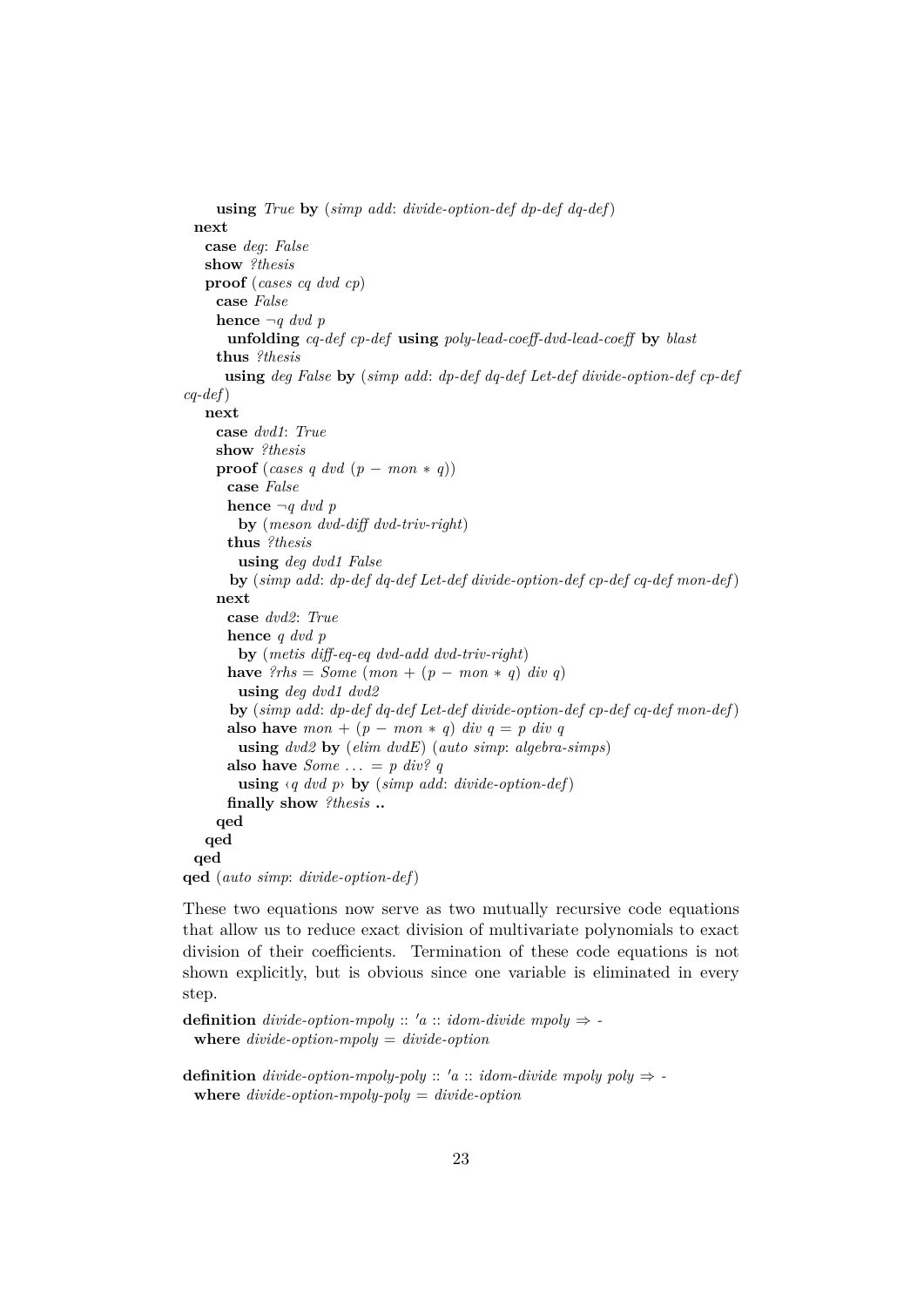```
      using True by (simp add: divide-option-def dp-def dq-def)
  next
    case deg: False
    show ?thesis
    proof (cases cq dvd cp)
      case False
      hence ¬q dvd p
        unfolding cq-def cp-def using poly-lead-coeff-dvd-lead-coeff by blast
      thus ?thesis
       using deg False by (simp add: dp-def dq-def Let-def divide-option-def cp-def
cq-def)
    next
      case dvd1: True
      show ?thesis
      proof (cases q dvd (p − mon ∗ q))
        case False
        hence ¬q dvd p
          by (meson dvd-diff dvd-triv-right)
        thus ?thesis
          using deg dvd1 False
         by (simp add: dp-def dq-def Let-def divide-option-def cp-def cq-def mon-def)
      next
        case dvd2: True
        hence q dvd p
          by (metis diff-eq-eq dvd-add dvd-triv-right)
        have ?rhs = Some (mon + (p − mon ∗ q) div q)
          using deg dvd1 dvd2
         by (simp add: dp-def dq-def Let-def divide-option-def cp-def cq-def mon-def)
        also have mon + (p − mon ∗ q) div q = p div q
          using dvd2 by (elim dvdE) (auto simp: algebra-simps)
        also have Some ... = p div? q
          using ‹q dvd p› by (simp add: divide-option-def)
        finally show ?thesis ..
      qed
    qed
  qed
qed (auto simp: divide-option-def)
```

These two equations now serve as two mutually recursive code equations that allow us to reduce exact division of multivariate polynomials to exact division of their coefficients. Termination of these code equations is not shown explicitly, but is obvious since one variable is eliminated in every step.

```
definition divide-option-mpoly :: 'a :: idom-divide mpoly ⇒ -
  where divide-option-mpoly = divide-option

definition divide-option-mpoly-poly :: 'a :: idom-divide mpoly poly ⇒ -
  where divide-option-mpoly-poly = divide-option
```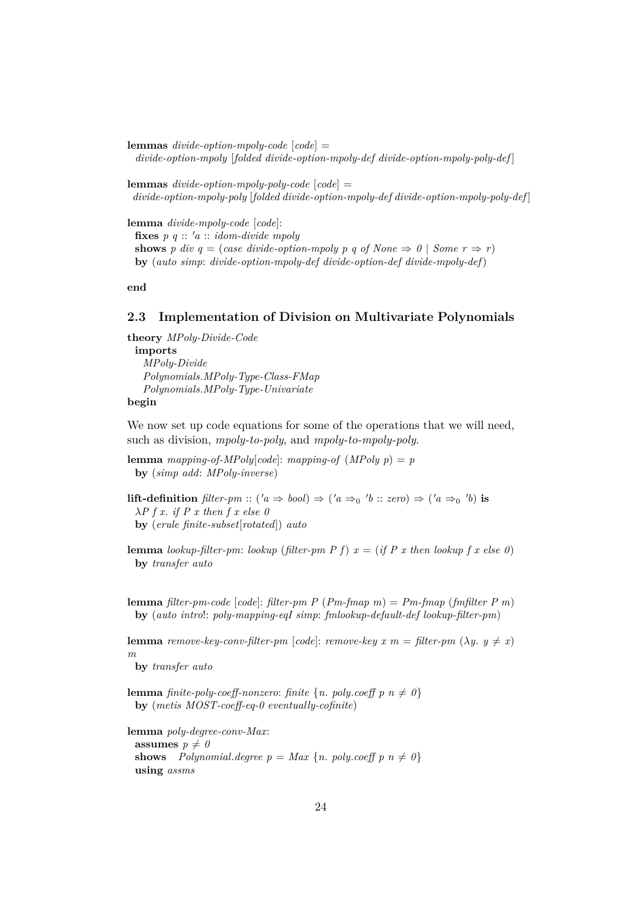**lemmas** *divide-option-mpoly-code* [*code*] =
*divide-option-mpoly* [*folded divide-option-mpoly-def divide-option-mpoly-poly-def*]

**lemmas** *divide-option-mpoly-poly-code* [*code*] =
*divide-option-mpoly-poly* [*folded divide-option-mpoly-def divide-option-mpoly-poly-def*]

**lemma** *divide-mpoly-code* [*code*]:
**fixes** *p q* :: *'a* :: *idom-divide mpoly*
**shows** *p div q* = (*case divide-option-mpoly p q of None* ⇒ *0* | *Some r* ⇒ *r*)
**by** (*auto simp*: *divide-option-mpoly-def divide-option-def divide-mpoly-def*)

**end**

## 2.3 Implementation of Division on Multivariate Polynomials

**theory** *MPoly-Divide-Code*
**imports**
*MPoly-Divide*
*Polynomials.MPoly-Type-Class-FMap*
*Polynomials.MPoly-Type-Univariate*
**begin**

We now set up code equations for some of the operations that we will need, such as division, *mpoly-to-poly*, and *mpoly-to-mpoly-poly*.

**lemma** *mapping-of-MPoly*[*code*]: *mapping-of* (*MPoly p*) = *p*
**by** (*simp add*: *MPoly-inverse*)

**lift-definition** *filter-pm* :: (*'a* ⇒ *bool*) ⇒ (*'a* $\Rightarrow_0$ *'b* :: *zero*) ⇒ (*'a* $\Rightarrow_0$ *'b*) **is**
*λP f x. if P x then f x else 0*
**by** (*erule finite-subset*[*rotated*]) *auto*

**lemma** *lookup-filter-pm*: *lookup* (*filter-pm P f*) *x* = (*if P x then lookup f x else 0*)
**by** *transfer auto*

**lemma** *filter-pm-code* [*code*]: *filter-pm P* (*Pm-fmap m*) = *Pm-fmap* (*fmfilter P m*)
**by** (*auto intro*!: *poly-mapping-eqI simp*: *fmlookup-default-def lookup-filter-pm*)

**lemma** *remove-key-conv-filter-pm* [*code*]: *remove-key x m* = *filter-pm* (*λy. y* ≠ *x*) *m*
**by** *transfer auto*

**lemma** *finite-poly-coeff-nonzero*: *finite* {*n. poly.coeff p n* ≠ *0*}
**by** (*metis MOST-coeff-eq-0 eventually-cofinite*)

**lemma** *poly-degree-conv-Max*:
**assumes** *p* ≠ *0*
**shows** *Polynomial.degree p* = *Max* {*n. poly.coeff p n* ≠ *0*}
**using** *assms*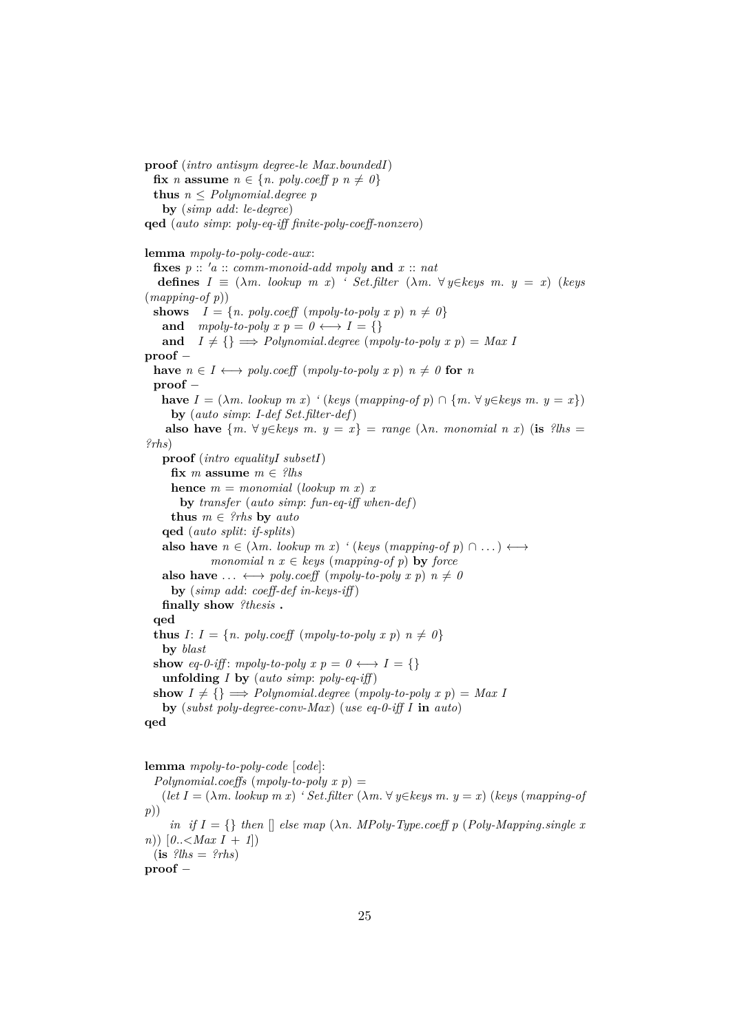```
proof (intro antisym degree-le Max.boundedI)
  fix n assume n ∈ {n. poly.coeff p n ≠ 0}
  thus n ≤ Polynomial.degree p
    by (simp add: le-degree)
qed (auto simp: poly-eq-iff finite-poly-coeff-nonzero)

lemma mpoly-to-poly-code-aux:
  fixes p :: 'a :: comm-monoid-add mpoly and x :: nat
  defines I ≡ (λm. lookup m x) ` Set.filter (λm. ∀ y∈keys m. y = x) (keys (mapping-of p))
  shows   I = {n. poly.coeff (mpoly-to-poly x p) n ≠ 0}
    and   mpoly-to-poly x p = 0 ⟷ I = {}
    and   I ≠ {} ⟹ Polynomial.degree (mpoly-to-poly x p) = Max I
proof −
  have n ∈ I ⟷ poly.coeff (mpoly-to-poly x p) n ≠ 0 for n
  proof −
    have I = (λm. lookup m x) ` (keys (mapping-of p) ∩ {m. ∀ y∈keys m. y = x})
      by (auto simp: I-def Set.filter-def)
    also have {m. ∀ y∈keys m. y = x} = range (λn. monomial n x) (is ?lhs = ?rhs)
    proof (intro equalityI subsetI)
      fix m assume m ∈ ?lhs
      hence m = monomial (lookup m x) x
        by transfer (auto simp: fun-eq-iff when-def)
      thus m ∈ ?rhs by auto
    qed (auto split: if-splits)
    also have n ∈ (λm. lookup m x) ` (keys (mapping-of p) ∩ ...) ⟷
              monomial n x ∈ keys (mapping-of p) by force
    also have ... ⟷ poly.coeff (mpoly-to-poly x p) n ≠ 0
      by (simp add: coeff-def in-keys-iff)
    finally show ?thesis .
  qed
  thus I: I = {n. poly.coeff (mpoly-to-poly x p) n ≠ 0}
    by blast
  show eq-0-iff: mpoly-to-poly x p = 0 ⟷ I = {}
    unfolding I by (auto simp: poly-eq-iff)
  show I ≠ {} ⟹ Polynomial.degree (mpoly-to-poly x p) = Max I
    by (subst poly-degree-conv-Max) (use eq-0-iff I in auto)
qed


lemma mpoly-to-poly-code [code]:
  Polynomial.coeffs (mpoly-to-poly x p) =
    (let I = (λm. lookup m x) ` Set.filter (λm. ∀ y∈keys m. y = x) (keys (mapping-of p))
      in if I = {} then [] else map (λn. MPoly-Type.coeff p (Poly-Mapping.single x n)) [0..<Max I + 1])
  (is ?lhs = ?rhs)
proof −
```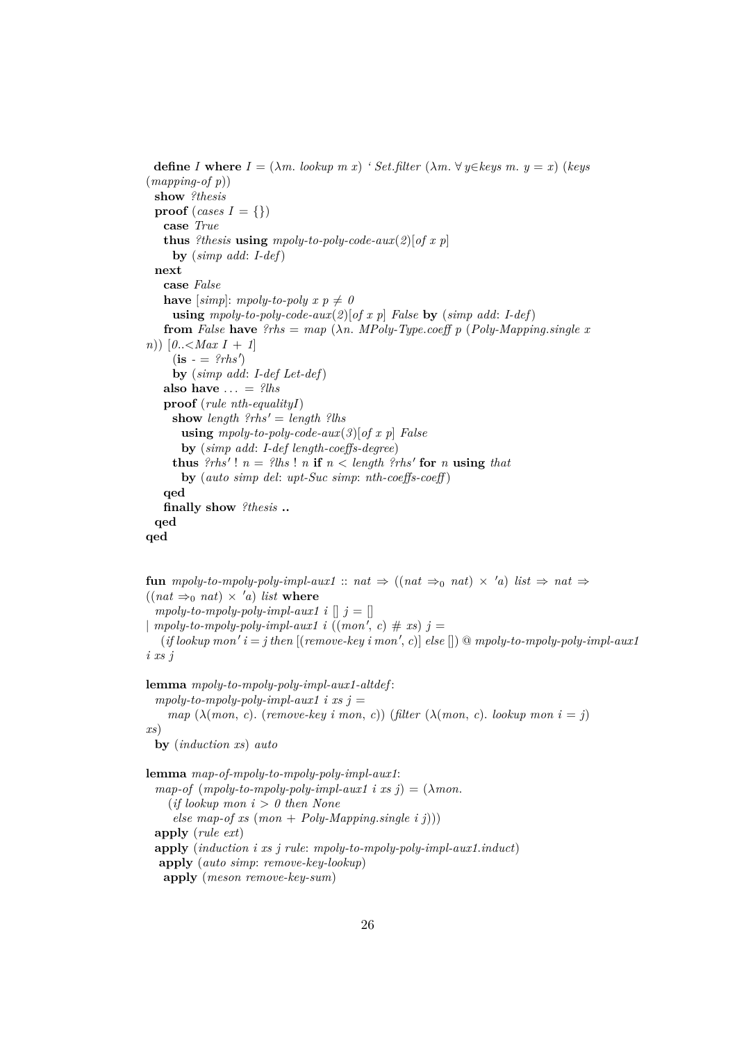```
  define I where I = (λm. lookup m x) ` Set.filter (λm. ∀ y∈keys m. y = x) (keys
(mapping-of p))
  show ?thesis
  proof (cases I = {})
    case True
    thus ?thesis using mpoly-to-poly-code-aux(2)[of x p]
      by (simp add: I-def)
  next
    case False
    have [simp]: mpoly-to-poly x p ≠ 0
      using mpoly-to-poly-code-aux(2)[of x p] False by (simp add: I-def)
    from False have ?rhs = map (λn. MPoly-Type.coeff p (Poly-Mapping.single x
n)) [0..<Max I + 1]
      (is - = ?rhs')
      by (simp add: I-def Let-def)
    also have ... = ?lhs
    proof (rule nth-equalityI)
      show length ?rhs' = length ?lhs
        using mpoly-to-poly-code-aux(3)[of x p] False
        by (simp add: I-def length-coeffs-degree)
      thus ?rhs' ! n = ?lhs ! n if n < length ?rhs' for n using that
        by (auto simp del: upt-Suc simp: nth-coeffs-coeff)
    qed
    finally show ?thesis ..
  qed
qed


fun mpoly-to-mpoly-poly-impl-aux1 :: nat ⇒ ((nat ⇒₀ nat) × 'a) list ⇒ nat ⇒
((nat ⇒₀ nat) × 'a) list where
  mpoly-to-mpoly-poly-impl-aux1 i [] j = []
| mpoly-to-mpoly-poly-impl-aux1 i ((mon', c) # xs) j =
    (if lookup mon' i = j then [(remove-key i mon', c)] else []) @ mpoly-to-mpoly-poly-impl-aux1
i xs j

lemma mpoly-to-mpoly-poly-impl-aux1-altdef:
  mpoly-to-mpoly-poly-impl-aux1 i xs j =
     map (λ(mon, c). (remove-key i mon, c)) (filter (λ(mon, c). lookup mon i = j)
xs)
  by (induction xs) auto

lemma map-of-mpoly-to-mpoly-poly-impl-aux1:
  map-of (mpoly-to-mpoly-poly-impl-aux1 i xs j) = (λmon.
     (if lookup mon i > 0 then None
      else map-of xs (mon + Poly-Mapping.single i j)))
  apply (rule ext)
  apply (induction i xs j rule: mpoly-to-mpoly-poly-impl-aux1.induct)
   apply (auto simp: remove-key-lookup)
    apply (meson remove-key-sum)
```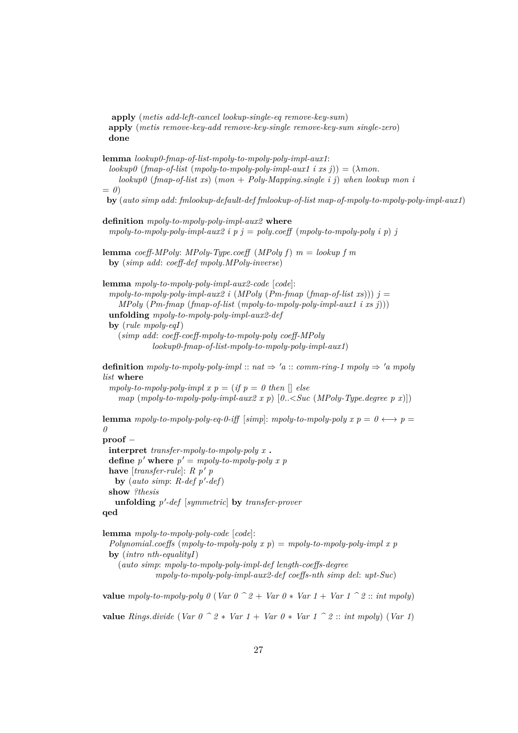```
  apply (metis add-left-cancel lookup-single-eq remove-key-sum)
 apply (metis remove-key-add remove-key-single remove-key-sum single-zero)
 done

lemma lookup0-fmap-of-list-mpoly-to-mpoly-poly-impl-aux1:
  lookup0 (fmap-of-list (mpoly-to-mpoly-poly-impl-aux1 i xs j)) = (λmon.
     lookup0 (fmap-of-list xs) (mon + Poly-Mapping.single i j) when lookup mon i
= 0)
 by (auto simp add: fmlookup-default-def fmlookup-of-list map-of-mpoly-to-mpoly-poly-impl-aux1)

definition mpoly-to-mpoly-poly-impl-aux2 where
  mpoly-to-mpoly-poly-impl-aux2 i p j = poly.coeff (mpoly-to-mpoly-poly i p) j

lemma coeff-MPoly: MPoly-Type.coeff (MPoly f) m = lookup f m
  by (simp add: coeff-def mpoly.MPoly-inverse)

lemma mpoly-to-mpoly-poly-impl-aux2-code [code]:
  mpoly-to-mpoly-poly-impl-aux2 i (MPoly (Pm-fmap (fmap-of-list xs))) j =
     MPoly (Pm-fmap (fmap-of-list (mpoly-to-mpoly-poly-impl-aux1 i xs j)))
  unfolding mpoly-to-mpoly-poly-impl-aux2-def
  by (rule mpoly-eqI)
     (simp add: coeff-coeff-mpoly-to-mpoly-poly coeff-MPoly
                lookup0-fmap-of-list-mpoly-to-mpoly-poly-impl-aux1)

definition mpoly-to-mpoly-poly-impl :: nat ⇒ 'a :: comm-ring-1 mpoly ⇒ 'a mpoly
list where
  mpoly-to-mpoly-poly-impl x p = (if p = 0 then [] else
     map (mpoly-to-mpoly-poly-impl-aux2 x p) [0..<Suc (MPoly-Type.degree p x)])

lemma mpoly-to-mpoly-poly-eq-0-iff [simp]: mpoly-to-mpoly-poly x p = 0 ⟷ p =
0
proof −
  interpret transfer-mpoly-to-mpoly-poly x .
  define p' where p' = mpoly-to-mpoly-poly x p
  have [transfer-rule]: R p' p
    by (auto simp: R-def p'-def)
  show ?thesis
    unfolding p'-def [symmetric] by transfer-prover
qed

lemma mpoly-to-mpoly-poly-code [code]:
  Polynomial.coeffs (mpoly-to-mpoly-poly x p) = mpoly-to-mpoly-poly-impl x p
  by (intro nth-equalityI)
     (auto simp: mpoly-to-mpoly-poly-impl-def length-coeffs-degree
                 mpoly-to-mpoly-poly-impl-aux2-def coeffs-nth simp del: upt-Suc)

value mpoly-to-mpoly-poly 0 (Var 0 ^ 2 + Var 0 * Var 1 + Var 1 ^ 2 :: int mpoly)

value Rings.divide (Var 0 ^ 2 * Var 1 + Var 0 * Var 1 ^ 2 :: int mpoly) (Var 1)
```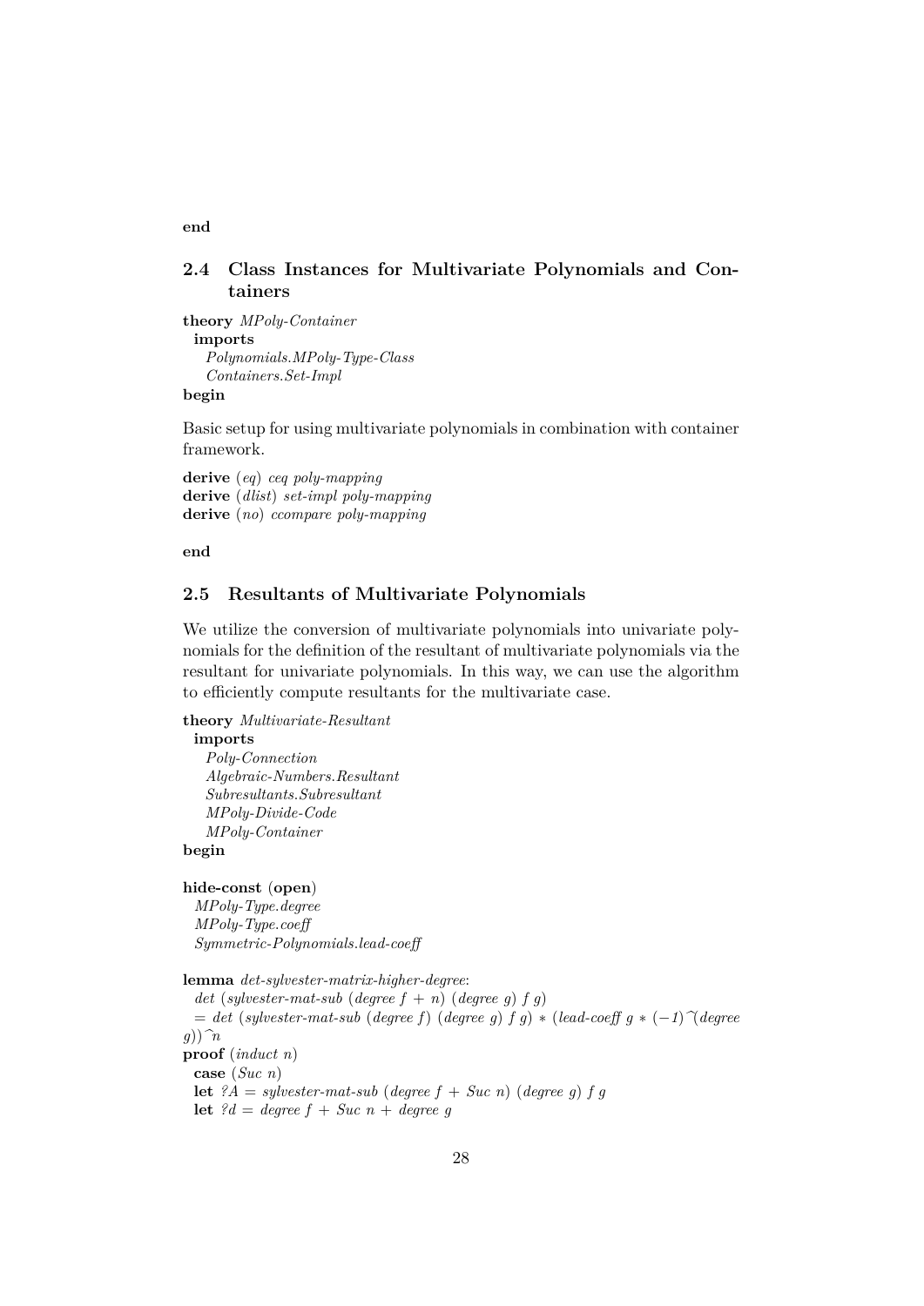**end**

## 2.4 Class Instances for Multivariate Polynomials and Containers

```
theory MPoly-Container
  imports
    Polynomials.MPoly-Type-Class
    Containers.Set-Impl
begin
```

Basic setup for using multivariate polynomials in combination with container framework.

```
derive (eq) ceq poly-mapping
derive (dlist) set-impl poly-mapping
derive (no) ccompare poly-mapping

end
```

## 2.5 Resultants of Multivariate Polynomials

We utilize the conversion of multivariate polynomials into univariate polynomials for the definition of the resultant of multivariate polynomials via the resultant for univariate polynomials. In this way, we can use the algorithm to efficiently compute resultants for the multivariate case.

```
theory Multivariate-Resultant
  imports
    Poly-Connection
    Algebraic-Numbers.Resultant
    Subresultants.Subresultant
    MPoly-Divide-Code
    MPoly-Container
begin

hide-const (open)
  MPoly-Type.degree
  MPoly-Type.coeff
  Symmetric-Polynomials.lead-coeff

lemma det-sylvester-matrix-higher-degree:
  det (sylvester-mat-sub (degree f + n) (degree g) f g)
  = det (sylvester-mat-sub (degree f) (degree g) f g) * (lead-coeff g * (-1)^(degree
g))^n
proof (induct n)
  case (Suc n)
  let ?A = sylvester-mat-sub (degree f + Suc n) (degree g) f g
  let ?d = degree f + Suc n + degree g
```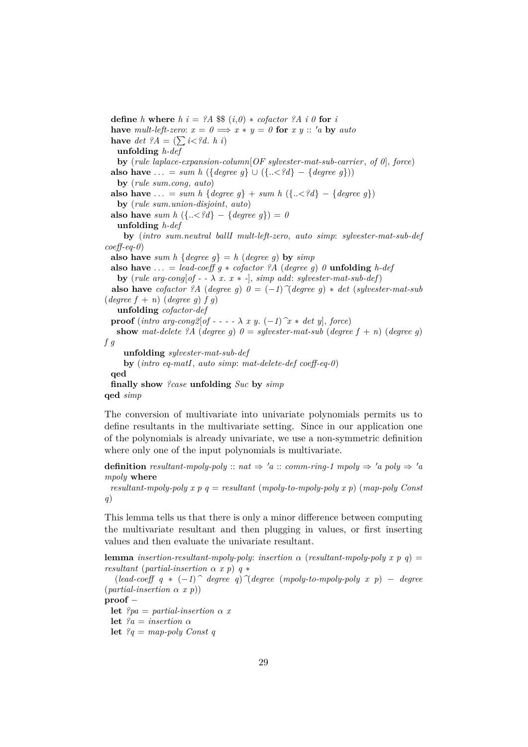```
  define h where h i = ?A $$ (i,0) * cofactor ?A i 0 for i
  have mult-left-zero: x = 0 ⟹ x * y = 0 for x y :: 'a by auto
  have det ?A = (∑ i<?d. h i)
    unfolding h-def
    by (rule laplace-expansion-column[OF sylvester-mat-sub-carrier, of 0], force)
  also have ... = sum h ({degree g} ∪ ({..<?d} − {degree g}))
    by (rule sum.cong, auto)
  also have ... = sum h {degree g} + sum h ({..<?d} − {degree g})
    by (rule sum.union-disjoint, auto)
  also have sum h ({..<?d} − {degree g}) = 0
    unfolding h-def
      by (intro sum.neutral ballI mult-left-zero, auto simp: sylvester-mat-sub-def
coeff-eq-0)
  also have sum h {degree g} = h (degree g) by simp
  also have ... = lead-coeff g * cofactor ?A (degree g) 0 unfolding h-def
    by (rule arg-cong[of - - λ x. x * -], simp add: sylvester-mat-sub-def)
  also have cofactor ?A (degree g) 0 = (−1)^(degree g) * det (sylvester-mat-sub
(degree f + n) (degree g) f g)
    unfolding cofactor-def
  proof (intro arg-cong2[of - - - - λ x y. (−1)^x * det y], force)
    show mat-delete ?A (degree g) 0 = sylvester-mat-sub (degree f + n) (degree g)
f g
      unfolding sylvester-mat-sub-def
      by (intro eq-matI, auto simp: mat-delete-def coeff-eq-0)
  qed
  finally show ?case unfolding Suc by simp
qed simp
```

The conversion of multivariate into univariate polynomials permits us to define resultants in the multivariate setting. Since in our application one of the polynomials is already univariate, we use a non-symmetric definition where only one of the input polynomials is multivariate.

```
definition resultant-mpoly-poly :: nat ⇒ 'a :: comm-ring-1 mpoly ⇒ 'a poly ⇒ 'a
mpoly where
  resultant-mpoly-poly x p q = resultant (mpoly-to-mpoly-poly x p) (map-poly Const
q)
```

This lemma tells us that there is only a minor difference between computing the multivariate resultant and then plugging in values, or first inserting values and then evaluate the univariate resultant.

```
lemma insertion-resultant-mpoly-poly: insertion α (resultant-mpoly-poly x p q) =
resultant (partial-insertion α x p) q *
  (lead-coeff q * (−1)^ degree q)^(degree (mpoly-to-mpoly-poly x p) − degree
(partial-insertion α x p))
proof −
  let ?pa = partial-insertion α x
  let ?a = insertion α
  let ?q = map-poly Const q
```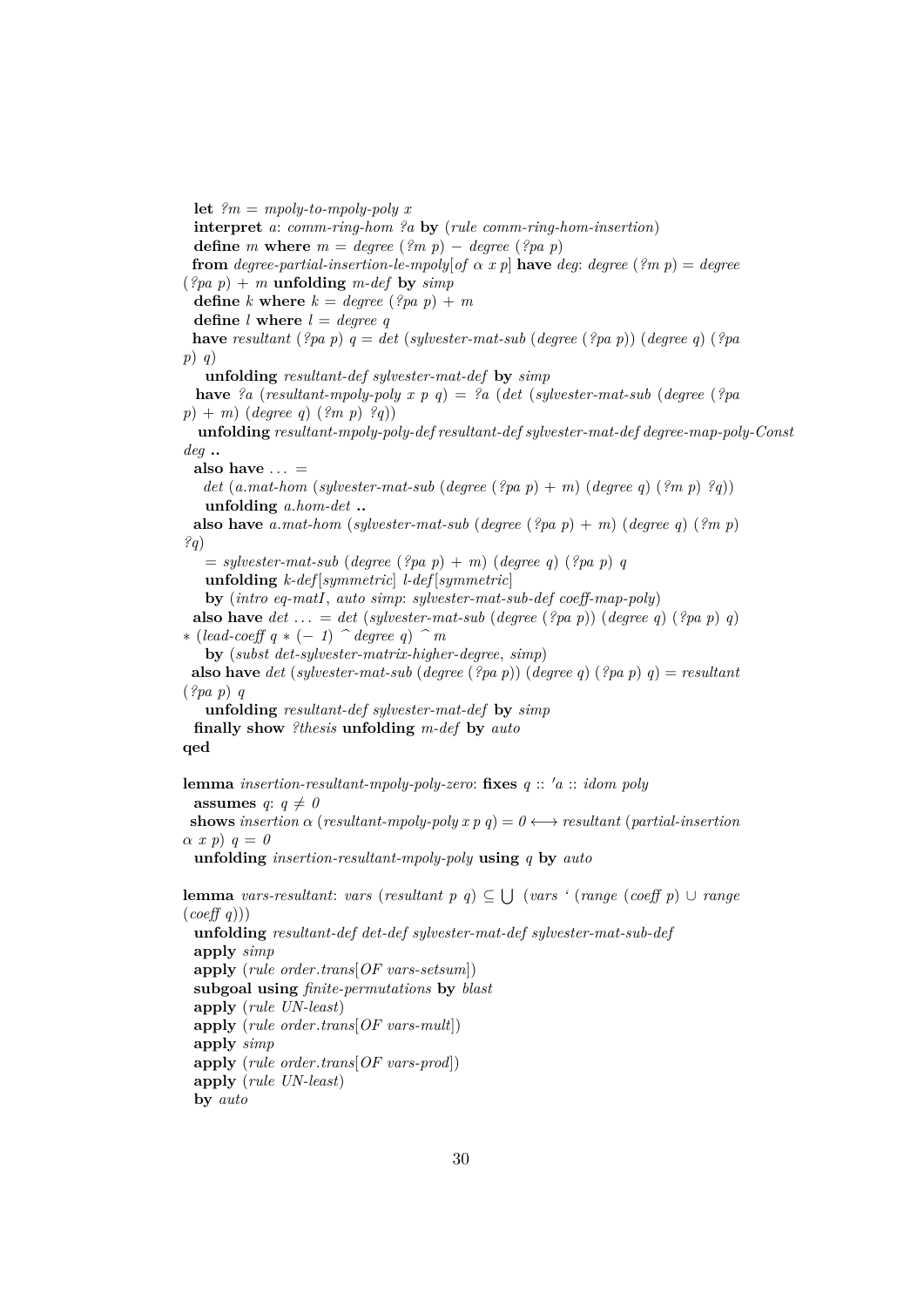```
  let ?m = mpoly-to-mpoly-poly x
  interpret a: comm-ring-hom ?a by (rule comm-ring-hom-insertion)
  define m where m = degree (?m p) − degree (?pa p)
  from degree-partial-insertion-le-mpoly[of α x p] have deg: degree (?m p) = degree
(?pa p) + m unfolding m-def by simp
  define k where k = degree (?pa p) + m
  define l where l = degree q
  have resultant (?pa p) q = det (sylvester-mat-sub (degree (?pa p)) (degree q) (?pa
p) q)
    unfolding resultant-def sylvester-mat-def by simp
  have ?a (resultant-mpoly-poly x p q) = ?a (det (sylvester-mat-sub (degree (?pa
p) + m) (degree q) (?m p) ?q))
   unfolding resultant-mpoly-poly-def resultant-def sylvester-mat-def degree-map-poly-Const
deg ..
  also have ... =
    det (a.mat-hom (sylvester-mat-sub (degree (?pa p) + m) (degree q) (?m p) ?q))
    unfolding a.hom-det ..
  also have a.mat-hom (sylvester-mat-sub (degree (?pa p) + m) (degree q) (?m p)
?q)
    = sylvester-mat-sub (degree (?pa p) + m) (degree q) (?pa p) q
    unfolding k-def[symmetric] l-def[symmetric]
    by (intro eq-matI, auto simp: sylvester-mat-sub-def coeff-map-poly)
  also have det ... = det (sylvester-mat-sub (degree (?pa p)) (degree q) (?pa p) q)
∗ (lead-coeff q ∗ (− 1) ^ degree q) ^ m
    by (subst det-sylvester-matrix-higher-degree, simp)
  also have det (sylvester-mat-sub (degree (?pa p)) (degree q) (?pa p) q) = resultant
(?pa p) q
    unfolding resultant-def sylvester-mat-def by simp
  finally show ?thesis unfolding m-def by auto
qed

lemma insertion-resultant-mpoly-poly-zero: fixes q :: 'a :: idom poly
  assumes q: q ≠ 0
  shows insertion α (resultant-mpoly-poly x p q) = 0 ⟷ resultant (partial-insertion
α x p) q = 0
  unfolding insertion-resultant-mpoly-poly using q by auto

lemma vars-resultant: vars (resultant p q) ⊆ ⋃ (vars ` (range (coeff p) ∪ range
(coeff q)))
  unfolding resultant-def det-def sylvester-mat-def sylvester-mat-sub-def
  apply simp
  apply (rule order.trans[OF vars-setsum])
  subgoal using finite-permutations by blast
  apply (rule UN-least)
  apply (rule order.trans[OF vars-mult])
  apply simp
  apply (rule order.trans[OF vars-prod])
  apply (rule UN-least)
  by auto
```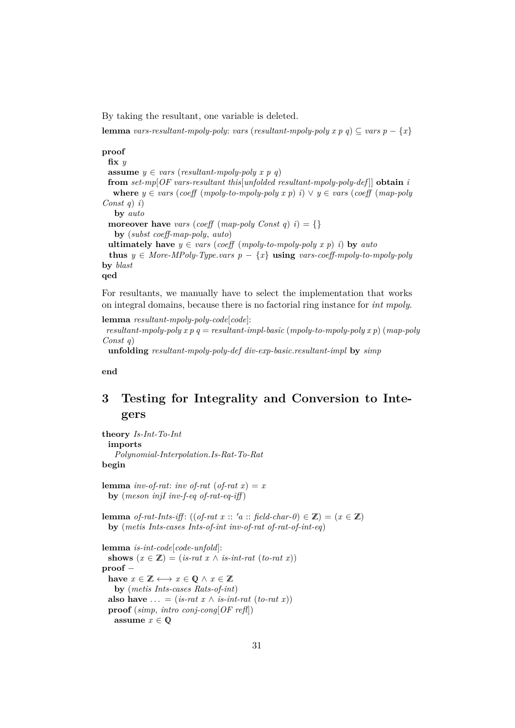By taking the resultant, one variable is deleted.

```
lemma vars-resultant-mpoly-poly: vars (resultant-mpoly-poly x p q) ⊆ vars p − {x}
proof
  fix y
  assume y ∈ vars (resultant-mpoly-poly x p q)
  from set-mp[OF vars-resultant this[unfolded resultant-mpoly-poly-def]] obtain i
    where y ∈ vars (coeff (mpoly-to-mpoly-poly x p) i) ∨ y ∈ vars (coeff (map-poly
Const q) i)
    by auto
  moreover have vars (coeff (map-poly Const q) i) = {}
    by (subst coeff-map-poly, auto)
  ultimately have y ∈ vars (coeff (mpoly-to-mpoly-poly x p) i) by auto
  thus y ∈ More-MPoly-Type.vars p − {x} using vars-coeff-mpoly-to-mpoly-poly
by blast
qed
```

For resultants, we manually have to select the implementation that works on integral domains, because there is no factorial ring instance for *int mpoly*.

```
lemma resultant-mpoly-poly-code[code]:
  resultant-mpoly-poly x p q = resultant-impl-basic (mpoly-to-mpoly-poly x p) (map-poly
Const q)
  unfolding resultant-mpoly-poly-def div-exp-basic.resultant-impl by simp

end
```

# 3 Testing for Integrality and Conversion to Integers

```
theory Is-Int-To-Int
  imports
    Polynomial-Interpolation.Is-Rat-To-Rat
begin

lemma inv-of-rat: inv of-rat (of-rat x) = x
  by (meson injI inv-f-eq of-rat-eq-iff)

lemma of-rat-Ints-iff: ((of-rat x :: 'a :: field-char-0) ∈ ℤ) = (x ∈ ℤ)
  by (metis Ints-cases Ints-of-int inv-of-rat of-rat-of-int-eq)

lemma is-int-code[code-unfold]:
  shows (x ∈ ℤ) = (is-rat x ∧ is-int-rat (to-rat x))
proof −
  have x ∈ ℤ ⟷ x ∈ ℚ ∧ x ∈ ℤ
    by (metis Ints-cases Rats-of-int)
  also have ... = (is-rat x ∧ is-int-rat (to-rat x))
  proof (simp, intro conj-cong[OF refl])
    assume x ∈ ℚ
```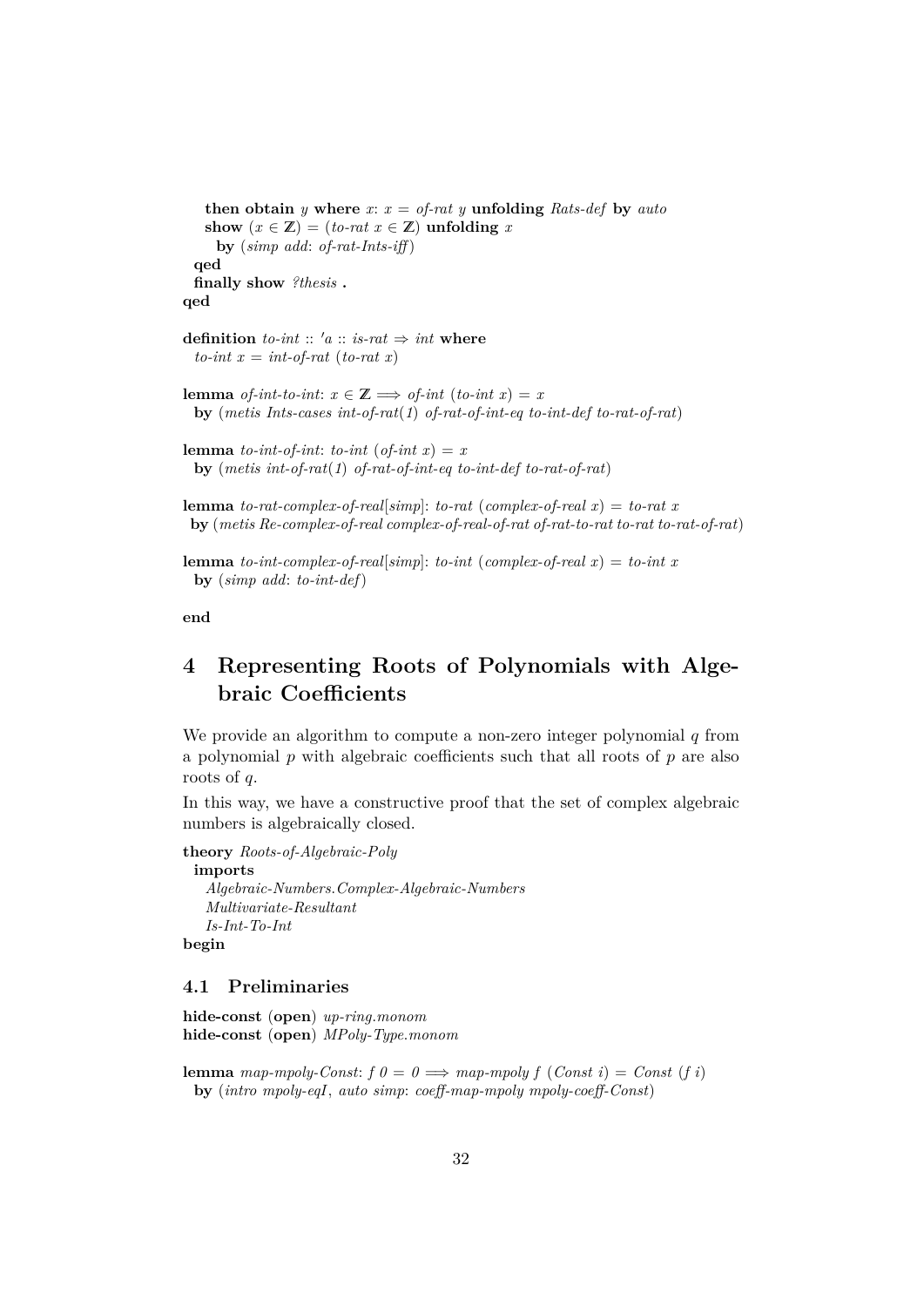```
    then obtain y where x: x = of-rat y unfolding Rats-def by auto
    show (x ∈ ℤ) = (to-rat x ∈ ℤ) unfolding x
      by (simp add: of-rat-Ints-iff)
  qed
  finally show ?thesis .
qed

definition to-int :: 'a :: is-rat ⇒ int where
  to-int x = int-of-rat (to-rat x)

lemma of-int-to-int: x ∈ ℤ ⟹ of-int (to-int x) = x
  by (metis Ints-cases int-of-rat(1) of-rat-of-int-eq to-int-def to-rat-of-rat)

lemma to-int-of-int: to-int (of-int x) = x
  by (metis int-of-rat(1) of-rat-of-int-eq to-int-def to-rat-of-rat)

lemma to-rat-complex-of-real[simp]: to-rat (complex-of-real x) = to-rat x
 by (metis Re-complex-of-real complex-of-real-of-rat of-rat-to-rat to-rat to-rat-of-rat)

lemma to-int-complex-of-real[simp]: to-int (complex-of-real x) = to-int x
  by (simp add: to-int-def)

end
```

# 4 Representing Roots of Polynomials with Algebraic Coefficients

We provide an algorithm to compute a non-zero integer polynomial $q$ from a polynomial $p$ with algebraic coefficients such that all roots of $p$ are also roots of $q$.

In this way, we have a constructive proof that the set of complex algebraic numbers is algebraically closed.

```
theory Roots-of-Algebraic-Poly
  imports
    Algebraic-Numbers.Complex-Algebraic-Numbers
    Multivariate-Resultant
    Is-Int-To-Int
begin
```

## 4.1 Preliminaries

```
hide-const (open) up-ring.monom
hide-const (open) MPoly-Type.monom

lemma map-mpoly-Const: f 0 = 0 ⟹ map-mpoly f (Const i) = Const (f i)
  by (intro mpoly-eqI, auto simp: coeff-map-mpoly mpoly-coeff-Const)
```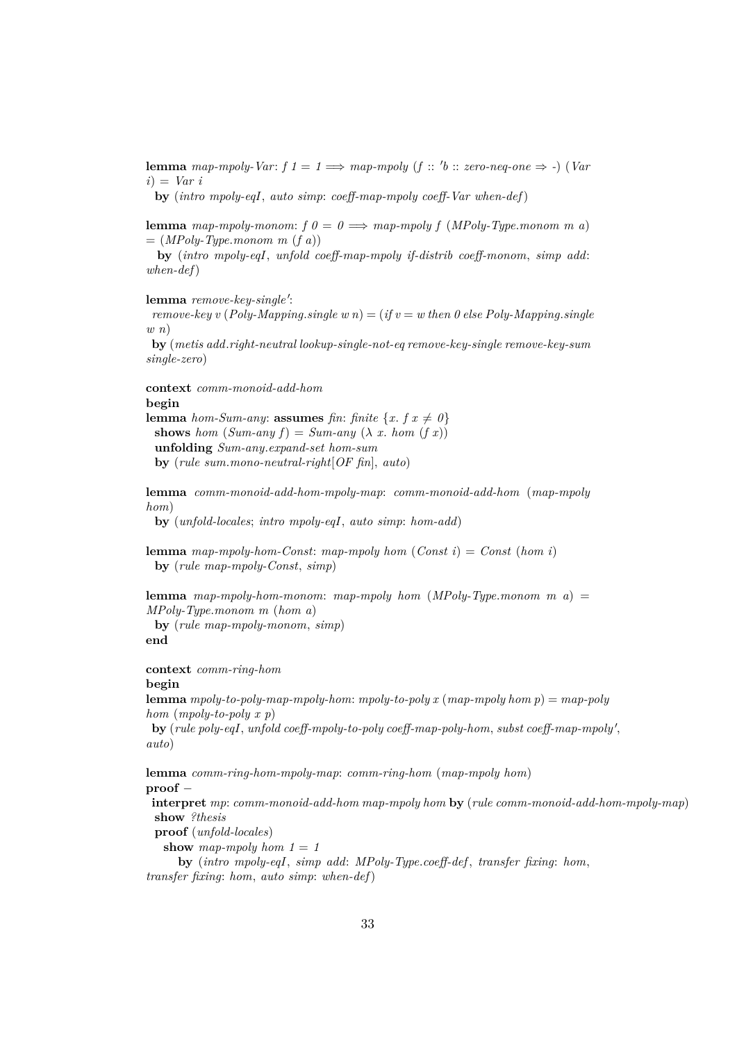```
lemma map-mpoly-Var: f 1 = 1 ⟹ map-mpoly (f :: 'b :: zero-neq-one ⇒ -) (Var i) = Var i
  by (intro mpoly-eqI, auto simp: coeff-map-mpoly coeff-Var when-def)

lemma map-mpoly-monom: f 0 = 0 ⟹ map-mpoly f (MPoly-Type.monom m a)
= (MPoly-Type.monom m (f a))
  by (intro mpoly-eqI, unfold coeff-map-mpoly if-distrib coeff-monom, simp add: when-def)

lemma remove-key-single':
  remove-key v (Poly-Mapping.single w n) = (if v = w then 0 else Poly-Mapping.single w n)
  by (metis add.right-neutral lookup-single-not-eq remove-key-single remove-key-sum single-zero)

context comm-monoid-add-hom
begin
lemma hom-Sum-any: assumes fin: finite {x. f x ≠ 0}
  shows hom (Sum-any f) = Sum-any (λ x. hom (f x))
  unfolding Sum-any.expand-set hom-sum
  by (rule sum.mono-neutral-right[OF fin], auto)

lemma comm-monoid-add-hom-mpoly-map: comm-monoid-add-hom (map-mpoly hom)
  by (unfold-locales; intro mpoly-eqI, auto simp: hom-add)

lemma map-mpoly-hom-Const: map-mpoly hom (Const i) = Const (hom i)
  by (rule map-mpoly-Const, simp)

lemma map-mpoly-hom-monom: map-mpoly hom (MPoly-Type.monom m a) =
MPoly-Type.monom m (hom a)
  by (rule map-mpoly-monom, simp)
end

context comm-ring-hom
begin
lemma mpoly-to-poly-map-mpoly-hom: mpoly-to-poly x (map-mpoly hom p) = map-poly hom (mpoly-to-poly x p)
  by (rule poly-eqI, unfold coeff-mpoly-to-poly coeff-map-poly-hom, subst coeff-map-mpoly',
auto)

lemma comm-ring-hom-mpoly-map: comm-ring-hom (map-mpoly hom)
proof –
  interpret mp: comm-monoid-add-hom map-mpoly hom by (rule comm-monoid-add-hom-mpoly-map)
  show ?thesis
  proof (unfold-locales)
    show map-mpoly hom 1 = 1
      by (intro mpoly-eqI, simp add: MPoly-Type.coeff-def, transfer fixing: hom,
transfer fixing: hom, auto simp: when-def)
```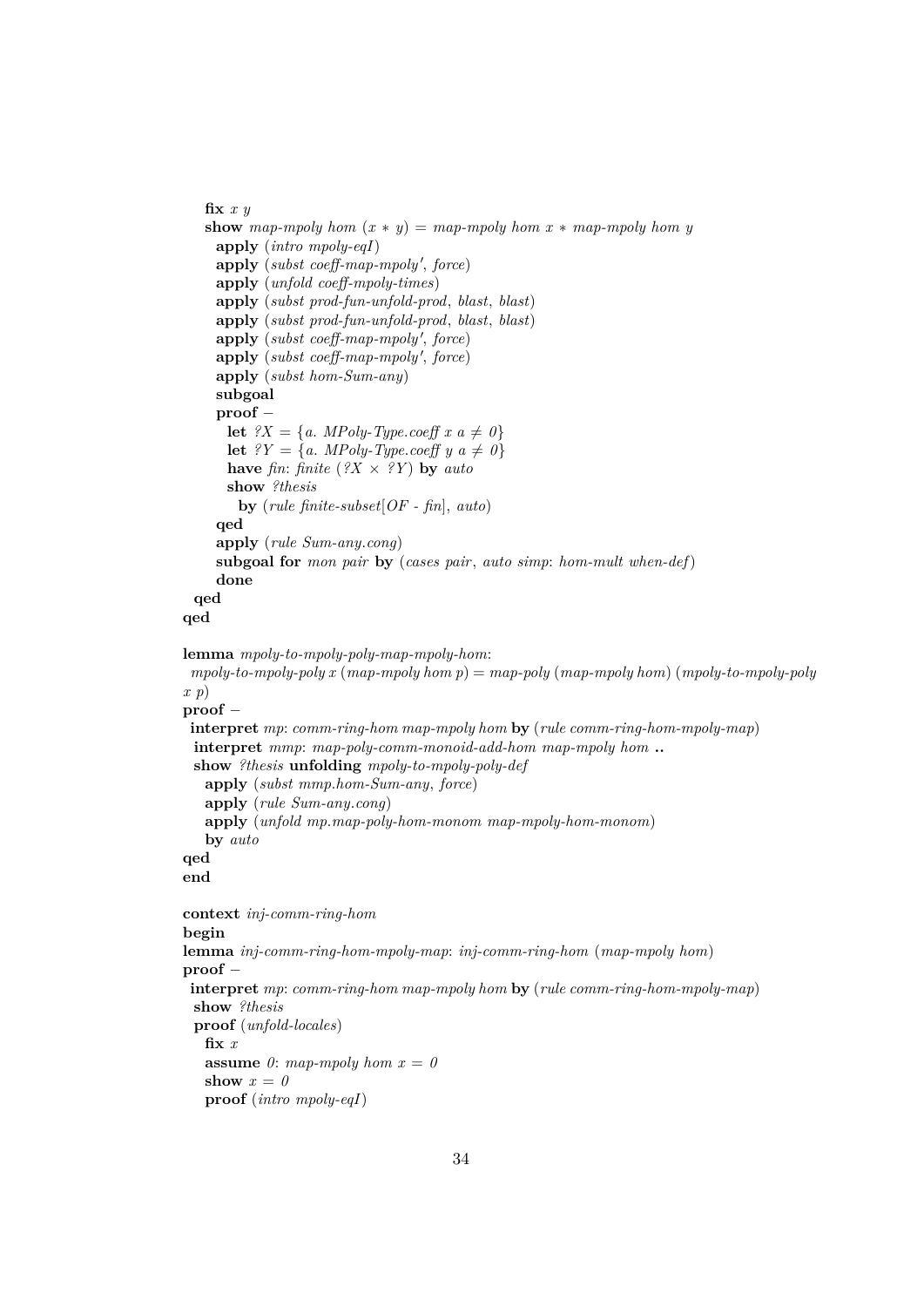```
    fix x y
    show map-mpoly hom (x * y) = map-mpoly hom x * map-mpoly hom y
      apply (intro mpoly-eqI)
      apply (subst coeff-map-mpoly', force)
      apply (unfold coeff-mpoly-times)
      apply (subst prod-fun-unfold-prod, blast, blast)
      apply (subst prod-fun-unfold-prod, blast, blast)
      apply (subst coeff-map-mpoly', force)
      apply (subst coeff-map-mpoly', force)
      apply (subst hom-Sum-any)
      subgoal
      proof −
        let ?X = {a. MPoly-Type.coeff x a ≠ 0}
        let ?Y = {a. MPoly-Type.coeff y a ≠ 0}
        have fin: finite (?X × ?Y) by auto
        show ?thesis
          by (rule finite-subset[OF - fin], auto)
      qed
      apply (rule Sum-any.cong)
      subgoal for mon pair by (cases pair, auto simp: hom-mult when-def)
      done
  qed
qed

lemma mpoly-to-mpoly-poly-map-mpoly-hom:
  mpoly-to-mpoly-poly x (map-mpoly hom p) = map-poly (map-mpoly hom) (mpoly-to-mpoly-poly
x p)
proof −
  interpret mp: comm-ring-hom map-mpoly hom by (rule comm-ring-hom-mpoly-map)
  interpret mmp: map-poly-comm-monoid-add-hom map-mpoly hom ..
  show ?thesis unfolding mpoly-to-mpoly-poly-def
    apply (subst mmp.hom-Sum-any, force)
    apply (rule Sum-any.cong)
    apply (unfold mp.map-poly-hom-monom map-mpoly-hom-monom)
    by auto
qed
end

context inj-comm-ring-hom
begin
lemma inj-comm-ring-hom-mpoly-map: inj-comm-ring-hom (map-mpoly hom)
proof −
  interpret mp: comm-ring-hom map-mpoly hom by (rule comm-ring-hom-mpoly-map)
  show ?thesis
  proof (unfold-locales)
    fix x
    assume 0: map-mpoly hom x = 0
    show x = 0
    proof (intro mpoly-eqI)
```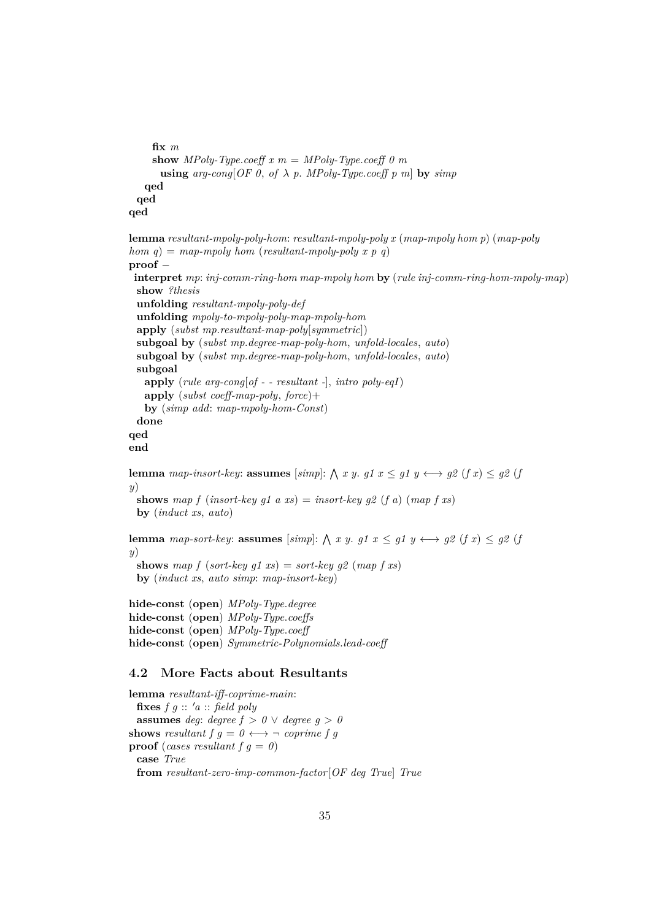```
      fix m
      show MPoly-Type.coeff x m = MPoly-Type.coeff 0 m
        using arg-cong[OF 0, of λ p. MPoly-Type.coeff p m] by simp
    qed
  qed
qed

lemma resultant-mpoly-poly-hom: resultant-mpoly-poly x (map-mpoly hom p) (map-poly
hom q) = map-mpoly hom (resultant-mpoly-poly x p q)
proof -
 interpret mp: inj-comm-ring-hom map-mpoly hom by (rule inj-comm-ring-hom-mpoly-map)
  show ?thesis
  unfolding resultant-mpoly-poly-def
  unfolding mpoly-to-mpoly-poly-map-mpoly-hom
  apply (subst mp.resultant-map-poly[symmetric])
  subgoal by (subst mp.degree-map-poly-hom, unfold-locales, auto)
  subgoal by (subst mp.degree-map-poly-hom, unfold-locales, auto)
  subgoal
    apply (rule arg-cong[of - - resultant -], intro poly-eqI)
    apply (subst coeff-map-poly, force)+
    by (simp add: map-mpoly-hom-Const)
  done
qed
end

lemma map-insort-key: assumes [simp]: ⋀ x y. g1 x ≤ g1 y ⟷ g2 (f x) ≤ g2 (f
y)
  shows map f (insort-key g1 a xs) = insort-key g2 (f a) (map f xs)
  by (induct xs, auto)

lemma map-sort-key: assumes [simp]: ⋀ x y. g1 x ≤ g1 y ⟷ g2 (f x) ≤ g2 (f
y)
  shows map f (sort-key g1 xs) = sort-key g2 (map f xs)
  by (induct xs, auto simp: map-insort-key)

hide-const (open) MPoly-Type.degree
hide-const (open) MPoly-Type.coeffs
hide-const (open) MPoly-Type.coeff
hide-const (open) Symmetric-Polynomials.lead-coeff
```

## 4.2 More Facts about Resultants

```
lemma resultant-iff-coprime-main:
  fixes f g :: 'a :: field poly
  assumes deg: degree f > 0 ∨ degree g > 0
shows resultant f g = 0 ⟷ ¬ coprime f g
proof (cases resultant f g = 0)
  case True
  from resultant-zero-imp-common-factor[OF deg True] True
```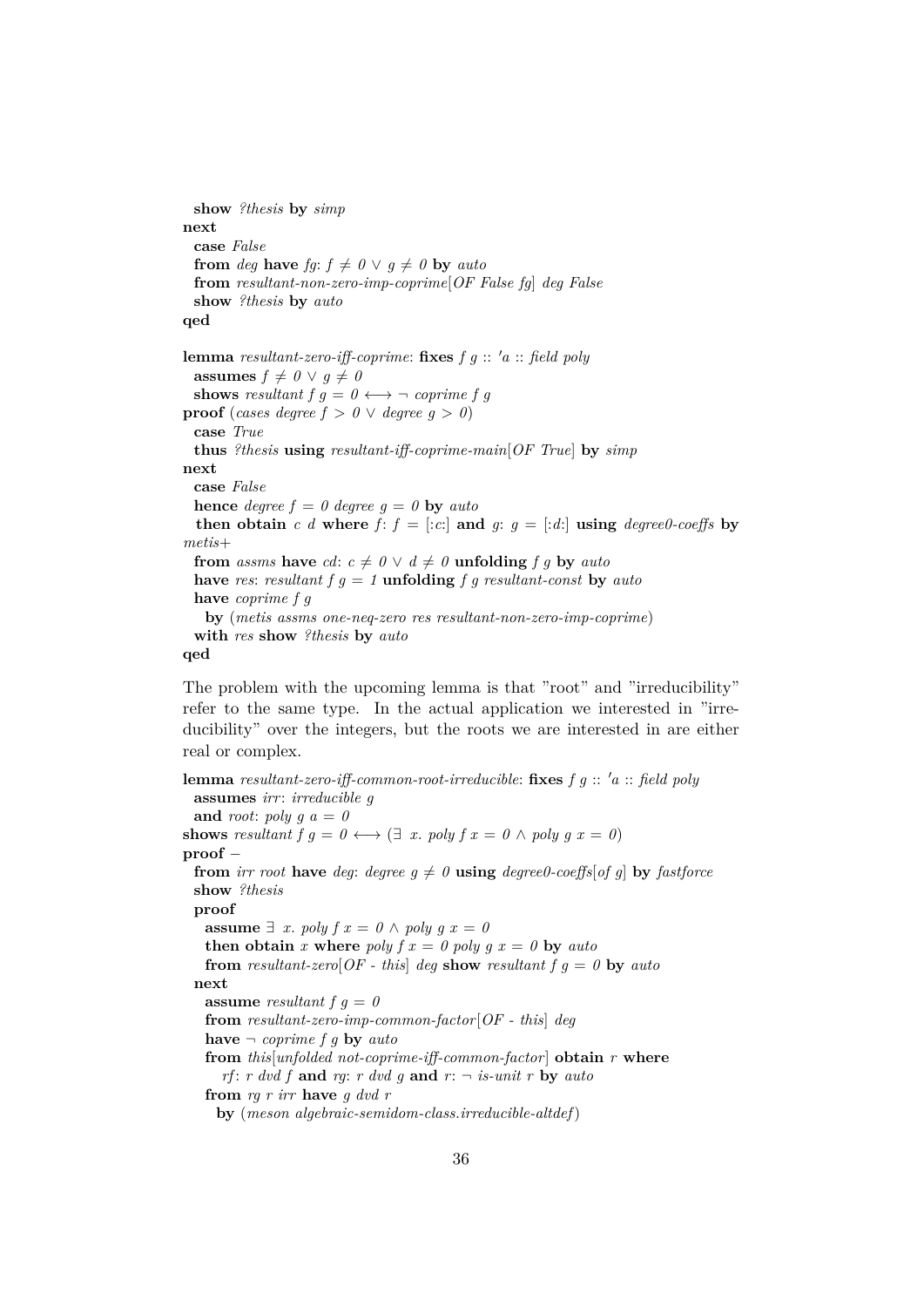```
  show ?thesis by simp
next
  case False
  from deg have fg: f ≠ 0 ∨ g ≠ 0 by auto
  from resultant-non-zero-imp-coprime[OF False fg] deg False
  show ?thesis by auto
qed

lemma resultant-zero-iff-coprime: fixes f g :: 'a :: field poly
  assumes f ≠ 0 ∨ g ≠ 0
  shows resultant f g = 0 ⟷ ¬ coprime f g
proof (cases degree f > 0 ∨ degree g > 0)
  case True
  thus ?thesis using resultant-iff-coprime-main[OF True] by simp
next
  case False
  hence degree f = 0 degree g = 0 by auto
  then obtain c d where f: f = [:c:] and g: g = [:d:] using degree0-coeffs by
metis+
  from assms have cd: c ≠ 0 ∨ d ≠ 0 unfolding f g by auto
  have res: resultant f g = 1 unfolding f g resultant-const by auto
  have coprime f g
    by (metis assms one-neq-zero res resultant-non-zero-imp-coprime)
  with res show ?thesis by auto
qed
```

The problem with the upcoming lemma is that "root" and "irreducibility" refer to the same type. In the actual application we interested in "irreducibility" over the integers, but the roots we are interested in are either real or complex.

```
lemma resultant-zero-iff-common-root-irreducible: fixes f g :: 'a :: field poly
  assumes irr: irreducible g
  and root: poly g a = 0
shows resultant f g = 0 ⟷ (∃ x. poly f x = 0 ∧ poly g x = 0)
proof –
  from irr root have deg: degree g ≠ 0 using degree0-coeffs[of g] by fastforce
  show ?thesis
  proof
    assume ∃ x. poly f x = 0 ∧ poly g x = 0
    then obtain x where poly f x = 0 poly g x = 0 by auto
    from resultant-zero[OF - this] deg show resultant f g = 0 by auto
  next
    assume resultant f g = 0
    from resultant-zero-imp-common-factor[OF - this] deg
    have ¬ coprime f g by auto
    from this[unfolded not-coprime-iff-common-factor] obtain r where
      rf: r dvd f and rg: r dvd g and r: ¬ is-unit r by auto
    from rg r irr have g dvd r
      by (meson algebraic-semidom-class.irreducible-altdef)
```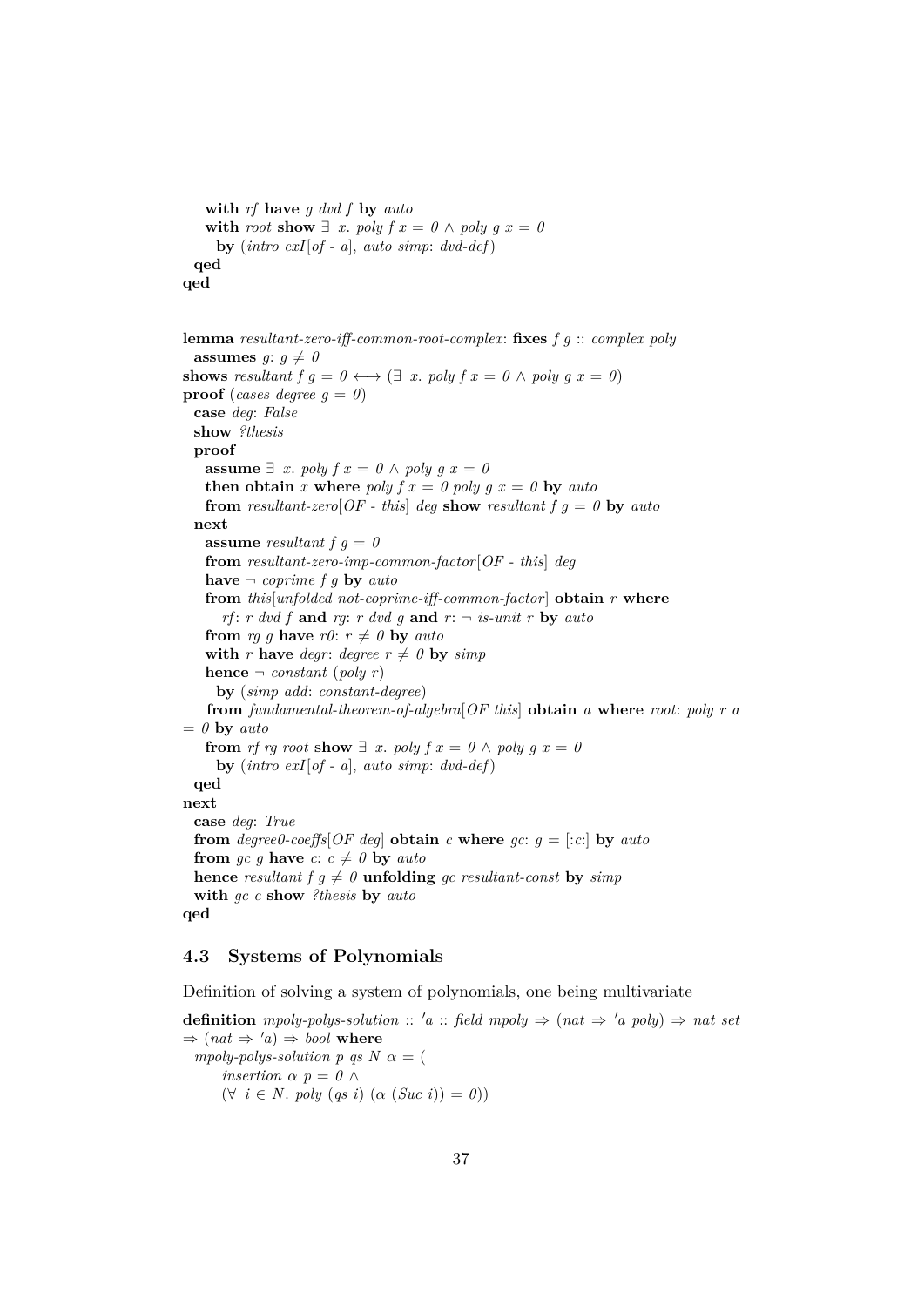```
    with rf have g dvd f by auto
    with root show ∃ x. poly f x = 0 ∧ poly g x = 0
      by (intro exI[of - a], auto simp: dvd-def)
  qed
qed
```

```
lemma resultant-zero-iff-common-root-complex: fixes f g :: complex poly
  assumes g: g ≠ 0
shows resultant f g = 0 ⟷ (∃ x. poly f x = 0 ∧ poly g x = 0)
proof (cases degree g = 0)
  case deg: False
  show ?thesis
  proof
    assume ∃ x. poly f x = 0 ∧ poly g x = 0
    then obtain x where poly f x = 0 poly g x = 0 by auto
    from resultant-zero[OF - this] deg show resultant f g = 0 by auto
  next
    assume resultant f g = 0
    from resultant-zero-imp-common-factor[OF - this] deg
    have ¬ coprime f g by auto
    from this[unfolded not-coprime-iff-common-factor] obtain r where
        rf: r dvd f and rg: r dvd g and r: ¬ is-unit r by auto
    from rg g have r0: r ≠ 0 by auto
    with r have degr: degree r ≠ 0 by simp
    hence ¬ constant (poly r)
      by (simp add: constant-degree)
    from fundamental-theorem-of-algebra[OF this] obtain a where root: poly r a
= 0 by auto
    from rf rg root show ∃ x. poly f x = 0 ∧ poly g x = 0
      by (intro exI[of - a], auto simp: dvd-def)
  qed
next
  case deg: True
  from degree0-coeffs[OF deg] obtain c where gc: g = [:c:] by auto
  from gc g have c: c ≠ 0 by auto
  hence resultant f g ≠ 0 unfolding gc resultant-const by simp
  with gc c show ?thesis by auto
qed
```

## 4.3 Systems of Polynomials

Definition of solving a system of polynomials, one being multivariate

```
definition mpoly-polys-solution :: 'a :: field mpoly ⇒ (nat ⇒ 'a poly) ⇒ nat set
⇒ (nat ⇒ 'a) ⇒ bool where
  mpoly-polys-solution p qs N α = (
      insertion α p = 0 ∧
      (∀ i ∈ N. poly (qs i) (α (Suc i)) = 0))
```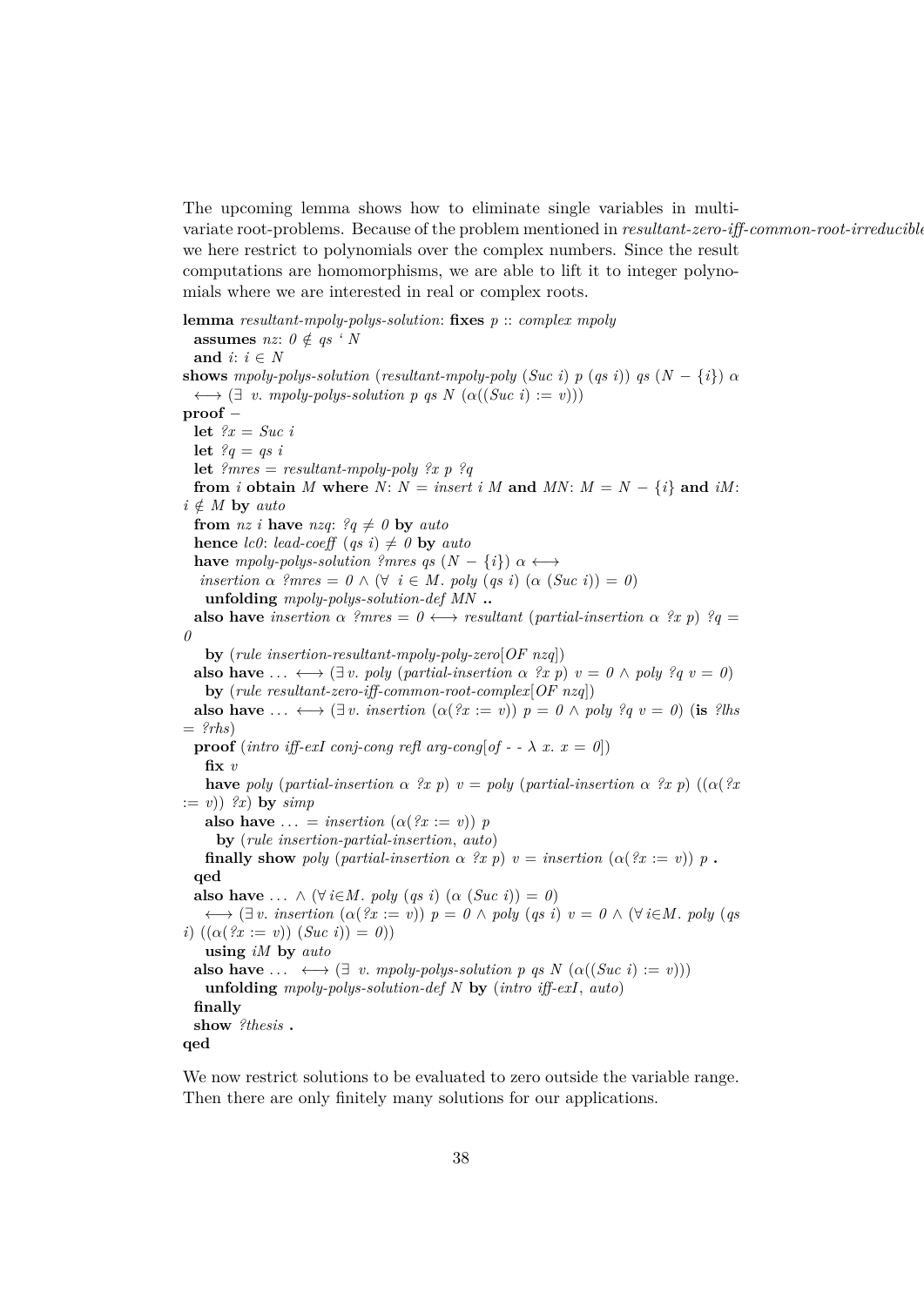The upcoming lemma shows how to eliminate single variables in multivariate root-problems. Because of the problem mentioned in *resultant-zero-iff-common-root-irreducible* we here restrict to polynomials over the complex numbers. Since the result computations are homomorphisms, we are able to lift it to integer polynomials where we are interested in real or complex roots.

```
lemma resultant-mpoly-polys-solution: fixes p :: complex mpoly
  assumes nz: 0 ∉ qs ‘ N
  and i: i ∈ N
shows mpoly-polys-solution (resultant-mpoly-poly (Suc i) p (qs i)) qs (N − {i}) α
  ⟷ (∃ v. mpoly-polys-solution p qs N (α((Suc i) := v)))
proof −
  let ?x = Suc i
  let ?q = qs i
  let ?mres = resultant-mpoly-poly ?x p ?q
  from i obtain M where N: N = insert i M and MN: M = N − {i} and iM:
i ∉ M by auto
  from nz i have nzq: ?q ≠ 0 by auto
  hence lc0: lead-coeff (qs i) ≠ 0 by auto
  have mpoly-polys-solution ?mres qs (N − {i}) α ⟷
   insertion α ?mres = 0 ∧ (∀ i ∈ M. poly (qs i) (α (Suc i)) = 0)
    unfolding mpoly-polys-solution-def MN ..
  also have insertion α ?mres = 0 ⟷ resultant (partial-insertion α ?x p) ?q =
0
    by (rule insertion-resultant-mpoly-poly-zero[OF nzq])
  also have … ⟷ (∃ v. poly (partial-insertion α ?x p) v = 0 ∧ poly ?q v = 0)
    by (rule resultant-zero-iff-common-root-complex[OF nzq])
  also have … ⟷ (∃ v. insertion (α(?x := v)) p = 0 ∧ poly ?q v = 0) (is ?lhs
= ?rhs)
  proof (intro iff-exI conj-cong refl arg-cong[of - - λ x. x = 0])
    fix v
    have poly (partial-insertion α ?x p) v = poly (partial-insertion α ?x p) ((α(?x
:= v)) ?x) by simp
    also have … = insertion (α(?x := v)) p
      by (rule insertion-partial-insertion, auto)
    finally show poly (partial-insertion α ?x p) v = insertion (α(?x := v)) p .
  qed
  also have … ∧ (∀ i∈M. poly (qs i) (α (Suc i)) = 0)
    ⟷ (∃ v. insertion (α(?x := v)) p = 0 ∧ poly (qs i) v = 0 ∧ (∀ i∈M. poly (qs
i) ((α(?x := v)) (Suc i)) = 0))
    using iM by auto
  also have … ⟷ (∃ v. mpoly-polys-solution p qs N (α((Suc i) := v)))
    unfolding mpoly-polys-solution-def N by (intro iff-exI, auto)
  finally
  show ?thesis .
qed
```

We now restrict solutions to be evaluated to zero outside the variable range. Then there are only finitely many solutions for our applications.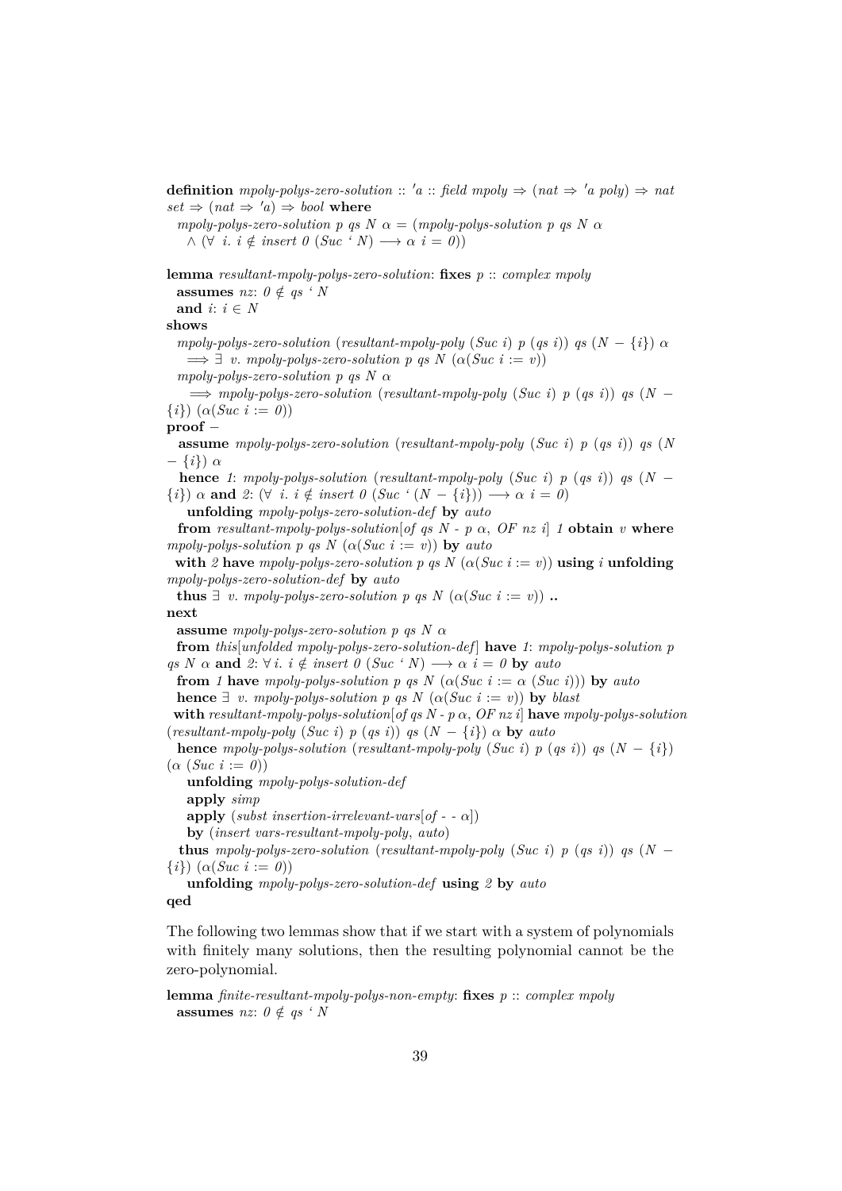```
definition mpoly-polys-zero-solution :: 'a :: field mpoly ⇒ (nat ⇒ 'a poly) ⇒ nat
set ⇒ (nat ⇒ 'a) ⇒ bool where
  mpoly-polys-zero-solution p qs N α = (mpoly-polys-solution p qs N α
    ∧ (∀ i. i ∉ insert 0 (Suc ` N) ⟶ α i = 0))

lemma resultant-mpoly-polys-zero-solution: fixes p :: complex mpoly
  assumes nz: 0 ∉ qs ` N
  and i: i ∈ N
shows
  mpoly-polys-zero-solution (resultant-mpoly-poly (Suc i) p (qs i)) qs (N − {i}) α
    ⟹ ∃ v. mpoly-polys-zero-solution p qs N (α(Suc i := v))
  mpoly-polys-zero-solution p qs N α
    ⟹ mpoly-polys-zero-solution (resultant-mpoly-poly (Suc i) p (qs i)) qs (N −
{i}) (α(Suc i := 0))
proof −
  assume mpoly-polys-zero-solution (resultant-mpoly-poly (Suc i) p (qs i)) qs (N
− {i}) α
  hence 1: mpoly-polys-solution (resultant-mpoly-poly (Suc i) p (qs i)) qs (N −
{i}) α and 2: (∀ i. i ∉ insert 0 (Suc ` (N − {i})) ⟶ α i = 0)
    unfolding mpoly-polys-zero-solution-def by auto
  from resultant-mpoly-polys-solution[of qs N - p α, OF nz i] 1 obtain v where
mpoly-polys-solution p qs N (α(Suc i := v)) by auto
  with 2 have mpoly-polys-zero-solution p qs N (α(Suc i := v)) using i unfolding
mpoly-polys-zero-solution-def by auto
  thus ∃ v. mpoly-polys-zero-solution p qs N (α(Suc i := v)) ..
next
  assume mpoly-polys-zero-solution p qs N α
  from this[unfolded mpoly-polys-zero-solution-def] have 1: mpoly-polys-solution p
qs N α and 2: ∀ i. i ∉ insert 0 (Suc ` N) ⟶ α i = 0 by auto
  from 1 have mpoly-polys-solution p qs N (α(Suc i := α (Suc i))) by auto
  hence ∃ v. mpoly-polys-solution p qs N (α(Suc i := v)) by blast
  with resultant-mpoly-polys-solution[of qs N - p α, OF nz i] have mpoly-polys-solution
(resultant-mpoly-poly (Suc i) p (qs i)) qs (N − {i}) α by auto
  hence mpoly-polys-solution (resultant-mpoly-poly (Suc i) p (qs i)) qs (N − {i})
(α (Suc i := 0))
    unfolding mpoly-polys-solution-def
    apply simp
    apply (subst insertion-irrelevant-vars[of - - α])
    by (insert vars-resultant-mpoly-poly, auto)
  thus mpoly-polys-zero-solution (resultant-mpoly-poly (Suc i) p (qs i)) qs (N −
{i}) (α(Suc i := 0))
    unfolding mpoly-polys-zero-solution-def using 2 by auto
qed
```

The following two lemmas show that if we start with a system of polynomials with finitely many solutions, then the resulting polynomial cannot be the zero-polynomial.

```
lemma finite-resultant-mpoly-polys-non-empty: fixes p :: complex mpoly
  assumes nz: 0 ∉ qs ` N
```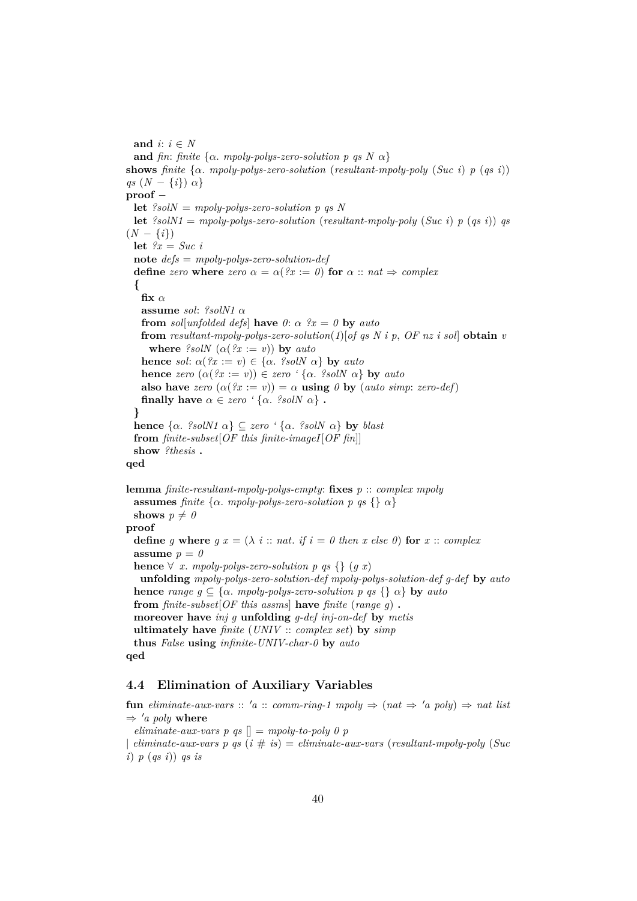```
  and i: i ∈ N
  and fin: finite {α. mpoly-polys-zero-solution p qs N α}
shows finite {α. mpoly-polys-zero-solution (resultant-mpoly-poly (Suc i) p (qs i))
qs (N − {i}) α}
proof −
  let ?solN = mpoly-polys-zero-solution p qs N
  let ?solN1 = mpoly-polys-zero-solution (resultant-mpoly-poly (Suc i) p (qs i)) qs
(N − {i})
  let ?x = Suc i
  note defs = mpoly-polys-zero-solution-def
  define zero where zero α = α(?x := 0) for α :: nat ⇒ complex
  {
    fix α
    assume sol: ?solN1 α
    from sol[unfolded defs] have 0: α ?x = 0 by auto
    from resultant-mpoly-polys-zero-solution(1)[of qs N i p, OF nz i sol] obtain v
      where ?solN (α(?x := v)) by auto
    hence sol: α(?x := v) ∈ {α. ?solN α} by auto
    hence zero (α(?x := v)) ∈ zero ‘ {α. ?solN α} by auto
    also have zero (α(?x := v)) = α using 0 by (auto simp: zero-def)
    finally have α ∈ zero ‘ {α. ?solN α} .
  }
  hence {α. ?solN1 α} ⊆ zero ‘ {α. ?solN α} by blast
  from finite-subset[OF this finite-imageI[OF fin]]
  show ?thesis .
qed

lemma finite-resultant-mpoly-polys-empty: fixes p :: complex mpoly
  assumes finite {α. mpoly-polys-zero-solution p qs {} α}
  shows p ≠ 0
proof
  define g where g x = (λ i :: nat. if i = 0 then x else 0) for x :: complex
  assume p = 0
  hence ∀ x. mpoly-polys-zero-solution p qs {} (g x)
    unfolding mpoly-polys-zero-solution-def mpoly-polys-solution-def g-def by auto
  hence range g ⊆ {α. mpoly-polys-zero-solution p qs {} α} by auto
  from finite-subset[OF this assms] have finite (range g) .
  moreover have inj g unfolding g-def inj-on-def by metis
  ultimately have finite (UNIV :: complex set) by simp
  thus False using infinite-UNIV-char-0 by auto
qed
```

## 4.4 Elimination of Auxiliary Variables

```
fun eliminate-aux-vars :: 'a :: comm-ring-1 mpoly ⇒ (nat ⇒ 'a poly) ⇒ nat list
⇒ 'a poly where
  eliminate-aux-vars p qs [] = mpoly-to-poly 0 p
| eliminate-aux-vars p qs (i # is) = eliminate-aux-vars (resultant-mpoly-poly (Suc
i) p (qs i)) qs is
```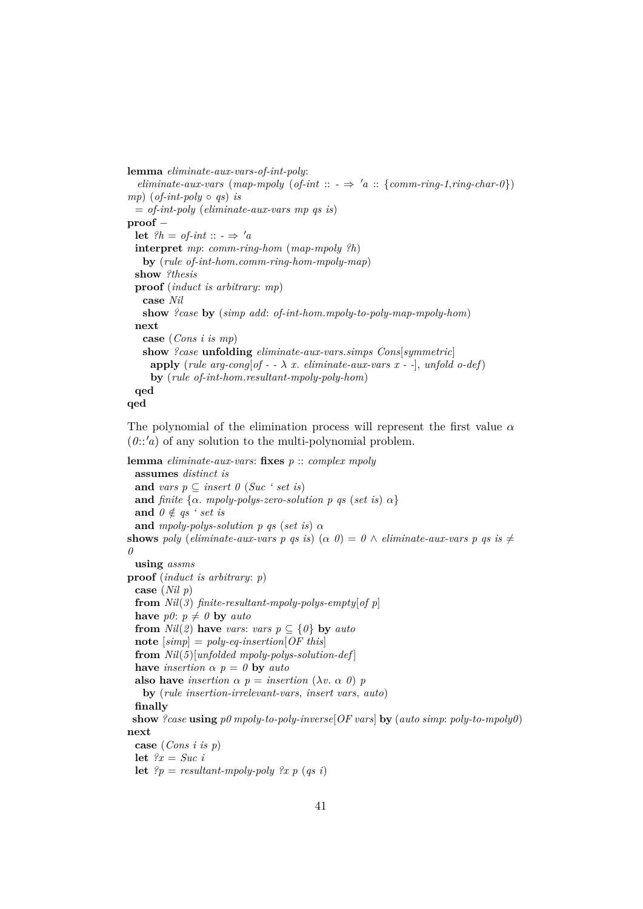```
lemma eliminate-aux-vars-of-int-poly:
  eliminate-aux-vars (map-mpoly (of-int :: - ⇒ 'a :: {comm-ring-1,ring-char-0}) mp) (of-int-poly ∘ qs) is
  = of-int-poly (eliminate-aux-vars mp qs is)
proof –
  let ?h = of-int :: - ⇒ 'a
  interpret mp: comm-ring-hom (map-mpoly ?h)
    by (rule of-int-hom.comm-ring-hom-mpoly-map)
  show ?thesis
  proof (induct is arbitrary: mp)
    case Nil
    show ?case by (simp add: of-int-hom.mpoly-to-poly-map-mpoly-hom)
  next
    case (Cons i is mp)
    show ?case unfolding eliminate-aux-vars.simps Cons[symmetric]
      apply (rule arg-cong[of - - λ x. eliminate-aux-vars x - -], unfold o-def)
      by (rule of-int-hom.resultant-mpoly-poly-hom)
  qed
qed
```

The polynomial of the elimination process will represent the first value $\alpha$ $(0{::}'a)$ of any solution to the multi-polynomial problem.

```
lemma eliminate-aux-vars: fixes p :: complex mpoly
  assumes distinct is
  and vars p ⊆ insert 0 (Suc ` set is)
  and finite {α. mpoly-polys-zero-solution p qs (set is) α}
  and 0 ∉ qs ` set is
  and mpoly-polys-solution p qs (set is) α
shows poly (eliminate-aux-vars p qs is) (α 0) = 0 ∧ eliminate-aux-vars p qs is ≠ 0
  using assms
proof (induct is arbitrary: p)
  case (Nil p)
  from Nil(3) finite-resultant-mpoly-polys-empty[of p]
  have p0: p ≠ 0 by auto
  from Nil(2) have vars: vars p ⊆ {0} by auto
  note [simp] = poly-eq-insertion[OF this]
  from Nil(5)[unfolded mpoly-polys-solution-def]
  have insertion α p = 0 by auto
  also have insertion α p = insertion (λv. α 0) p
    by (rule insertion-irrelevant-vars, insert vars, auto)
  finally
 show ?case using p0 mpoly-to-poly-inverse[OF vars] by (auto simp: poly-to-mpoly0)
next
  case (Cons i is p)
  let ?x = Suc i
  let ?p = resultant-mpoly-poly ?x p (qs i)
```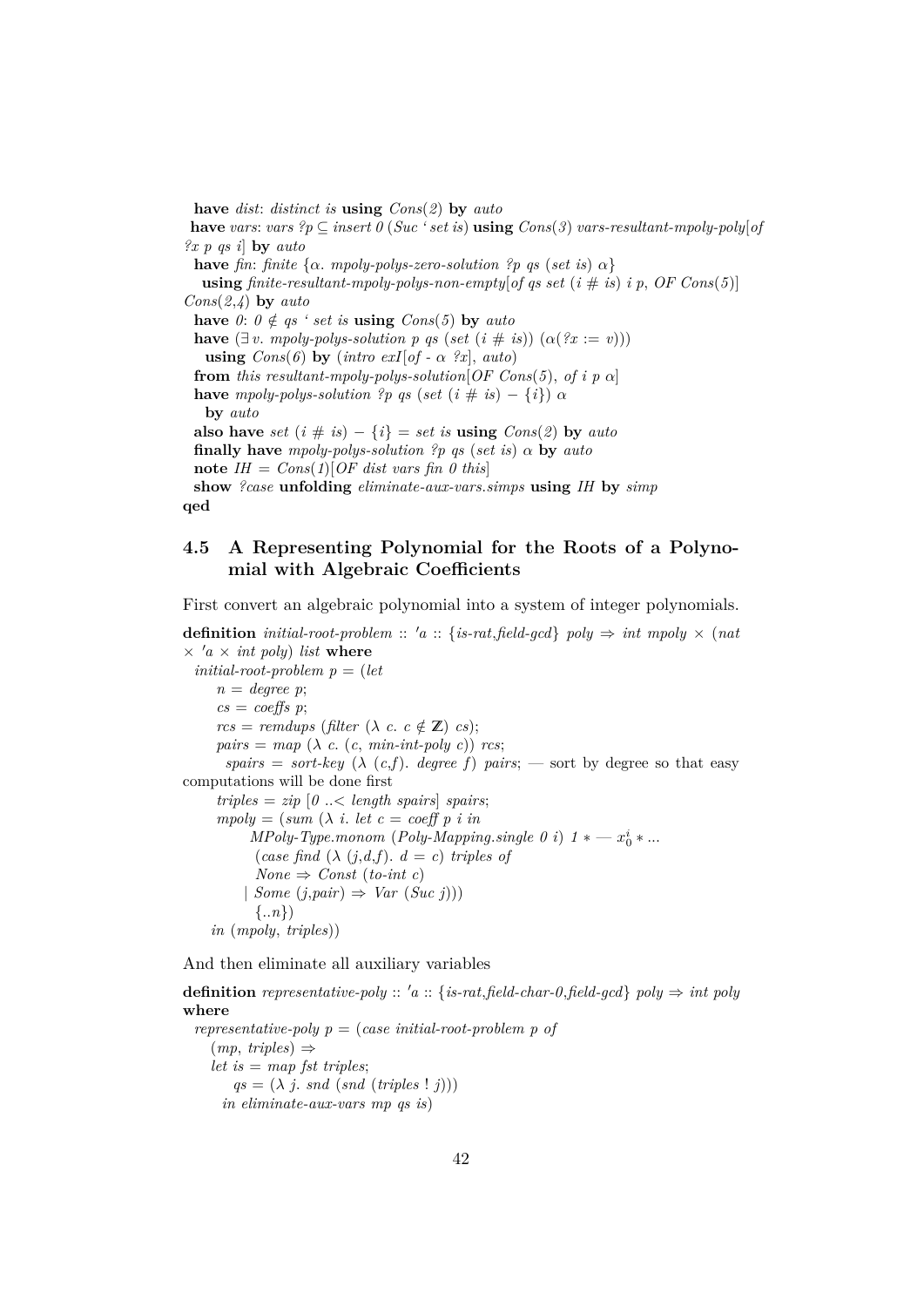```
  have dist: distinct is using Cons(2) by auto
  have vars: vars ?p ⊆ insert 0 (Suc ‘ set is) using Cons(3) vars-resultant-mpoly-poly[of
?x p qs i] by auto
  have fin: finite {α. mpoly-polys-zero-solution ?p qs (set is) α}
    using finite-resultant-mpoly-polys-non-empty[of qs set (i # is) i p, OF Cons(5)]
Cons(2,4) by auto
  have 0: 0 ∉ qs ‘ set is using Cons(5) by auto
  have (∃ v. mpoly-polys-solution p qs (set (i # is)) (α(?x := v)))
    using Cons(6) by (intro exI[of - α ?x], auto)
  from this resultant-mpoly-polys-solution[OF Cons(5), of i p α]
  have mpoly-polys-solution ?p qs (set (i # is) − {i}) α
    by auto
  also have set (i # is) − {i} = set is using Cons(2) by auto
  finally have mpoly-polys-solution ?p qs (set is) α by auto
  note IH = Cons(1)[OF dist vars fin 0 this]
  show ?case unfolding eliminate-aux-vars.simps using IH by simp
qed
```

## 4.5 A Representing Polynomial for the Roots of a Polynomial with Algebraic Coefficients

First convert an algebraic polynomial into a system of integer polynomials.

```
definition initial-root-problem :: 'a :: {is-rat,field-gcd} poly ⇒ int mpoly × (nat
× 'a × int poly) list where
  initial-root-problem p = (let
      n = degree p;
      cs = coeffs p;
      rcs = remdups (filter (λ c. c ∉ ℤ) cs);
      pairs = map (λ c. (c, min-int-poly c)) rcs;
      spairs = sort-key (λ (c,f). degree f) pairs; — sort by degree so that easy
computations will be done first
      triples = zip [0 ..< length spairs] spairs;
      mpoly = (sum (λ i. let c = coeff p i in
            MPoly-Type.monom (Poly-Mapping.single 0 i) 1 * — x_0^i * ...
            (case find (λ (j,d,f). d = c) triples of
            None ⇒ Const (to-int c)
          | Some (j,pair) ⇒ Var (Suc j)))
            {..n})
    in (mpoly, triples))
```

And then eliminate all auxiliary variables

```
definition representative-poly :: 'a :: {is-rat,field-char-0,field-gcd} poly ⇒ int poly
where
  representative-poly p = (case initial-root-problem p of
    (mp, triples) ⇒
    let is = map fst triples;
        qs = (λ j. snd (snd (triples ! j)))
      in eliminate-aux-vars mp qs is)
```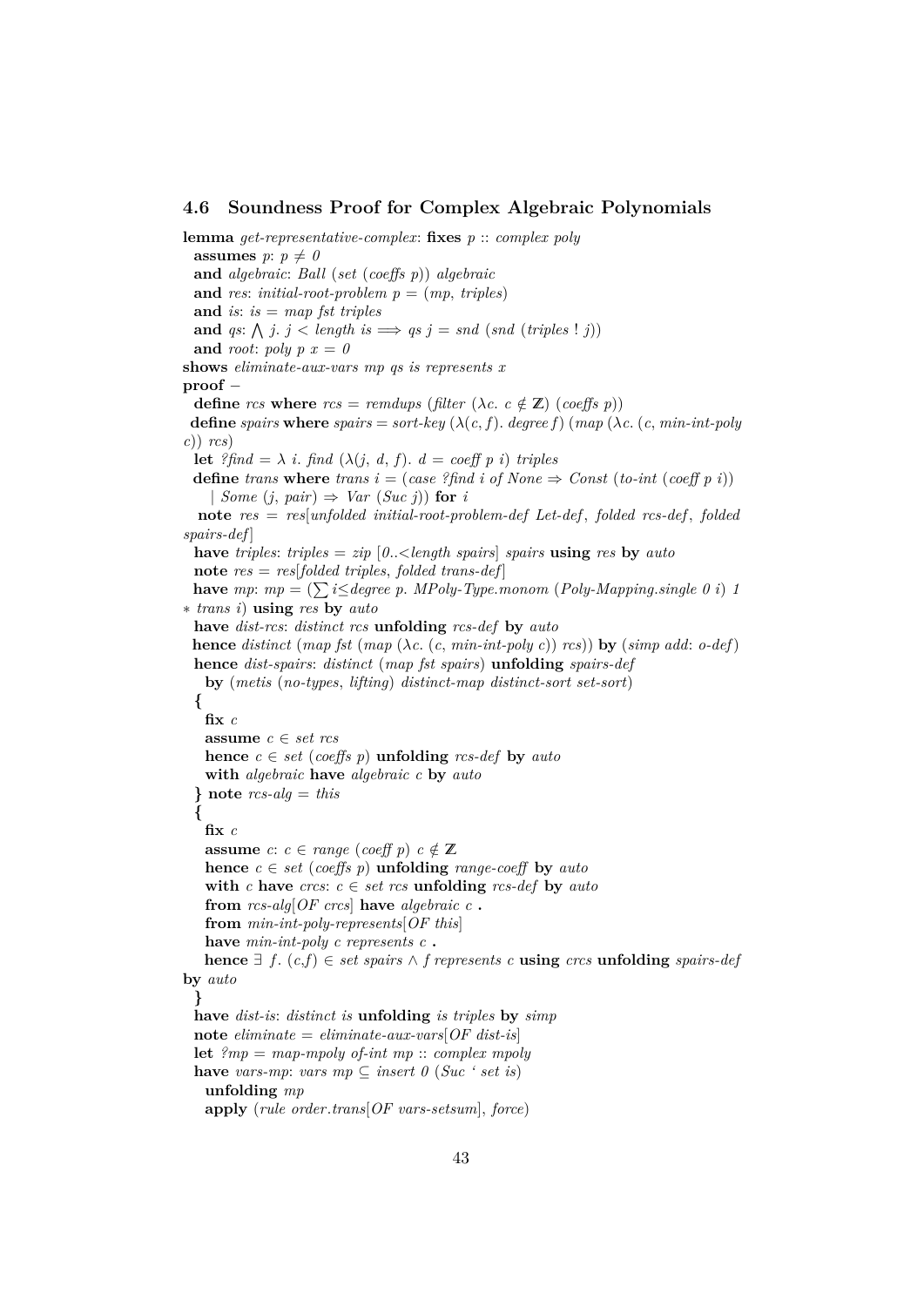### 4.6 Soundness Proof for Complex Algebraic Polynomials

```
lemma get-representative-complex: fixes p :: complex poly
  assumes p: p ≠ 0
  and algebraic: Ball (set (coeffs p)) algebraic
  and res: initial-root-problem p = (mp, triples)
  and is: is = map fst triples
  and qs: ⋀ j. j < length is ⟹ qs j = snd (snd (triples ! j))
  and root: poly p x = 0
shows eliminate-aux-vars mp qs is represents x
proof −
  define rcs where rcs = remdups (filter (λc. c ∉ ℤ) (coeffs p))
  define spairs where spairs = sort-key (λ(c, f). degree f) (map (λc. (c, min-int-poly
c)) rcs)
  let ?find = λ i. find (λ(j, d, f). d = coeff p i) triples
  define trans where trans i = (case ?find i of None ⇒ Const (to-int (coeff p i))
    | Some (j, pair) ⇒ Var (Suc j)) for i
  note res = res[unfolded initial-root-problem-def Let-def, folded rcs-def, folded
spairs-def]
  have triples: triples = zip [0..<length spairs] spairs using res by auto
  note res = res[folded triples, folded trans-def]
  have mp: mp = (∑ i≤degree p. MPoly-Type.monom (Poly-Mapping.single 0 i) 1
∗ trans i) using res by auto
  have dist-rcs: distinct rcs unfolding rcs-def by auto
  hence distinct (map fst (map (λc. (c, min-int-poly c)) rcs)) by (simp add: o-def)
  hence dist-spairs: distinct (map fst spairs) unfolding spairs-def
    by (metis (no-types, lifting) distinct-map distinct-sort set-sort)
  {
    fix c
    assume c ∈ set rcs
    hence c ∈ set (coeffs p) unfolding rcs-def by auto
    with algebraic have algebraic c by auto
  } note rcs-alg = this
  {
    fix c
    assume c: c ∈ range (coeff p) c ∉ ℤ
    hence c ∈ set (coeffs p) unfolding range-coeff by auto
    with c have crcs: c ∈ set rcs unfolding rcs-def by auto
    from rcs-alg[OF crcs] have algebraic c .
    from min-int-poly-represents[OF this]
    have min-int-poly c represents c .
    hence ∃ f. (c,f) ∈ set spairs ∧ f represents c using crcs unfolding spairs-def
by auto
  }
  have dist-is: distinct is unfolding is triples by simp
  note eliminate = eliminate-aux-vars[OF dist-is]
  let ?mp = map-mpoly of-int mp :: complex mpoly
  have vars-mp: vars mp ⊆ insert 0 (Suc ‘ set is)
    unfolding mp
    apply (rule order.trans[OF vars-setsum], force)
```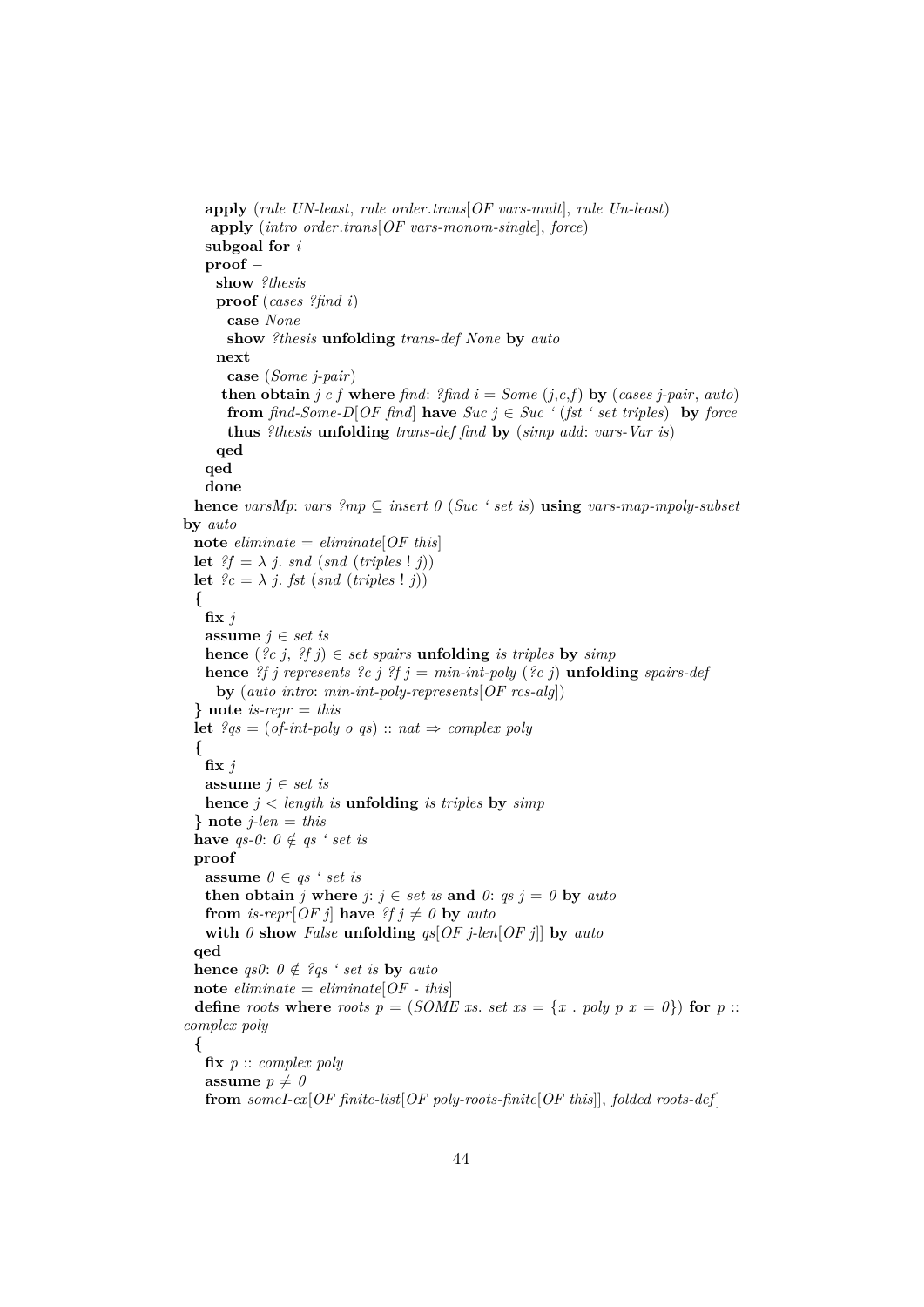```
    apply (rule UN-least, rule order.trans[OF vars-mult], rule Un-least)
     apply (intro order.trans[OF vars-monom-single], force)
    subgoal for i
    proof –
      show ?thesis
      proof (cases ?find i)
        case None
        show ?thesis unfolding trans-def None by auto
      next
        case (Some j-pair)
       then obtain j c f where find: ?find i = Some (j,c,f) by (cases j-pair, auto)
        from find-Some-D[OF find] have Suc j ∈ Suc ‘ (fst ‘ set triples)  by force
        thus ?thesis unfolding trans-def find by (simp add: vars-Var is)
      qed
    qed
    done
  hence varsMp: vars ?mp ⊆ insert 0 (Suc ‘ set is) using vars-map-mpoly-subset
by auto
  note eliminate = eliminate[OF this]
  let ?f = λ j. snd (snd (triples ! j))
  let ?c = λ j. fst (snd (triples ! j))
  {
    fix j
    assume j ∈ set is
    hence (?c j, ?f j) ∈ set spairs unfolding is triples by simp
    hence ?f j represents ?c j ?f j = min-int-poly (?c j) unfolding spairs-def
      by (auto intro: min-int-poly-represents[OF rcs-alg])
  } note is-repr = this
  let ?qs = (of-int-poly o qs) :: nat ⇒ complex poly
  {
    fix j
    assume j ∈ set is
    hence j < length is unfolding is triples by simp
  } note j-len = this
  have qs-0: 0 ∉ qs ‘ set is
  proof
    assume 0 ∈ qs ‘ set is
    then obtain j where j: j ∈ set is and 0: qs j = 0 by auto
    from is-repr[OF j] have ?f j ≠ 0 by auto
    with 0 show False unfolding qs[OF j-len[OF j]] by auto
  qed
  hence qs0: 0 ∉ ?qs ‘ set is by auto
  note eliminate = eliminate[OF - this]
  define roots where roots p = (SOME xs. set xs = {x . poly p x = 0}) for p ::
complex poly
  {
    fix p :: complex poly
    assume p ≠ 0
    from someI-ex[OF finite-list[OF poly-roots-finite[OF this]], folded roots-def]
```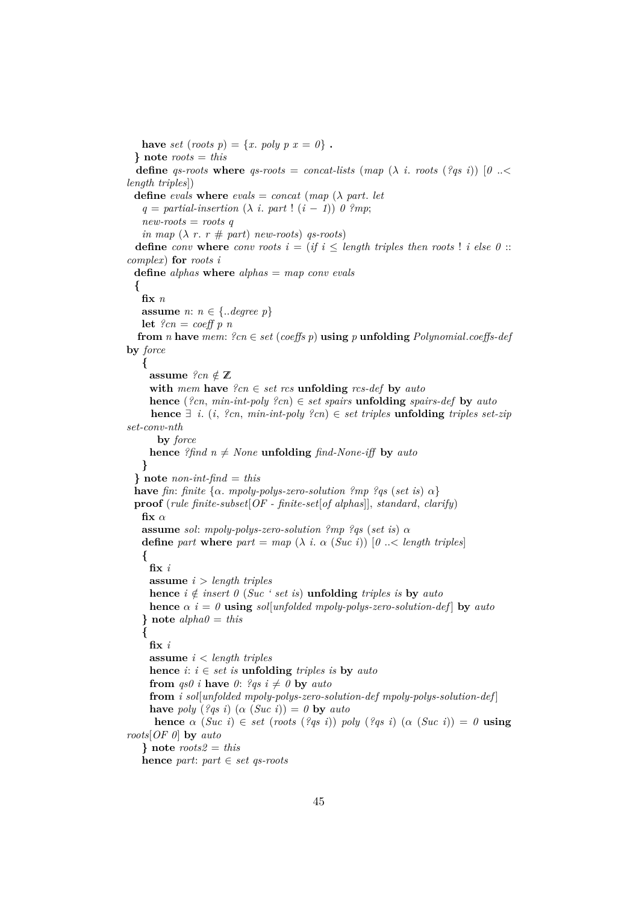```
    have set (roots p) = {x. poly p x = 0} .
  } note roots = this
  define qs-roots where qs-roots = concat-lists (map (λ i. roots (?qs i)) [0 ..<
length triples])
  define evals where evals = concat (map (λ part. let
    q = partial-insertion (λ i. part ! (i − 1)) 0 ?mp;
    new-roots = roots q
    in map (λ r. r # part) new-roots) qs-roots)
  define conv where conv roots i = (if i ≤ length triples then roots ! i else 0 ::
complex) for roots i
  define alphas where alphas = map conv evals
  {
    fix n
    assume n: n ∈ {..degree p}
    let ?cn = coeff p n
    from n have mem: ?cn ∈ set (coeffs p) using p unfolding Polynomial.coeffs-def
by force
    {
      assume ?cn ∉ ℤ
      with mem have ?cn ∈ set rcs unfolding rcs-def by auto
      hence (?cn, min-int-poly ?cn) ∈ set spairs unfolding spairs-def by auto
      hence ∃ i. (i, ?cn, min-int-poly ?cn) ∈ set triples unfolding triples set-zip
set-conv-nth
        by force
      hence ?find n ≠ None unfolding find-None-iff by auto
    }
  } note non-int-find = this
  have fin: finite {α. mpoly-polys-zero-solution ?mp ?qs (set is) α}
  proof (rule finite-subset[OF - finite-set[of alphas]], standard, clarify)
    fix α
    assume sol: mpoly-polys-zero-solution ?mp ?qs (set is) α
    define part where part = map (λ i. α (Suc i)) [0 ..< length triples]
    {
      fix i
      assume i > length triples
      hence i ∉ insert 0 (Suc ‘ set is) unfolding triples is by auto
      hence α i = 0 using sol[unfolded mpoly-polys-zero-solution-def] by auto
    } note alpha0 = this
    {
      fix i
      assume i < length triples
      hence i: i ∈ set is unfolding triples is by auto
      from qs0 i have 0: ?qs i ≠ 0 by auto
      from i sol[unfolded mpoly-polys-zero-solution-def mpoly-polys-solution-def]
      have poly (?qs i) (α (Suc i)) = 0 by auto
      hence α (Suc i) ∈ set (roots (?qs i)) poly (?qs i) (α (Suc i)) = 0 using
roots[OF 0] by auto
    } note roots2 = this
    hence part: part ∈ set qs-roots
```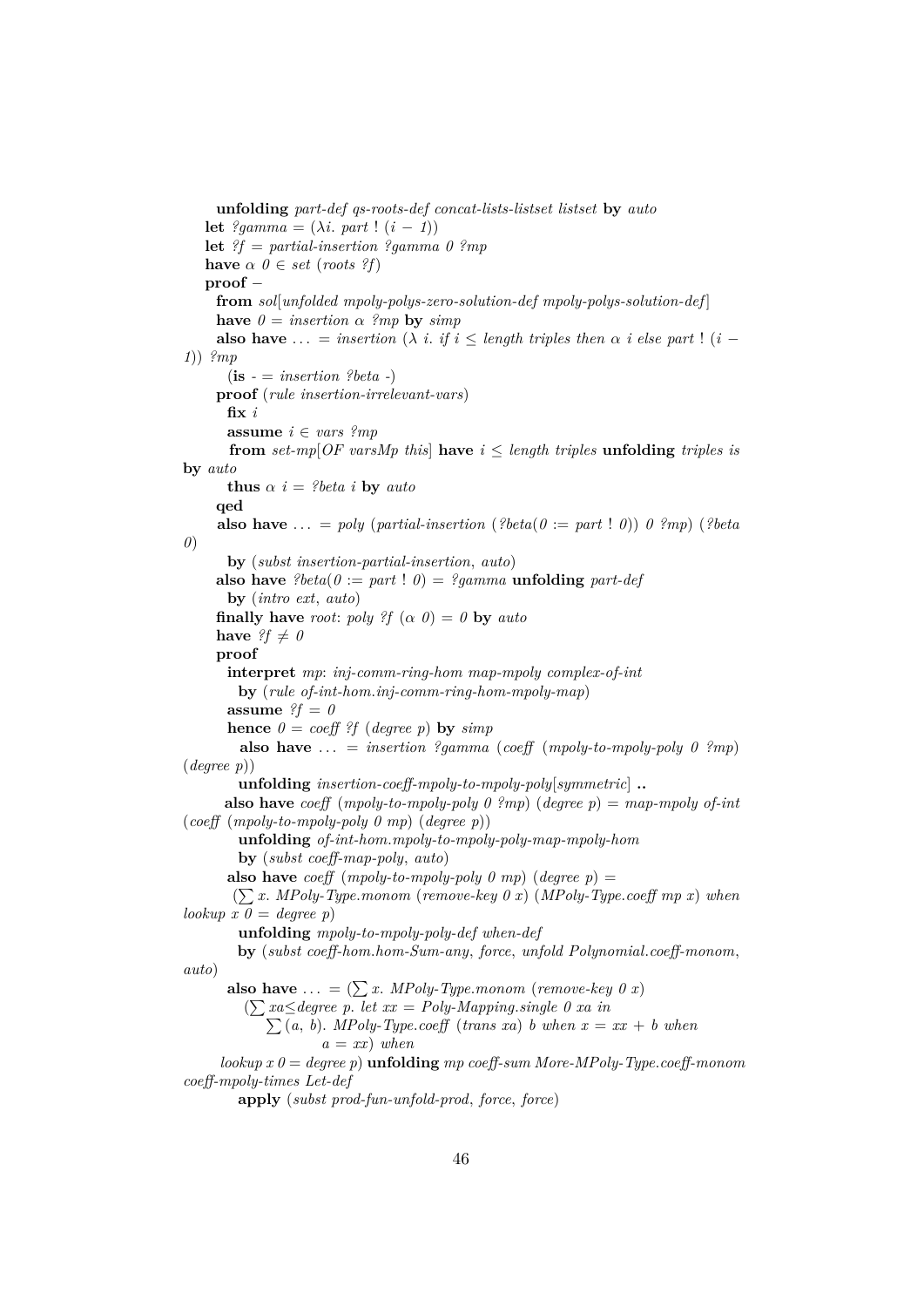```
      unfolding part-def qs-roots-def concat-lists-listset listset by auto
    let ?gamma = (λi. part ! (i − 1))
    let ?f = partial-insertion ?gamma 0 ?mp
    have α 0 ∈ set (roots ?f)
    proof −
      from sol[unfolded mpoly-polys-zero-solution-def mpoly-polys-solution-def]
      have 0 = insertion α ?mp by simp
      also have ... = insertion (λ i. if i ≤ length triples then α i else part ! (i −
1)) ?mp
        (is - = insertion ?beta -)
      proof (rule insertion-irrelevant-vars)
        fix i
        assume i ∈ vars ?mp
        from set-mp[OF varsMp this] have i ≤ length triples unfolding triples is
by auto
        thus α i = ?beta i by auto
      qed
      also have ... = poly (partial-insertion (?beta(0 := part ! 0)) 0 ?mp) (?beta
0)
        by (subst insertion-partial-insertion, auto)
      also have ?beta(0 := part ! 0) = ?gamma unfolding part-def
        by (intro ext, auto)
      finally have root: poly ?f (α 0) = 0 by auto
      have ?f ≠ 0
      proof
        interpret mp: inj-comm-ring-hom map-mpoly complex-of-int
          by (rule of-int-hom.inj-comm-ring-hom-mpoly-map)
        assume ?f = 0
        hence 0 = coeff ?f (degree p) by simp
          also have ... = insertion ?gamma (coeff (mpoly-to-mpoly-poly 0 ?mp)
(degree p))
          unfolding insertion-coeff-mpoly-to-mpoly-poly[symmetric] ..
        also have coeff (mpoly-to-mpoly-poly 0 ?mp) (degree p) = map-mpoly of-int
(coeff (mpoly-to-mpoly-poly 0 mp) (degree p))
          unfolding of-int-hom.mpoly-to-mpoly-poly-map-mpoly-hom
          by (subst coeff-map-poly, auto)
        also have coeff (mpoly-to-mpoly-poly 0 mp) (degree p) =
          (∑ x. MPoly-Type.monom (remove-key 0 x) (MPoly-Type.coeff mp x) when
lookup x 0 = degree p)
          unfolding mpoly-to-mpoly-poly-def when-def
          by (subst coeff-hom.hom-Sum-any, force, unfold Polynomial.coeff-monom,
auto)
        also have ... = (∑ x. MPoly-Type.monom (remove-key 0 x)
          (∑ xa≤degree p. let xx = Poly-Mapping.single 0 xa in
             ∑ (a, b). MPoly-Type.coeff (trans xa) b when x = xx + b when
                   a = xx) when
       lookup x 0 = degree p) unfolding mp coeff-sum More-MPoly-Type.coeff-monom
coeff-mpoly-times Let-def
          apply (subst prod-fun-unfold-prod, force, force)
```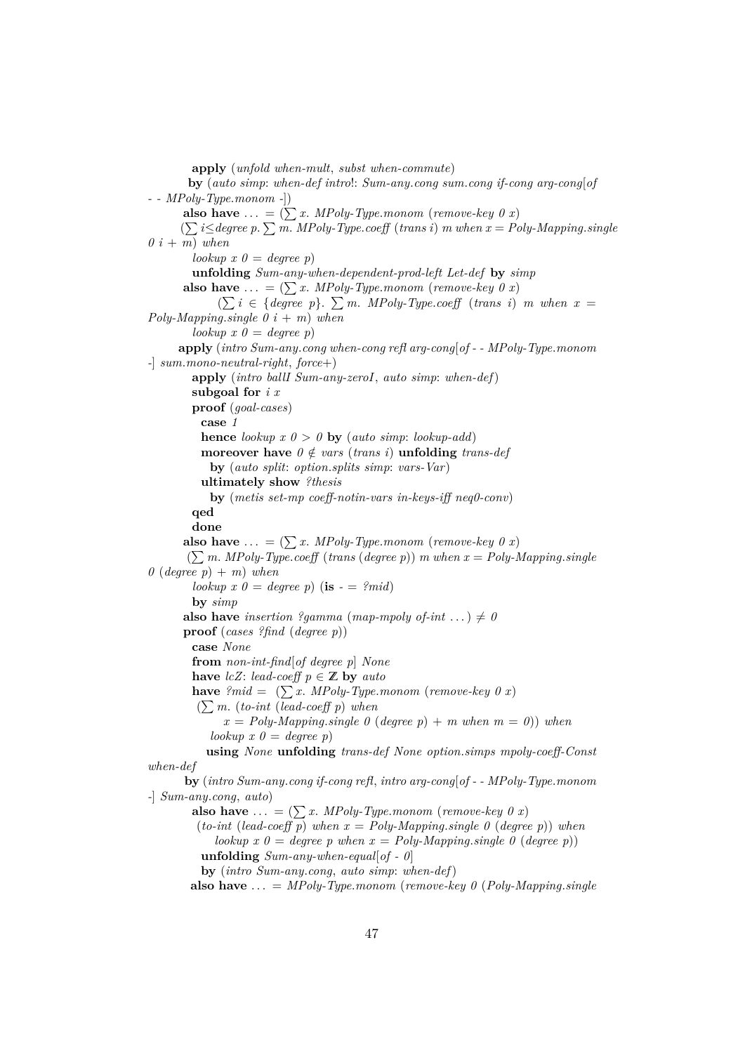```
      apply (unfold when-mult, subst when-commute)
      by (auto simp: when-def intro!: Sum-any.cong sum.cong if-cong arg-cong[of
- - MPoly-Type.monom -])
    also have ... = (∑ x. MPoly-Type.monom (remove-key 0 x)
      (∑ i≤degree p. ∑ m. MPoly-Type.coeff (trans i) m when x = Poly-Mapping.single
0 i + m) when
      lookup x 0 = degree p)
      unfolding Sum-any-when-dependent-prod-left Let-def by simp
    also have ... = (∑ x. MPoly-Type.monom (remove-key 0 x)
          (∑ i ∈ {degree p}. ∑ m. MPoly-Type.coeff (trans i) m when x =
Poly-Mapping.single 0 i + m) when
      lookup x 0 = degree p)
    apply (intro Sum-any.cong when-cong refl arg-cong[of - - MPoly-Type.monom
-] sum.mono-neutral-right, force+)
      apply (intro ballI Sum-any-zeroI, auto simp: when-def)
      subgoal for i x
      proof (goal-cases)
        case 1
        hence lookup x 0 > 0 by (auto simp: lookup-add)
        moreover have 0 ∉ vars (trans i) unfolding trans-def
          by (auto split: option.splits simp: vars-Var)
        ultimately show ?thesis
          by (metis set-mp coeff-notin-vars in-keys-iff neq0-conv)
      qed
      done
    also have ... = (∑ x. MPoly-Type.monom (remove-key 0 x)
      (∑ m. MPoly-Type.coeff (trans (degree p)) m when x = Poly-Mapping.single
0 (degree p) + m) when
      lookup x 0 = degree p) (is - = ?mid)
      by simp
    also have insertion ?gamma (map-mpoly of-int ...) ≠ 0
    proof (cases ?find (degree p))
      case None
      from non-int-find[of degree p] None
      have lcZ: lead-coeff p ∈ ℤ by auto
      have ?mid = (∑ x. MPoly-Type.monom (remove-key 0 x)
        (∑ m. (to-int (lead-coeff p) when
            x = Poly-Mapping.single 0 (degree p) + m when m = 0)) when
          lookup x 0 = degree p)
        using None unfolding trans-def None option.simps mpoly-coeff-Const
when-def
      by (intro Sum-any.cong if-cong refl, intro arg-cong[of - - MPoly-Type.monom
-] Sum-any.cong, auto)
      also have ... = (∑ x. MPoly-Type.monom (remove-key 0 x)
        (to-int (lead-coeff p) when x = Poly-Mapping.single 0 (degree p)) when
          lookup x 0 = degree p when x = Poly-Mapping.single 0 (degree p))
        unfolding Sum-any-when-equal[of - 0]
        by (intro Sum-any.cong, auto simp: when-def)
      also have ... = MPoly-Type.monom (remove-key 0 (Poly-Mapping.single
```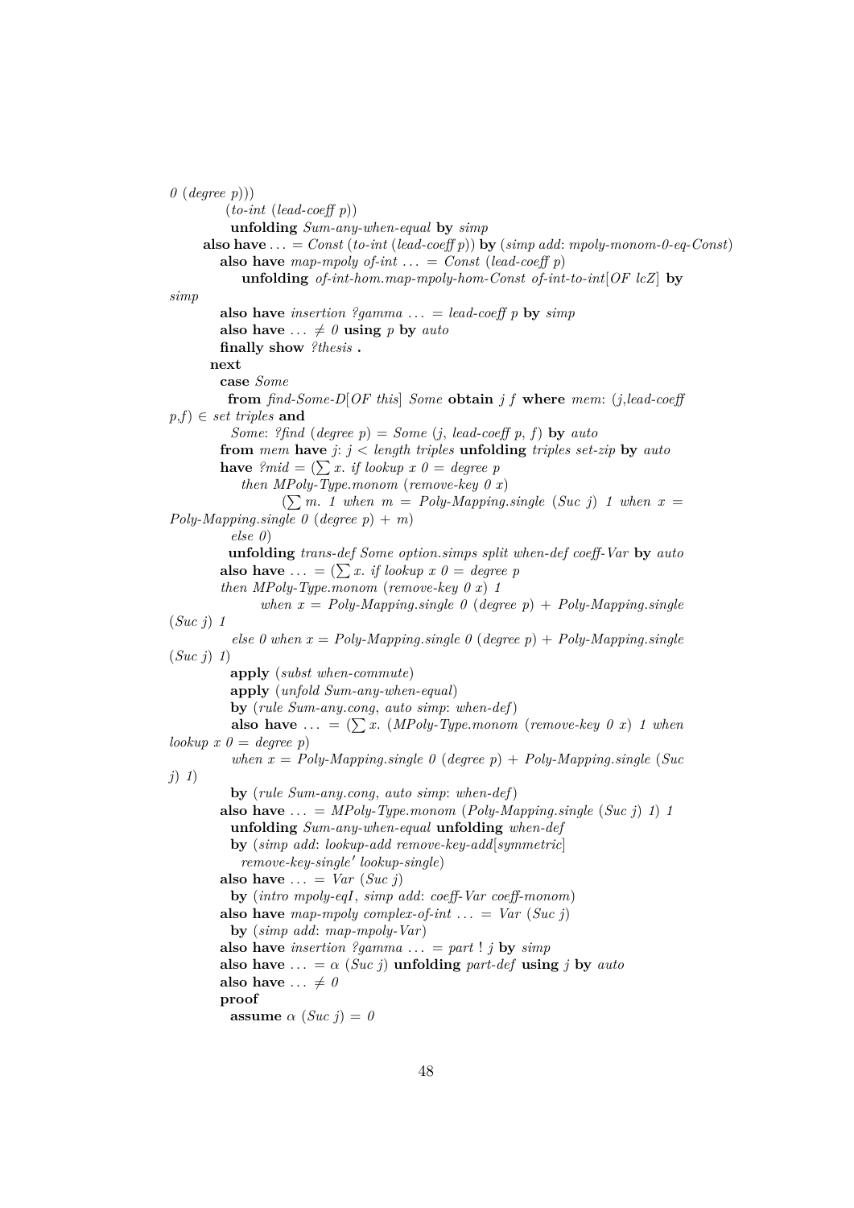```
0 (degree p)))
          (to-int (lead-coeff p))
          unfolding Sum-any-when-equal by simp
      also have ... = Const (to-int (lead-coeff p)) by (simp add: mpoly-monom-0-eq-Const)
        also have map-mpoly of-int ... = Const (lead-coeff p)
            unfolding of-int-hom.map-mpoly-hom-Const of-int-to-int[OF lcZ] by
simp
        also have insertion ?gamma ... = lead-coeff p by simp
        also have ... ≠ 0 using p by auto
        finally show ?thesis .
      next
        case Some
         from find-Some-D[OF this] Some obtain j f where mem: (j,lead-coeff
p,f) ∈ set triples and
          Some: ?find (degree p) = Some (j, lead-coeff p, f) by auto
        from mem have j: j < length triples unfolding triples set-zip by auto
        have ?mid = (∑ x. if lookup x 0 = degree p
            then MPoly-Type.monom (remove-key 0 x)
                  (∑ m. 1 when m = Poly-Mapping.single (Suc j) 1 when x =
Poly-Mapping.single 0 (degree p) + m)
          else 0)
          unfolding trans-def Some option.simps split when-def coeff-Var by auto
        also have ... = (∑ x. if lookup x 0 = degree p
        then MPoly-Type.monom (remove-key 0 x) 1
               when x = Poly-Mapping.single 0 (degree p) + Poly-Mapping.single
(Suc j) 1
          else 0 when x = Poly-Mapping.single 0 (degree p) + Poly-Mapping.single
(Suc j) 1)
          apply (subst when-commute)
          apply (unfold Sum-any-when-equal)
          by (rule Sum-any.cong, auto simp: when-def)
          also have ... = (∑ x. (MPoly-Type.monom (remove-key 0 x) 1 when
lookup x 0 = degree p)
          when x = Poly-Mapping.single 0 (degree p) + Poly-Mapping.single (Suc
j) 1)
          by (rule Sum-any.cong, auto simp: when-def)
        also have ... = MPoly-Type.monom (Poly-Mapping.single (Suc j) 1) 1
          unfolding Sum-any-when-equal unfolding when-def
          by (simp add: lookup-add remove-key-add[symmetric]
            remove-key-single' lookup-single)
        also have ... = Var (Suc j)
          by (intro mpoly-eqI, simp add: coeff-Var coeff-monom)
        also have map-mpoly complex-of-int ... = Var (Suc j)
          by (simp add: map-mpoly-Var)
        also have insertion ?gamma ... = part ! j by simp
        also have ... = α (Suc j) unfolding part-def using j by auto
        also have ... ≠ 0
        proof
          assume α (Suc j) = 0
```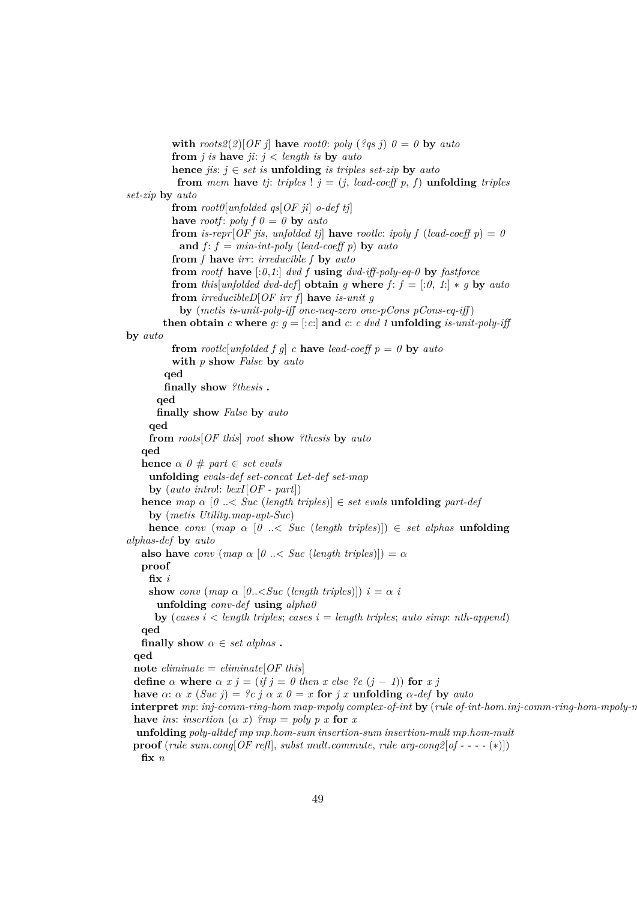```
            with roots2(2)[OF j] have root0: poly (?qs j) 0 = 0 by auto
            from j is have ji: j < length is by auto
            hence jis: j ∈ set is unfolding is triples set-zip by auto
             from mem have tj: triples ! j = (j, lead-coeff p, f) unfolding triples
set-zip by auto
            from root0[unfolded qs[OF ji] o-def tj]
            have rootf: poly f 0 = 0 by auto
            from is-repr[OF jis, unfolded tj] have rootlc: ipoly f (lead-coeff p) = 0
              and f: f = min-int-poly (lead-coeff p) by auto
            from f have irr: irreducible f by auto
            from rootf have [:0,1:] dvd f using dvd-iff-poly-eq-0 by fastforce
            from this[unfolded dvd-def] obtain g where f: f = [:0, 1:] * g by auto
            from irreducibleD[OF irr f] have is-unit g
              by (metis is-unit-poly-iff one-neq-zero one-pCons pCons-eq-iff)
          then obtain c where g: g = [:c:] and c: c dvd 1 unfolding is-unit-poly-iff
by auto
            from rootlc[unfolded f g] c have lead-coeff p = 0 by auto
            with p show False by auto
          qed
          finally show ?thesis .
        qed
        finally show False by auto
      qed
      from roots[OF this] root show ?thesis by auto
    qed
    hence α 0 # part ∈ set evals
      unfolding evals-def set-concat Let-def set-map
      by (auto intro!: bexI[OF - part])
    hence map α [0 ..< Suc (length triples)] ∈ set evals unfolding part-def
      by (metis Utility.map-upt-Suc)
     hence conv (map α [0 ..< Suc (length triples)]) ∈ set alphas unfolding
alphas-def by auto
    also have conv (map α [0 ..< Suc (length triples)]) = α
    proof
      fix i
      show conv (map α [0..<Suc (length triples)]) i = α i
        unfolding conv-def using alpha0
       by (cases i < length triples; cases i = length triples; auto simp: nth-append)
    qed
    finally show α ∈ set alphas .
  qed
  note eliminate = eliminate[OF this]
  define α where α x j = (if j = 0 then x else ?c (j − 1)) for x j
  have α: α x (Suc j) = ?c j α x 0 = x for j x unfolding α-def by auto
 interpret mp: inj-comm-ring-hom map-mpoly complex-of-int by (rule of-int-hom.inj-comm-ring-hom-mpoly-m
  have ins: insertion (α x) ?mp = poly p x for x
  unfolding poly-altdef mp mp.hom-sum insertion-sum insertion-mult mp.hom-mult
 proof (rule sum.cong[OF refl], subst mult.commute, rule arg-cong2[of - - - - (*)])
   fix n
```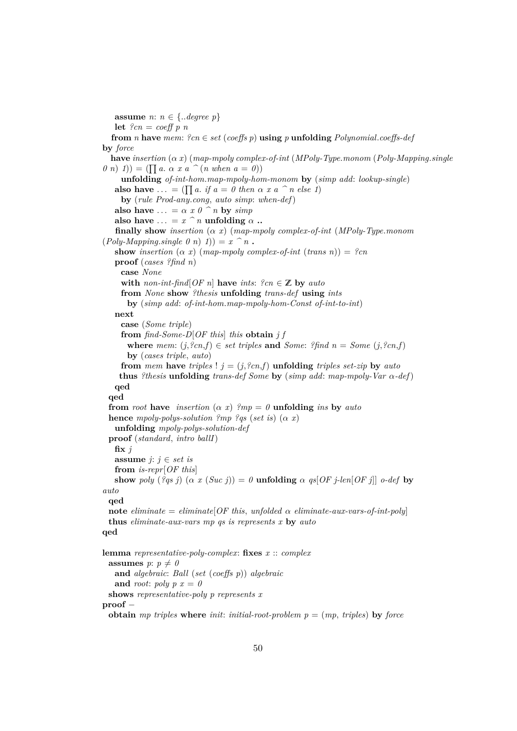```
    assume n: n ∈ {..degree p}
    let ?cn = coeff p n
   from n have mem: ?cn ∈ set (coeffs p) using p unfolding Polynomial.coeffs-def
by force
   have insertion (α x) (map-mpoly complex-of-int (MPoly-Type.monom (Poly-Mapping.single
0 n) 1)) = (∏ a. α x a ^ (n when a = 0))
      unfolding of-int-hom.map-mpoly-hom-monom by (simp add: lookup-single)
    also have ... = (∏ a. if a = 0 then α x a ^ n else 1)
      by (rule Prod-any.cong, auto simp: when-def)
    also have ... = α x 0 ^ n by simp
    also have ... = x ^ n unfolding α ..
    finally show insertion (α x) (map-mpoly complex-of-int (MPoly-Type.monom
(Poly-Mapping.single 0 n) 1)) = x ^ n .
    show insertion (α x) (map-mpoly complex-of-int (trans n)) = ?cn
    proof (cases ?find n)
      case None
      with non-int-find[OF n] have ints: ?cn ∈ ℤ by auto
      from None show ?thesis unfolding trans-def using ints
        by (simp add: of-int-hom.map-mpoly-hom-Const of-int-to-int)
    next
      case (Some triple)
      from find-Some-D[OF this] this obtain j f
        where mem: (j,?cn,f) ∈ set triples and Some: ?find n = Some (j,?cn,f)
        by (cases triple, auto)
      from mem have triples ! j = (j,?cn,f) unfolding triples set-zip by auto
     thus ?thesis unfolding trans-def Some by (simp add: map-mpoly-Var α-def)
    qed
  qed
  from root have  insertion (α x) ?mp = 0 unfolding ins by auto
  hence mpoly-polys-solution ?mp ?qs (set is) (α x)
    unfolding mpoly-polys-solution-def
  proof (standard, intro ballI)
    fix j
    assume j: j ∈ set is
    from is-repr[OF this]
    show poly (?qs j) (α x (Suc j)) = 0 unfolding α qs[OF j-len[OF j]] o-def by
auto
  qed
  note eliminate = eliminate[OF this, unfolded α eliminate-aux-vars-of-int-poly]
  thus eliminate-aux-vars mp qs is represents x by auto
qed

lemma representative-poly-complex: fixes x :: complex
  assumes p: p ≠ 0
    and algebraic: Ball (set (coeffs p)) algebraic
    and root: poly p x = 0
  shows representative-poly p represents x
proof -
  obtain mp triples where init: initial-root-problem p = (mp, triples) by force
```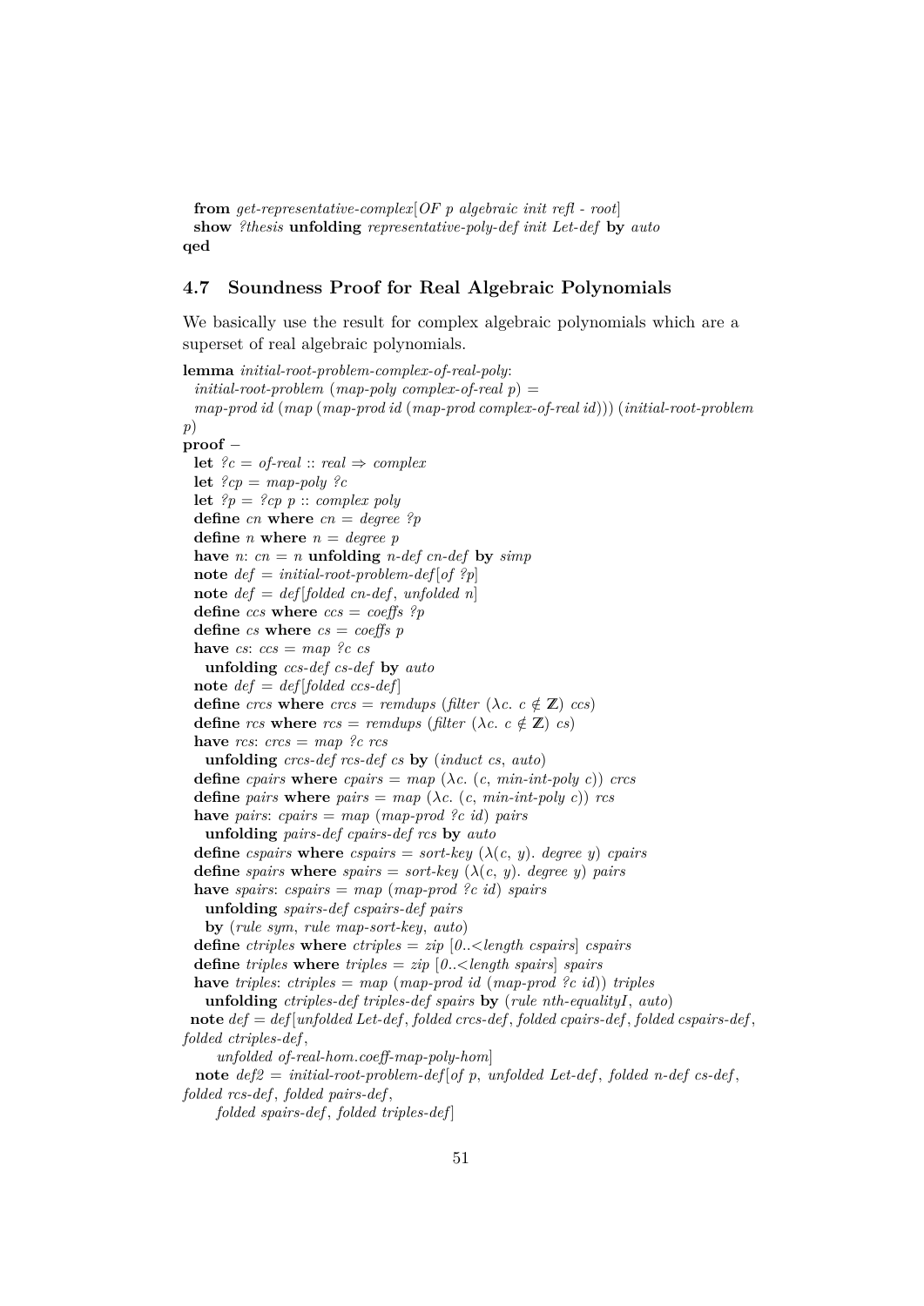```
  from get-representative-complex[OF p algebraic init refl - root]
  show ?thesis unfolding representative-poly-def init Let-def by auto
qed
```

## 4.7 Soundness Proof for Real Algebraic Polynomials

We basically use the result for complex algebraic polynomials which are a superset of real algebraic polynomials.

```
lemma initial-root-problem-complex-of-real-poly:
  initial-root-problem (map-poly complex-of-real p) =
  map-prod id (map (map-prod id (map-prod complex-of-real id))) (initial-root-problem
p)
proof -
  let ?c = of-real :: real ⇒ complex
  let ?cp = map-poly ?c
  let ?p = ?cp p :: complex poly
  define cn where cn = degree ?p
  define n where n = degree p
  have n: cn = n unfolding n-def cn-def by simp
  note def = initial-root-problem-def[of ?p]
  note def = def[folded cn-def, unfolded n]
  define ccs where ccs = coeffs ?p
  define cs where cs = coeffs p
  have cs: ccs = map ?c cs
    unfolding ccs-def cs-def by auto
  note def = def[folded ccs-def]
  define crcs where crcs = remdups (filter (λc. c ∉ ℤ) ccs)
  define rcs where rcs = remdups (filter (λc. c ∉ ℤ) cs)
  have rcs: crcs = map ?c rcs
    unfolding crcs-def rcs-def cs by (induct cs, auto)
  define cpairs where cpairs = map (λc. (c, min-int-poly c)) crcs
  define pairs where pairs = map (λc. (c, min-int-poly c)) rcs
  have pairs: cpairs = map (map-prod ?c id) pairs
    unfolding pairs-def cpairs-def rcs by auto
  define cspairs where cspairs = sort-key (λ(c, y). degree y) cpairs
  define spairs where spairs = sort-key (λ(c, y). degree y) pairs
  have spairs: cspairs = map (map-prod ?c id) spairs
    unfolding spairs-def cspairs-def pairs
    by (rule sym, rule map-sort-key, auto)
  define ctriples where ctriples = zip [0..<length cspairs] cspairs
  define triples where triples = zip [0..<length spairs] spairs
  have triples: ctriples = map (map-prod id (map-prod ?c id)) triples
    unfolding ctriples-def triples-def spairs by (rule nth-equalityI, auto)
  note def = def[unfolded Let-def, folded crcs-def, folded cpairs-def, folded cspairs-def,
folded ctriples-def,
     unfolded of-real-hom.coeff-map-poly-hom]
  note def2 = initial-root-problem-def[of p, unfolded Let-def, folded n-def cs-def,
folded rcs-def, folded pairs-def,
     folded spairs-def, folded triples-def]
```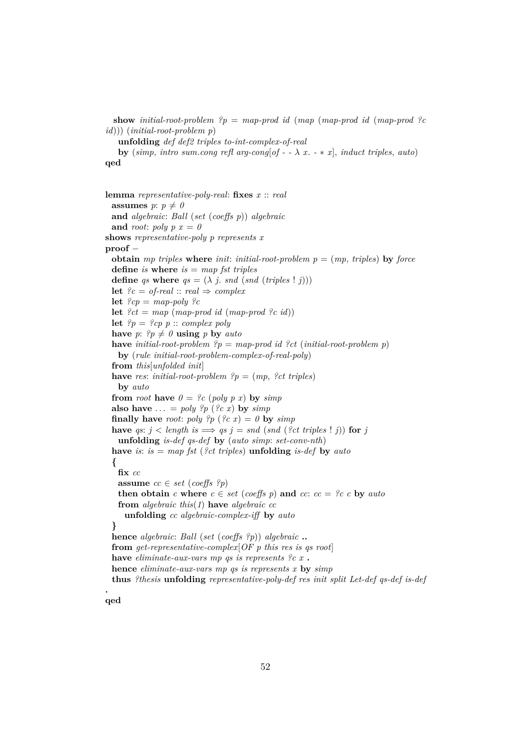```
  show initial-root-problem ?p = map-prod id (map (map-prod id (map-prod ?c
id))) (initial-root-problem p)
    unfolding def def2 triples to-int-complex-of-real
    by (simp, intro sum.cong refl arg-cong[of - - λ x. - * x], induct triples, auto)
qed


lemma representative-poly-real: fixes x :: real
  assumes p: p ≠ 0
  and algebraic: Ball (set (coeffs p)) algebraic
  and root: poly p x = 0
shows representative-poly p represents x
proof −
  obtain mp triples where init: initial-root-problem p = (mp, triples) by force
  define is where is = map fst triples
  define qs where qs = (λ j. snd (snd (triples ! j)))
  let ?c = of-real :: real ⇒ complex
  let ?cp = map-poly ?c
  let ?ct = map (map-prod id (map-prod ?c id))
  let ?p = ?cp p :: complex poly
  have p: ?p ≠ 0 using p by auto
  have initial-root-problem ?p = map-prod id ?ct (initial-root-problem p)
    by (rule initial-root-problem-complex-of-real-poly)
  from this[unfolded init]
  have res: initial-root-problem ?p = (mp, ?ct triples)
    by auto
  from root have 0 = ?c (poly p x) by simp
  also have ... = poly ?p (?c x) by simp
  finally have root: poly ?p (?c x) = 0 by simp
  have qs: j < length is ⟹ qs j = snd (snd (?ct triples ! j)) for j
    unfolding is-def qs-def by (auto simp: set-conv-nth)
  have is: is = map fst (?ct triples) unfolding is-def by auto
  {
    fix cc
    assume cc ∈ set (coeffs ?p)
    then obtain c where c ∈ set (coeffs p) and cc: cc = ?c c by auto
    from algebraic this(1) have algebraic cc
      unfolding cc algebraic-complex-iff by auto
  }
  hence algebraic: Ball (set (coeffs ?p)) algebraic ..
  from get-representative-complex[OF p this res is qs root]
  have eliminate-aux-vars mp qs is represents ?c x .
  hence eliminate-aux-vars mp qs is represents x by simp
  thus ?thesis unfolding representative-poly-def res init split Let-def qs-def is-def
.
qed
```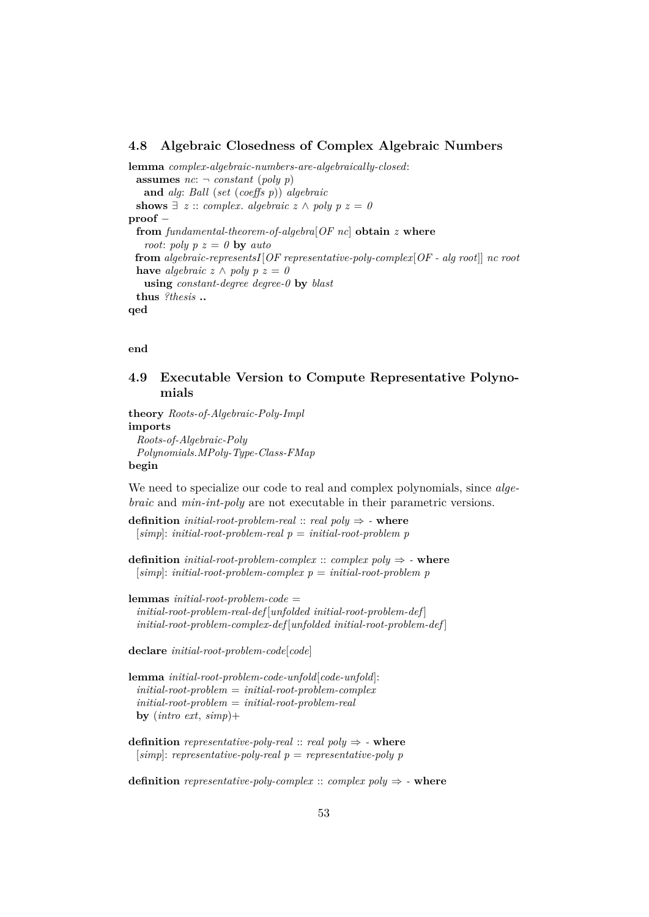### 4.8 Algebraic Closedness of Complex Algebraic Numbers

```
lemma complex-algebraic-numbers-are-algebraically-closed:
  assumes nc: ¬ constant (poly p)
    and alg: Ball (set (coeffs p)) algebraic
  shows ∃ z :: complex. algebraic z ∧ poly p z = 0
proof –
  from fundamental-theorem-of-algebra[OF nc] obtain z where
    root: poly p z = 0 by auto
  from algebraic-representsI[OF representative-poly-complex[OF - alg root]] nc root
  have algebraic z ∧ poly p z = 0
    using constant-degree degree-0 by blast
  thus ?thesis ..
qed


end
```

### 4.9 Executable Version to Compute Representative Polynomials

```
theory Roots-of-Algebraic-Poly-Impl
imports
  Roots-of-Algebraic-Poly
  Polynomials.MPoly-Type-Class-FMap
begin
```

We need to specialize our code to real and complex polynomials, since *algebraic* and *min-int-poly* are not executable in their parametric versions.

```
definition initial-root-problem-real :: real poly ⇒ - where
  [simp]: initial-root-problem-real p = initial-root-problem p

definition initial-root-problem-complex :: complex poly ⇒ - where
  [simp]: initial-root-problem-complex p = initial-root-problem p

lemmas initial-root-problem-code =
  initial-root-problem-real-def[unfolded initial-root-problem-def]
  initial-root-problem-complex-def[unfolded initial-root-problem-def]

declare initial-root-problem-code[code]

lemma initial-root-problem-code-unfold[code-unfold]:
  initial-root-problem = initial-root-problem-complex
  initial-root-problem = initial-root-problem-real
  by (intro ext, simp)+

definition representative-poly-real :: real poly ⇒ - where
  [simp]: representative-poly-real p = representative-poly p

definition representative-poly-complex :: complex poly ⇒ - where
```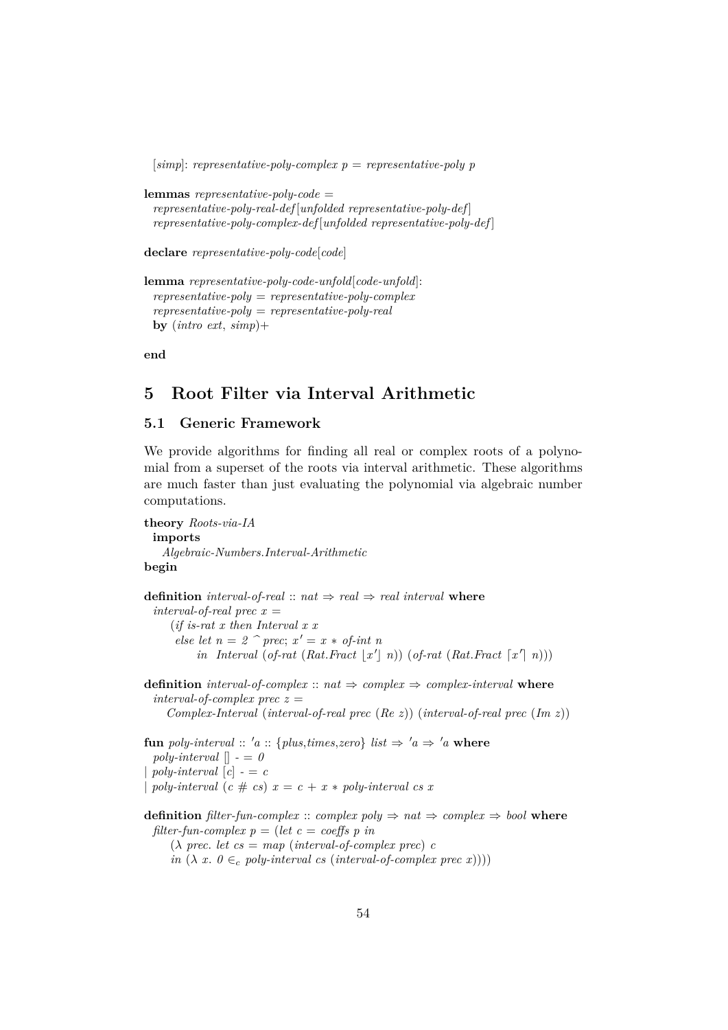```
  [simp]: representative-poly-complex p = representative-poly p

lemmas representative-poly-code =
  representative-poly-real-def[unfolded representative-poly-def]
  representative-poly-complex-def[unfolded representative-poly-def]

declare representative-poly-code[code]

lemma representative-poly-code-unfold[code-unfold]:
  representative-poly = representative-poly-complex
  representative-poly = representative-poly-real
  by (intro ext, simp)+

end
```

# 5 Root Filter via Interval Arithmetic

## 5.1 Generic Framework

We provide algorithms for finding all real or complex roots of a polynomial from a superset of the roots via interval arithmetic. These algorithms are much faster than just evaluating the polynomial via algebraic number computations.

```
theory Roots-via-IA
  imports
    Algebraic-Numbers.Interval-Arithmetic
begin

definition interval-of-real :: nat ⇒ real ⇒ real interval where
  interval-of-real prec x =
     (if is-rat x then Interval x x
      else let n = 2 ^ prec; x' = x * of-int n
         in  Interval (of-rat (Rat.Fract ⌊x'⌋ n)) (of-rat (Rat.Fract ⌈x'⌉ n)))

definition interval-of-complex :: nat ⇒ complex ⇒ complex-interval where
  interval-of-complex prec z =
     Complex-Interval (interval-of-real prec (Re z)) (interval-of-real prec (Im z))

fun poly-interval :: 'a :: {plus,times,zero} list ⇒ 'a ⇒ 'a where
  poly-interval [] - = 0
| poly-interval [c] - = c
| poly-interval (c # cs) x = c + x * poly-interval cs x

definition filter-fun-complex :: complex poly ⇒ nat ⇒ complex ⇒ bool where
  filter-fun-complex p = (let c = coeffs p in
     (λ prec. let cs = map (interval-of-complex prec) c
     in (λ x. 0 ∈c poly-interval cs (interval-of-complex prec x))))
```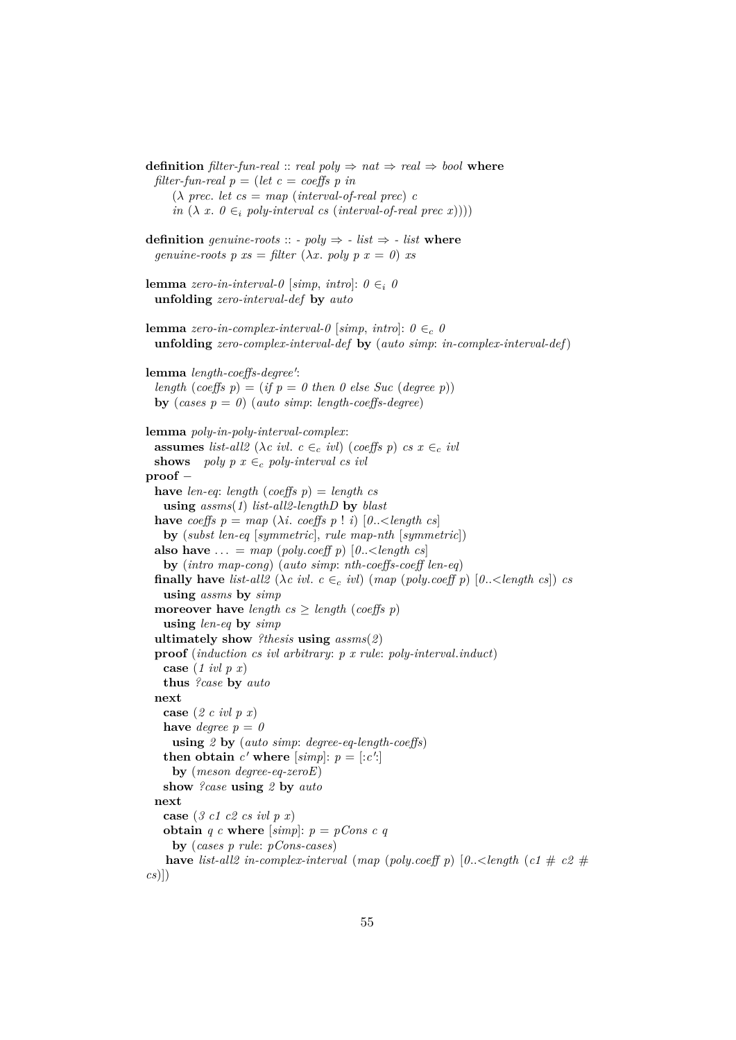```
definition filter-fun-real :: real poly ⇒ nat ⇒ real ⇒ bool where
  filter-fun-real p = (let c = coeffs p in
      (λ prec. let cs = map (interval-of-real prec) c
      in (λ x. 0 ∈i poly-interval cs (interval-of-real prec x))))

definition genuine-roots :: - poly ⇒ - list ⇒ - list where
  genuine-roots p xs = filter (λx. poly p x = 0) xs

lemma zero-in-interval-0 [simp, intro]: 0 ∈i 0
  unfolding zero-interval-def by auto

lemma zero-in-complex-interval-0 [simp, intro]: 0 ∈c 0
  unfolding zero-complex-interval-def by (auto simp: in-complex-interval-def)

lemma length-coeffs-degree':
  length (coeffs p) = (if p = 0 then 0 else Suc (degree p))
  by (cases p = 0) (auto simp: length-coeffs-degree)

lemma poly-in-poly-interval-complex:
  assumes list-all2 (λc ivl. c ∈c ivl) (coeffs p) cs x ∈c ivl
  shows   poly p x ∈c poly-interval cs ivl
proof −
  have len-eq: length (coeffs p) = length cs
    using assms(1) list-all2-lengthD by blast
  have coeffs p = map (λi. coeffs p ! i) [0..<length cs]
    by (subst len-eq [symmetric], rule map-nth [symmetric])
  also have ... = map (poly.coeff p) [0..<length cs]
    by (intro map-cong) (auto simp: nth-coeffs-coeff len-eq)
  finally have list-all2 (λc ivl. c ∈c ivl) (map (poly.coeff p) [0..<length cs]) cs
    using assms by simp
  moreover have length cs ≥ length (coeffs p)
    using len-eq by simp
  ultimately show ?thesis using assms(2)
  proof (induction cs ivl arbitrary: p x rule: poly-interval.induct)
    case (1 ivl p x)
    thus ?case by auto
  next
    case (2 c ivl p x)
    have degree p = 0
      using 2 by (auto simp: degree-eq-length-coeffs)
    then obtain c' where [simp]: p = [:c':]
      by (meson degree-eq-zeroE)
    show ?case using 2 by auto
  next
    case (3 c1 c2 cs ivl p x)
    obtain q c where [simp]: p = pCons c q
      by (cases p rule: pCons-cases)
    have list-all2 in-complex-interval (map (poly.coeff p) [0..<length (c1 # c2 #
cs)])
```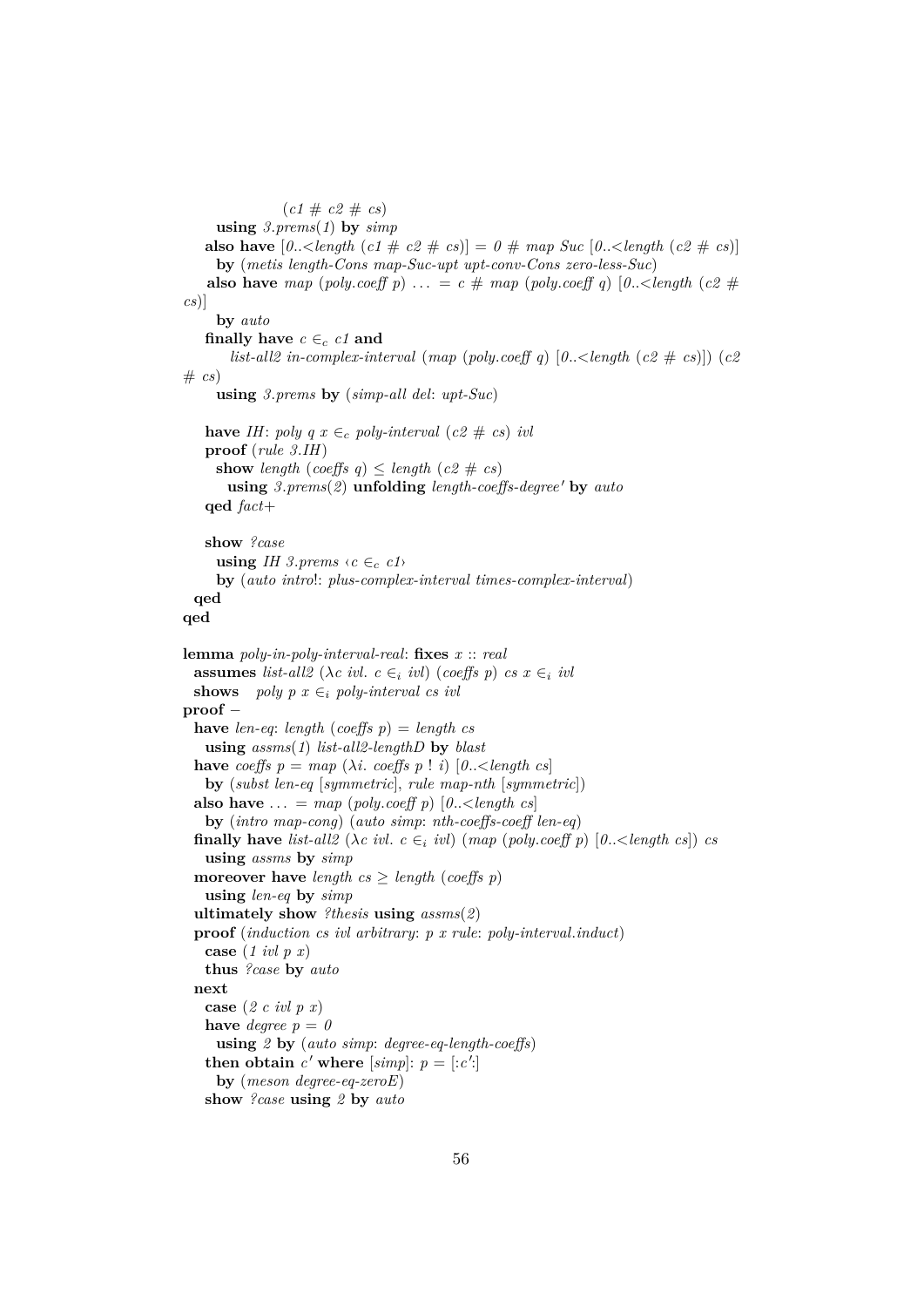```
                (c1 # c2 # cs)
      using 3.prems(1) by simp
    also have [0..<length (c1 # c2 # cs)] = 0 # map Suc [0..<length (c2 # cs)]
      by (metis length-Cons map-Suc-upt upt-conv-Cons zero-less-Suc)
    also have map (poly.coeff p) ... = c # map (poly.coeff q) [0..<length (c2 #
cs)]
      by auto
    finally have c ∈c c1 and
        list-all2 in-complex-interval (map (poly.coeff q) [0..<length (c2 # cs)]) (c2
# cs)
      using 3.prems by (simp-all del: upt-Suc)

    have IH: poly q x ∈c poly-interval (c2 # cs) ivl
    proof (rule 3.IH)
      show length (coeffs q) ≤ length (c2 # cs)
        using 3.prems(2) unfolding length-coeffs-degree' by auto
    qed fact+

    show ?case
      using IH 3.prems ‹c ∈c c1›
      by (auto intro!: plus-complex-interval times-complex-interval)
  qed
qed

lemma poly-in-poly-interval-real: fixes x :: real
  assumes list-all2 (λc ivl. c ∈i ivl) (coeffs p) cs x ∈i ivl
  shows   poly p x ∈i poly-interval cs ivl
proof −
  have len-eq: length (coeffs p) = length cs
    using assms(1) list-all2-lengthD by blast
  have coeffs p = map (λi. coeffs p ! i) [0..<length cs]
    by (subst len-eq [symmetric], rule map-nth [symmetric])
  also have ... = map (poly.coeff p) [0..<length cs]
    by (intro map-cong) (auto simp: nth-coeffs-coeff len-eq)
  finally have list-all2 (λc ivl. c ∈i ivl) (map (poly.coeff p) [0..<length cs]) cs
    using assms by simp
  moreover have length cs ≥ length (coeffs p)
    using len-eq by simp
  ultimately show ?thesis using assms(2)
  proof (induction cs ivl arbitrary: p x rule: poly-interval.induct)
    case (1 ivl p x)
    thus ?case by auto
  next
    case (2 c ivl p x)
    have degree p = 0
      using 2 by (auto simp: degree-eq-length-coeffs)
    then obtain c' where [simp]: p = [:c':]
      by (meson degree-eq-zeroE)
    show ?case using 2 by auto
```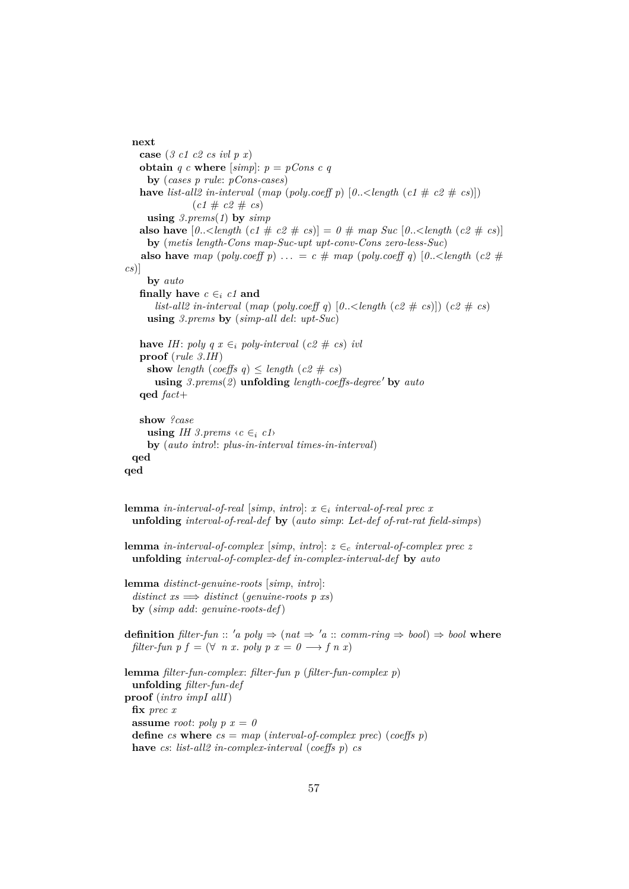```
  next
    case (3 c1 c2 cs ivl p x)
    obtain q c where [simp]: p = pCons c q
      by (cases p rule: pCons-cases)
    have list-all2 in-interval (map (poly.coeff p) [0..<length (c1 # c2 # cs)])
                 (c1 # c2 # cs)
      using 3.prems(1) by simp
    also have [0..<length (c1 # c2 # cs)] = 0 # map Suc [0..<length (c2 # cs)]
      by (metis length-Cons map-Suc-upt upt-conv-Cons zero-less-Suc)
    also have map (poly.coeff p) ... = c # map (poly.coeff q) [0..<length (c2 #
cs)]
      by auto
    finally have c ∈ᵢ c1 and
        list-all2 in-interval (map (poly.coeff q) [0..<length (c2 # cs)]) (c2 # cs)
      using 3.prems by (simp-all del: upt-Suc)

    have IH: poly q x ∈ᵢ poly-interval (c2 # cs) ivl
    proof (rule 3.IH)
      show length (coeffs q) ≤ length (c2 # cs)
        using 3.prems(2) unfolding length-coeffs-degree' by auto
    qed fact+

    show ?case
      using IH 3.prems ‹c ∈ᵢ c1›
      by (auto intro!: plus-in-interval times-in-interval)
  qed
qed


lemma in-interval-of-real [simp, intro]: x ∈ᵢ interval-of-real prec x
  unfolding interval-of-real-def by (auto simp: Let-def of-rat-rat field-simps)

lemma in-interval-of-complex [simp, intro]: z ∈c interval-of-complex prec z
  unfolding interval-of-complex-def in-complex-interval-def by auto

lemma distinct-genuine-roots [simp, intro]:
  distinct xs ⟹ distinct (genuine-roots p xs)
  by (simp add: genuine-roots-def)

definition filter-fun :: 'a poly ⇒ (nat ⇒ 'a :: comm-ring ⇒ bool) ⇒ bool where
  filter-fun p f = (∀ n x. poly p x = 0 ⟶ f n x)

lemma filter-fun-complex: filter-fun p (filter-fun-complex p)
  unfolding filter-fun-def
proof (intro impI allI)
  fix prec x
  assume root: poly p x = 0
  define cs where cs = map (interval-of-complex prec) (coeffs p)
  have cs: list-all2 in-complex-interval (coeffs p) cs
```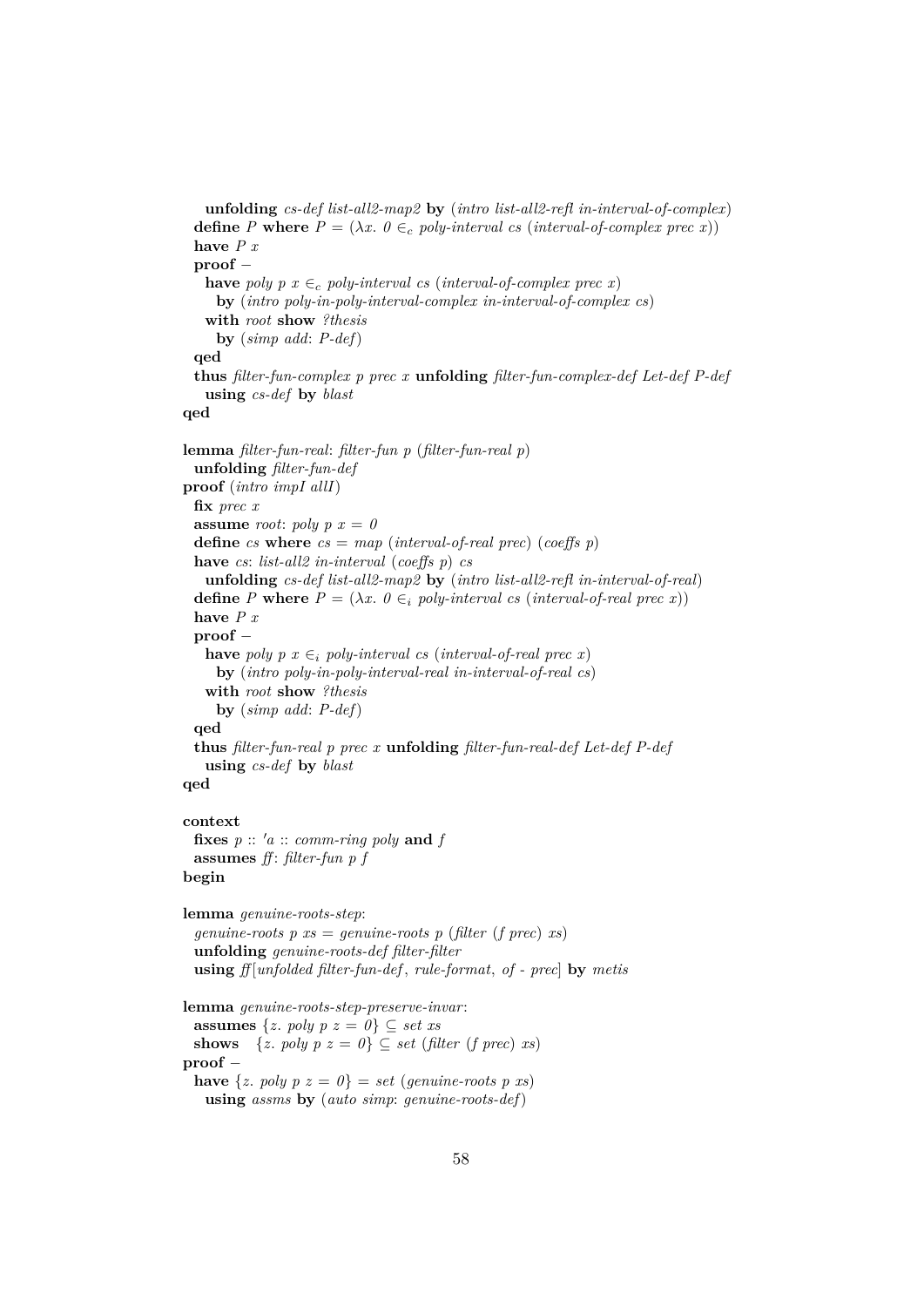```
    unfolding cs-def list-all2-map2 by (intro list-all2-refl in-interval-of-complex)
  define P where P = (λx. 0 ∈c poly-interval cs (interval-of-complex prec x))
  have P x
  proof −
    have poly p x ∈c poly-interval cs (interval-of-complex prec x)
      by (intro poly-in-poly-interval-complex in-interval-of-complex cs)
    with root show ?thesis
      by (simp add: P-def)
  qed
  thus filter-fun-complex p prec x unfolding filter-fun-complex-def Let-def P-def
    using cs-def by blast
qed

lemma filter-fun-real: filter-fun p (filter-fun-real p)
  unfolding filter-fun-def
proof (intro impI allI)
  fix prec x
  assume root: poly p x = 0
  define cs where cs = map (interval-of-real prec) (coeffs p)
  have cs: list-all2 in-interval (coeffs p) cs
    unfolding cs-def list-all2-map2 by (intro list-all2-refl in-interval-of-real)
  define P where P = (λx. 0 ∈i poly-interval cs (interval-of-real prec x))
  have P x
  proof −
    have poly p x ∈i poly-interval cs (interval-of-real prec x)
      by (intro poly-in-poly-interval-real in-interval-of-real cs)
    with root show ?thesis
      by (simp add: P-def)
  qed
  thus filter-fun-real p prec x unfolding filter-fun-real-def Let-def P-def
    using cs-def by blast
qed

context
  fixes p :: 'a :: comm-ring poly and f
  assumes ff: filter-fun p f
begin

lemma genuine-roots-step:
  genuine-roots p xs = genuine-roots p (filter (f prec) xs)
  unfolding genuine-roots-def filter-filter
  using ff[unfolded filter-fun-def, rule-format, of - prec] by metis

lemma genuine-roots-step-preserve-invar:
  assumes {z. poly p z = 0} ⊆ set xs
  shows   {z. poly p z = 0} ⊆ set (filter (f prec) xs)
proof −
  have {z. poly p z = 0} = set (genuine-roots p xs)
    using assms by (auto simp: genuine-roots-def)
```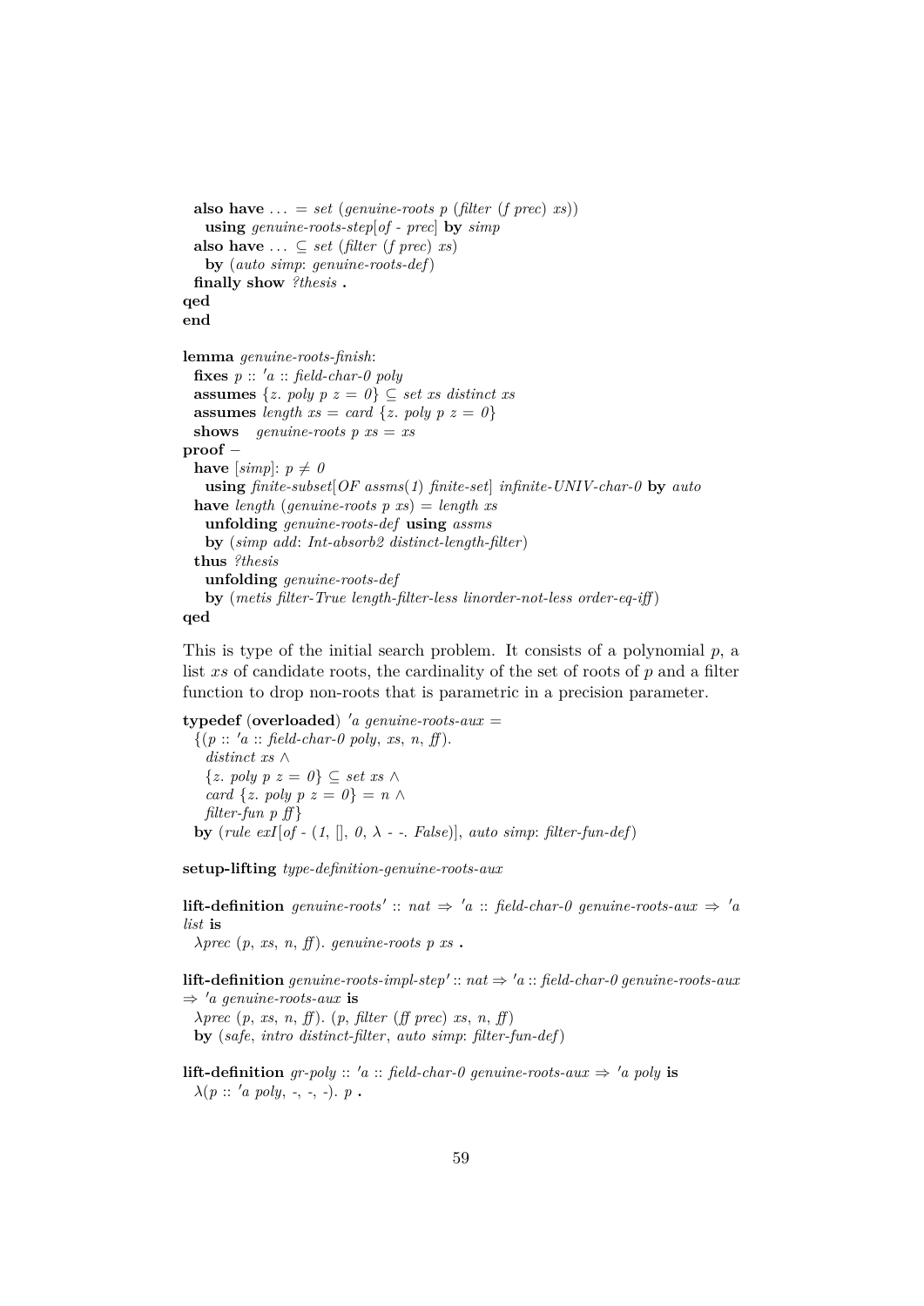```
  also have ... = set (genuine-roots p (filter (f prec) xs))
    using genuine-roots-step[of - prec] by simp
  also have ... ⊆ set (filter (f prec) xs)
    by (auto simp: genuine-roots-def)
  finally show ?thesis .
qed
end

lemma genuine-roots-finish:
  fixes p :: 'a :: field-char-0 poly
  assumes {z. poly p z = 0} ⊆ set xs distinct xs
  assumes length xs = card {z. poly p z = 0}
  shows   genuine-roots p xs = xs
proof –
  have [simp]: p ≠ 0
    using finite-subset[OF assms(1) finite-set] infinite-UNIV-char-0 by auto
  have length (genuine-roots p xs) = length xs
    unfolding genuine-roots-def using assms
    by (simp add: Int-absorb2 distinct-length-filter)
  thus ?thesis
    unfolding genuine-roots-def
    by (metis filter-True length-filter-less linorder-not-less order-eq-iff)
qed
```

This is type of the initial search problem. It consists of a polynomial $p$, a list $xs$ of candidate roots, the cardinality of the set of roots of $p$ and a filter function to drop non-roots that is parametric in a precision parameter.

```
typedef (overloaded) 'a genuine-roots-aux =
  {(p :: 'a :: field-char-0 poly, xs, n, ff).
    distinct xs ∧
    {z. poly p z = 0} ⊆ set xs ∧
    card {z. poly p z = 0} = n ∧
    filter-fun p ff}
  by (rule exI[of - (1, [], 0, λ - -. False)], auto simp: filter-fun-def)

setup-lifting type-definition-genuine-roots-aux

lift-definition genuine-roots' :: nat ⇒ 'a :: field-char-0 genuine-roots-aux ⇒ 'a
list is
  λprec (p, xs, n, ff). genuine-roots p xs .

lift-definition genuine-roots-impl-step' :: nat ⇒ 'a :: field-char-0 genuine-roots-aux
⇒ 'a genuine-roots-aux is
  λprec (p, xs, n, ff). (p, filter (ff prec) xs, n, ff)
  by (safe, intro distinct-filter, auto simp: filter-fun-def)

lift-definition gr-poly :: 'a :: field-char-0 genuine-roots-aux ⇒ 'a poly is
  λ(p :: 'a poly, -, -, -). p .
```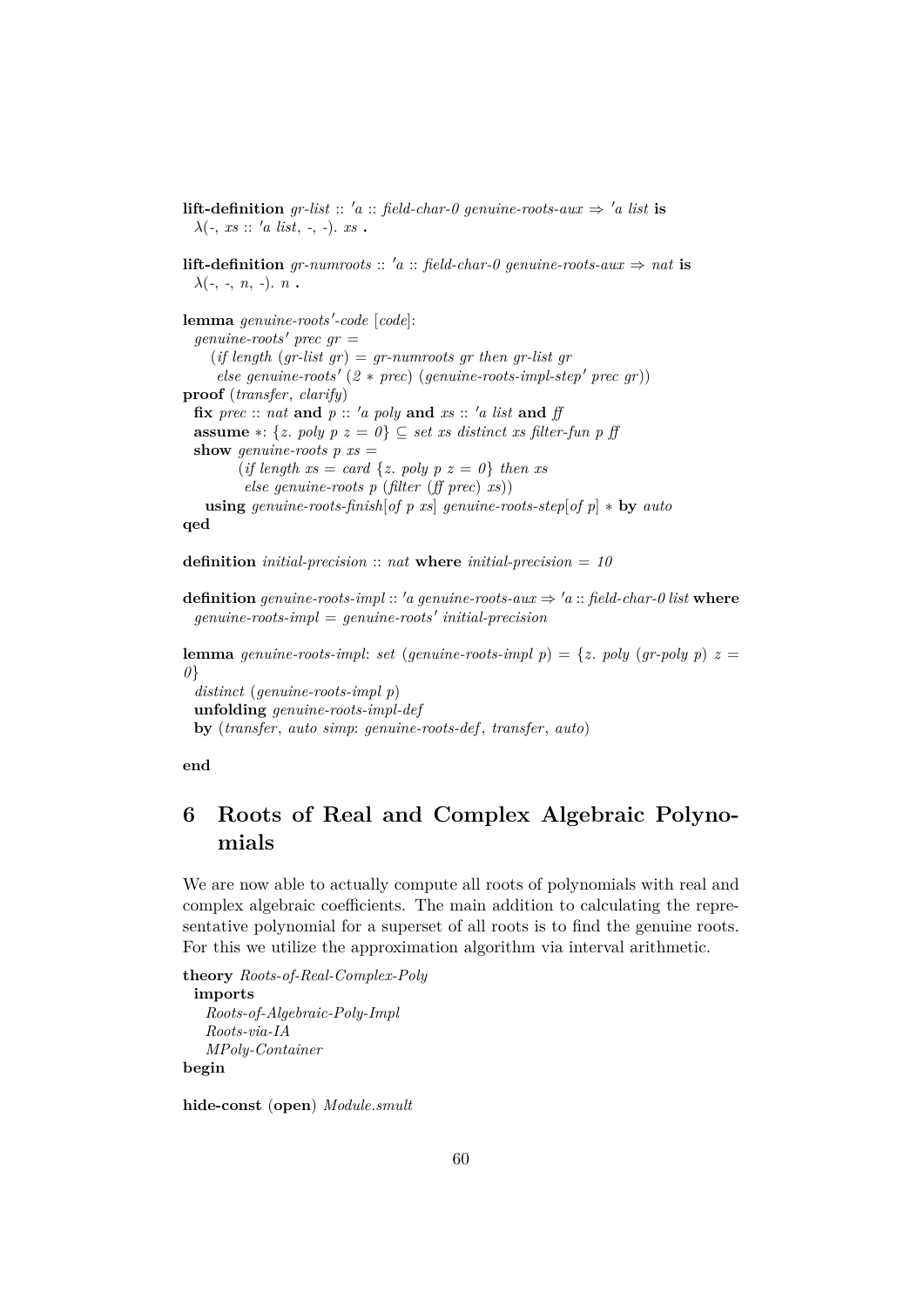```
lift-definition gr-list :: 'a :: field-char-0 genuine-roots-aux ⇒ 'a list is
  λ(-, xs :: 'a list, -, -). xs .

lift-definition gr-numroots :: 'a :: field-char-0 genuine-roots-aux ⇒ nat is
  λ(-, -, n, -). n .

lemma genuine-roots'-code [code]:
  genuine-roots' prec gr =
     (if length (gr-list gr) = gr-numroots gr then gr-list gr
      else genuine-roots' (2 * prec) (genuine-roots-impl-step' prec gr))
proof (transfer, clarify)
  fix prec :: nat and p :: 'a poly and xs :: 'a list and ff
  assume *: {z. poly p z = 0} ⊆ set xs distinct xs filter-fun p ff
  show genuine-roots p xs =
          (if length xs = card {z. poly p z = 0} then xs
           else genuine-roots p (filter (ff prec) xs))
    using genuine-roots-finish[of p xs] genuine-roots-step[of p] * by auto
qed

definition initial-precision :: nat where initial-precision = 10

definition genuine-roots-impl :: 'a genuine-roots-aux ⇒ 'a :: field-char-0 list where
  genuine-roots-impl = genuine-roots' initial-precision

lemma genuine-roots-impl: set (genuine-roots-impl p) = {z. poly (gr-poly p) z =
0}
  distinct (genuine-roots-impl p)
  unfolding genuine-roots-impl-def
  by (transfer, auto simp: genuine-roots-def, transfer, auto)

end
```

# 6 Roots of Real and Complex Algebraic Polynomials

We are now able to actually compute all roots of polynomials with real and complex algebraic coefficients. The main addition to calculating the representative polynomial for a superset of all roots is to find the genuine roots. For this we utilize the approximation algorithm via interval arithmetic.

```
theory Roots-of-Real-Complex-Poly
  imports
    Roots-of-Algebraic-Poly-Impl
    Roots-via-IA
    MPoly-Container
begin

hide-const (open) Module.smult
```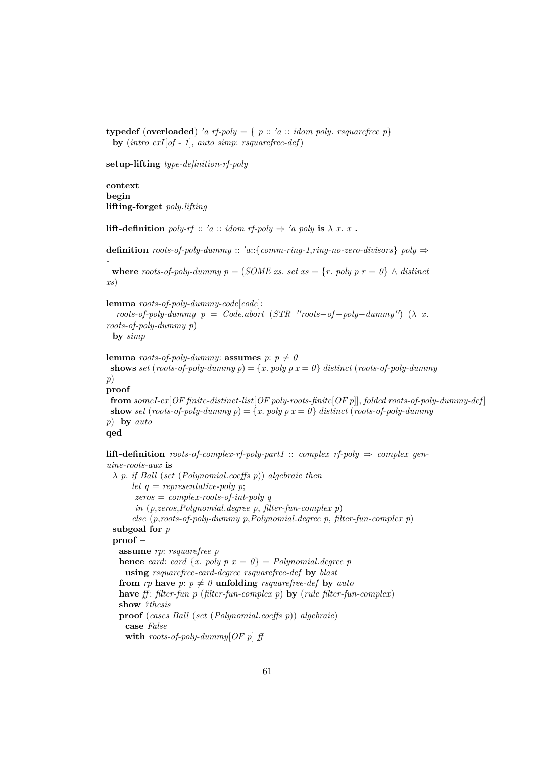```
typedef (overloaded) 'a rf-poly = { p :: 'a :: idom poly. rsquarefree p}
  by (intro exI[of - 1], auto simp: rsquarefree-def)

setup-lifting type-definition-rf-poly

context
begin
lifting-forget poly.lifting

lift-definition poly-rf :: 'a :: idom rf-poly ⇒ 'a poly is λ x. x .

definition roots-of-poly-dummy :: 'a::{comm-ring-1,ring-no-zero-divisors} poly ⇒
-
  where roots-of-poly-dummy p = (SOME xs. set xs = {r. poly p r = 0} ∧ distinct
xs)

lemma roots-of-poly-dummy-code[code]:
   roots-of-poly-dummy p = Code.abort (STR ''roots−of−poly−dummy'') (λ x.
roots-of-poly-dummy p)
  by simp

lemma roots-of-poly-dummy: assumes p: p ≠ 0
 shows set (roots-of-poly-dummy p) = {x. poly p x = 0} distinct (roots-of-poly-dummy
p)
proof −
 from someI-ex[OF finite-distinct-list[OF poly-roots-finite[OF p]], folded roots-of-poly-dummy-def]
 show set (roots-of-poly-dummy p) = {x. poly p x = 0} distinct (roots-of-poly-dummy
p) by auto
qed

lift-definition roots-of-complex-rf-poly-part1 :: complex rf-poly ⇒ complex gen-
uine-roots-aux is
  λ p. if Ball (set (Polynomial.coeffs p)) algebraic then
        let q = representative-poly p;
         zeros = complex-roots-of-int-poly q
         in (p,zeros,Polynomial.degree p, filter-fun-complex p)
        else (p,roots-of-poly-dummy p,Polynomial.degree p, filter-fun-complex p)
  subgoal for p
  proof −
    assume rp: rsquarefree p
    hence card: card {x. poly p x = 0} = Polynomial.degree p
      using rsquarefree-card-degree rsquarefree-def by blast
    from rp have p: p ≠ 0 unfolding rsquarefree-def by auto
    have ff: filter-fun p (filter-fun-complex p) by (rule filter-fun-complex)
    show ?thesis
    proof (cases Ball (set (Polynomial.coeffs p)) algebraic)
      case False
      with roots-of-poly-dummy[OF p] ff
```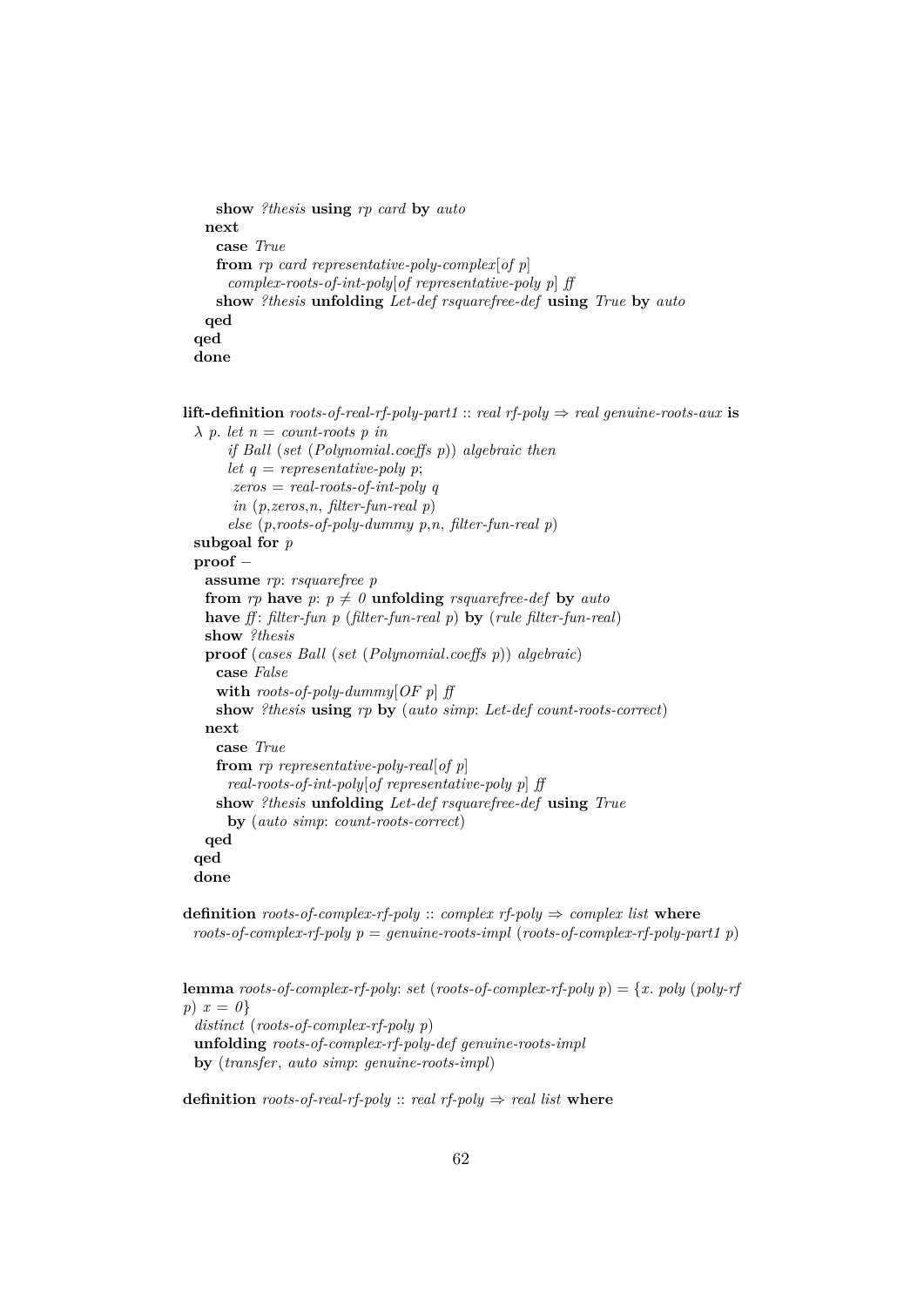```
    show ?thesis using rp card by auto
  next
    case True
    from rp card representative-poly-complex[of p]
      complex-roots-of-int-poly[of representative-poly p] ff
    show ?thesis unfolding Let-def rsquarefree-def using True by auto
  qed
qed
done


lift-definition roots-of-real-rf-poly-part1 :: real rf-poly ⇒ real genuine-roots-aux is
  λ p. let n = count-roots p in
       if Ball (set (Polynomial.coeffs p)) algebraic then
       let q = representative-poly p;
        zeros = real-roots-of-int-poly q
        in (p,zeros,n, filter-fun-real p)
       else (p,roots-of-poly-dummy p,n, filter-fun-real p)
  subgoal for p
  proof −
    assume rp: rsquarefree p
    from rp have p: p ≠ 0 unfolding rsquarefree-def by auto
    have ff: filter-fun p (filter-fun-real p) by (rule filter-fun-real)
    show ?thesis
    proof (cases Ball (set (Polynomial.coeffs p)) algebraic)
      case False
      with roots-of-poly-dummy[OF p] ff
      show ?thesis using rp by (auto simp: Let-def count-roots-correct)
    next
      case True
      from rp representative-poly-real[of p]
        real-roots-of-int-poly[of representative-poly p] ff
      show ?thesis unfolding Let-def rsquarefree-def using True
        by (auto simp: count-roots-correct)
    qed
  qed
  done

definition roots-of-complex-rf-poly :: complex rf-poly ⇒ complex list where
  roots-of-complex-rf-poly p = genuine-roots-impl (roots-of-complex-rf-poly-part1 p)


lemma roots-of-complex-rf-poly: set (roots-of-complex-rf-poly p) = {x. poly (poly-rf
p) x = 0}
  distinct (roots-of-complex-rf-poly p)
  unfolding roots-of-complex-rf-poly-def genuine-roots-impl
  by (transfer, auto simp: genuine-roots-impl)

definition roots-of-real-rf-poly :: real rf-poly ⇒ real list where
```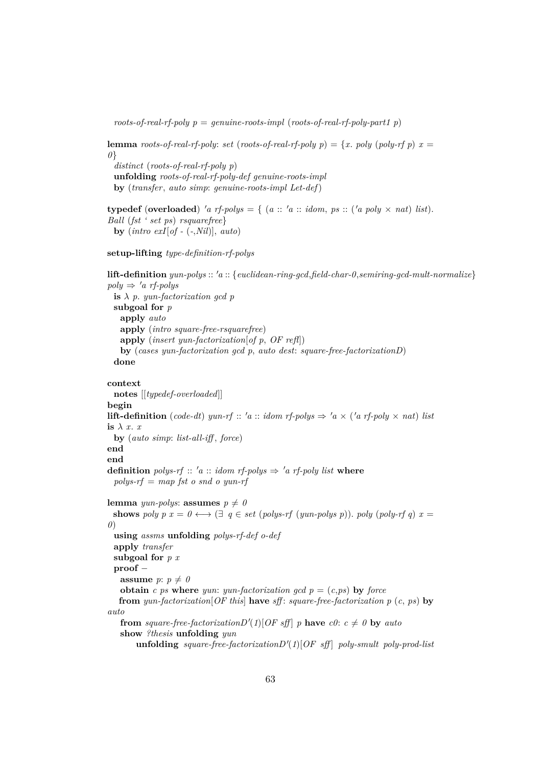```
  roots-of-real-rf-poly p = genuine-roots-impl (roots-of-real-rf-poly-part1 p)

lemma roots-of-real-rf-poly: set (roots-of-real-rf-poly p) = {x. poly (poly-rf p) x =
0}
  distinct (roots-of-real-rf-poly p)
  unfolding roots-of-real-rf-poly-def genuine-roots-impl
  by (transfer, auto simp: genuine-roots-impl Let-def)

typedef (overloaded) 'a rf-polys = { (a :: 'a :: idom, ps :: ('a poly × nat) list).
Ball (fst ` set ps) rsquarefree}
  by (intro exI[of - (-,Nil)], auto)

setup-lifting type-definition-rf-polys

lift-definition yun-polys :: 'a :: {euclidean-ring-gcd,field-char-0,semiring-gcd-mult-normalize}
poly ⇒ 'a rf-polys
  is λ p. yun-factorization gcd p
  subgoal for p
    apply auto
    apply (intro square-free-rsquarefree)
    apply (insert yun-factorization[of p, OF refl])
    by (cases yun-factorization gcd p, auto dest: square-free-factorizationD)
  done

context
  notes [[typedef-overloaded]]
begin
lift-definition (code-dt) yun-rf :: 'a :: idom rf-polys ⇒ 'a × ('a rf-poly × nat) list
is λ x. x
  by (auto simp: list-all-iff, force)
end
end
definition polys-rf :: 'a :: idom rf-polys ⇒ 'a rf-poly list where
  polys-rf = map fst o snd o yun-rf

lemma yun-polys: assumes p ≠ 0
  shows poly p x = 0 ⟷ (∃ q ∈ set (polys-rf (yun-polys p)). poly (poly-rf q) x =
0)
  using assms unfolding polys-rf-def o-def
  apply transfer
  subgoal for p x
  proof −
    assume p: p ≠ 0
    obtain c ps where yun: yun-factorization gcd p = (c,ps) by force
    from yun-factorization[OF this] have sff: square-free-factorization p (c, ps) by
auto
    from square-free-factorizationD'(1)[OF sff] p have c0: c ≠ 0 by auto
    show ?thesis unfolding yun
        unfolding square-free-factorizationD'(1)[OF sff] poly-smult poly-prod-list
```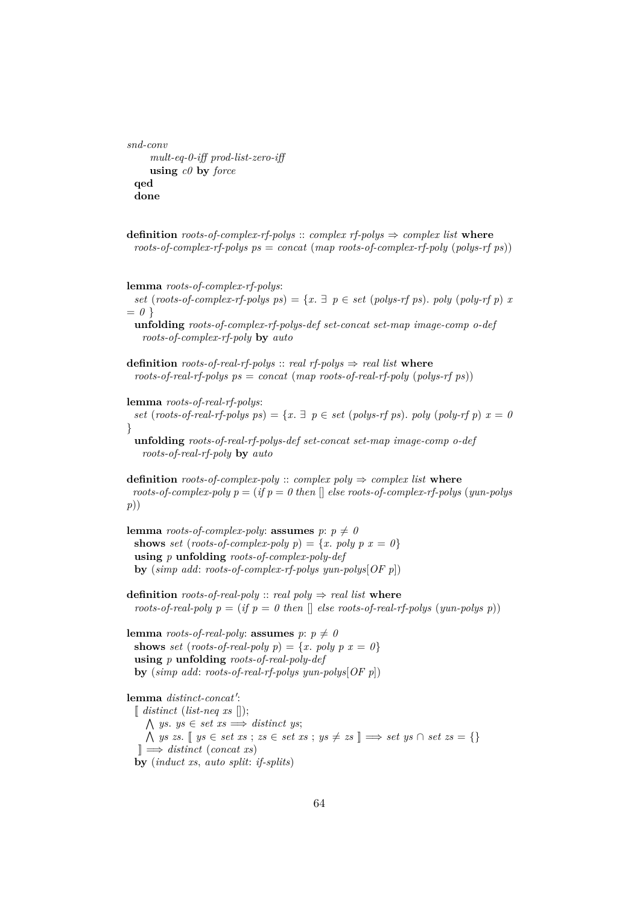```
snd-conv
      mult-eq-0-iff prod-list-zero-iff
      using c0 by force
  qed
  done

definition roots-of-complex-rf-polys :: complex rf-polys ⇒ complex list where
  roots-of-complex-rf-polys ps = concat (map roots-of-complex-rf-poly (polys-rf ps))

lemma roots-of-complex-rf-polys:
  set (roots-of-complex-rf-polys ps) = {x. ∃ p ∈ set (polys-rf ps). poly (poly-rf p) x
= 0 }
  unfolding roots-of-complex-rf-polys-def set-concat set-map image-comp o-def
    roots-of-complex-rf-poly by auto

definition roots-of-real-rf-polys :: real rf-polys ⇒ real list where
  roots-of-real-rf-polys ps = concat (map roots-of-real-rf-poly (polys-rf ps))

lemma roots-of-real-rf-polys:
  set (roots-of-real-rf-polys ps) = {x. ∃ p ∈ set (polys-rf ps). poly (poly-rf p) x = 0
}
  unfolding roots-of-real-rf-polys-def set-concat set-map image-comp o-def
    roots-of-real-rf-poly by auto

definition roots-of-complex-poly :: complex poly ⇒ complex list where
  roots-of-complex-poly p = (if p = 0 then [] else roots-of-complex-rf-polys (yun-polys
p))

lemma roots-of-complex-poly: assumes p: p ≠ 0
  shows set (roots-of-complex-poly p) = {x. poly p x = 0}
  using p unfolding roots-of-complex-poly-def
  by (simp add: roots-of-complex-rf-polys yun-polys[OF p])

definition roots-of-real-poly :: real poly ⇒ real list where
  roots-of-real-poly p = (if p = 0 then [] else roots-of-real-rf-polys (yun-polys p))

lemma roots-of-real-poly: assumes p: p ≠ 0
  shows set (roots-of-real-poly p) = {x. poly p x = 0}
  using p unfolding roots-of-real-poly-def
  by (simp add: roots-of-real-rf-polys yun-polys[OF p])

lemma distinct-concat':
  ⟦ distinct (list-neq xs []);
    ⋀ ys. ys ∈ set xs ⟹ distinct ys;
    ⋀ ys zs. ⟦ ys ∈ set xs ; zs ∈ set xs ; ys ≠ zs ⟧ ⟹ set ys ∩ set zs = {}
  ⟧ ⟹ distinct (concat xs)
  by (induct xs, auto split: if-splits)
```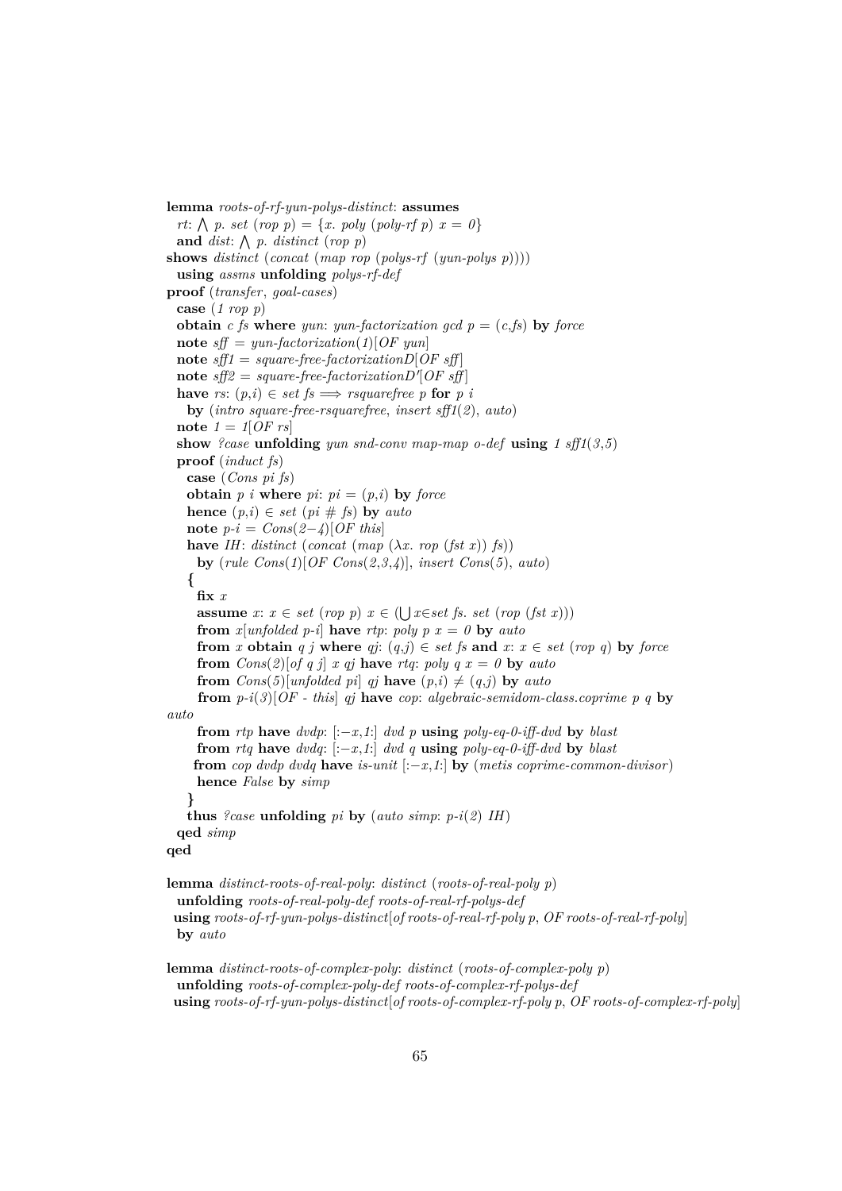```
lemma roots-of-rf-yun-polys-distinct: assumes
  rt: ⋀ p. set (rop p) = {x. poly (poly-rf p) x = 0}
  and dist: ⋀ p. distinct (rop p)
shows distinct (concat (map rop (polys-rf (yun-polys p))))
  using assms unfolding polys-rf-def
proof (transfer, goal-cases)
  case (1 rop p)
  obtain c fs where yun: yun-factorization gcd p = (c,fs) by force
  note sff = yun-factorization(1)[OF yun]
  note sff1 = square-free-factorizationD[OF sff]
  note sff2 = square-free-factorizationD'[OF sff]
  have rs: (p,i) ∈ set fs ⟹ rsquarefree p for p i
    by (intro square-free-rsquarefree, insert sff1(2), auto)
  note 1 = 1[OF rs]
  show ?case unfolding yun snd-conv map-map o-def using 1 sff1(3,5)
  proof (induct fs)
    case (Cons pi fs)
    obtain p i where pi: pi = (p,i) by force
    hence (p,i) ∈ set (pi # fs) by auto
    note p-i = Cons(2-4)[OF this]
    have IH: distinct (concat (map (λx. rop (fst x)) fs))
      by (rule Cons(1)[OF Cons(2,3,4)], insert Cons(5), auto)
    {
      fix x
      assume x: x ∈ set (rop p) x ∈ (⋃x∈set fs. set (rop (fst x)))
      from x[unfolded p-i] have rtp: poly p x = 0 by auto
      from x obtain q j where qj: (q,j) ∈ set fs and x: x ∈ set (rop q) by force
      from Cons(2)[of q j] x qj have rtq: poly q x = 0 by auto
      from Cons(5)[unfolded pi] qj have (p,i) ≠ (q,j) by auto
      from p-i(3)[OF - this] qj have cop: algebraic-semidom-class.coprime p q by auto
      from rtp have dvdp: [:−x,1:] dvd p using poly-eq-0-iff-dvd by blast
      from rtq have dvdq: [:−x,1:] dvd q using poly-eq-0-iff-dvd by blast
      from cop dvdp dvdq have is-unit [:−x,1:] by (metis coprime-common-divisor)
      hence False by simp
    }
    thus ?case unfolding pi by (auto simp: p-i(2) IH)
  qed simp
qed

lemma distinct-roots-of-real-poly: distinct (roots-of-real-poly p)
  unfolding roots-of-real-poly-def roots-of-real-rf-polys-def
  using roots-of-rf-yun-polys-distinct[of roots-of-real-rf-poly p, OF roots-of-real-rf-poly]
  by auto

lemma distinct-roots-of-complex-poly: distinct (roots-of-complex-poly p)
  unfolding roots-of-complex-poly-def roots-of-complex-rf-polys-def
  using roots-of-rf-yun-polys-distinct[of roots-of-complex-rf-poly p, OF roots-of-complex-rf-poly]
```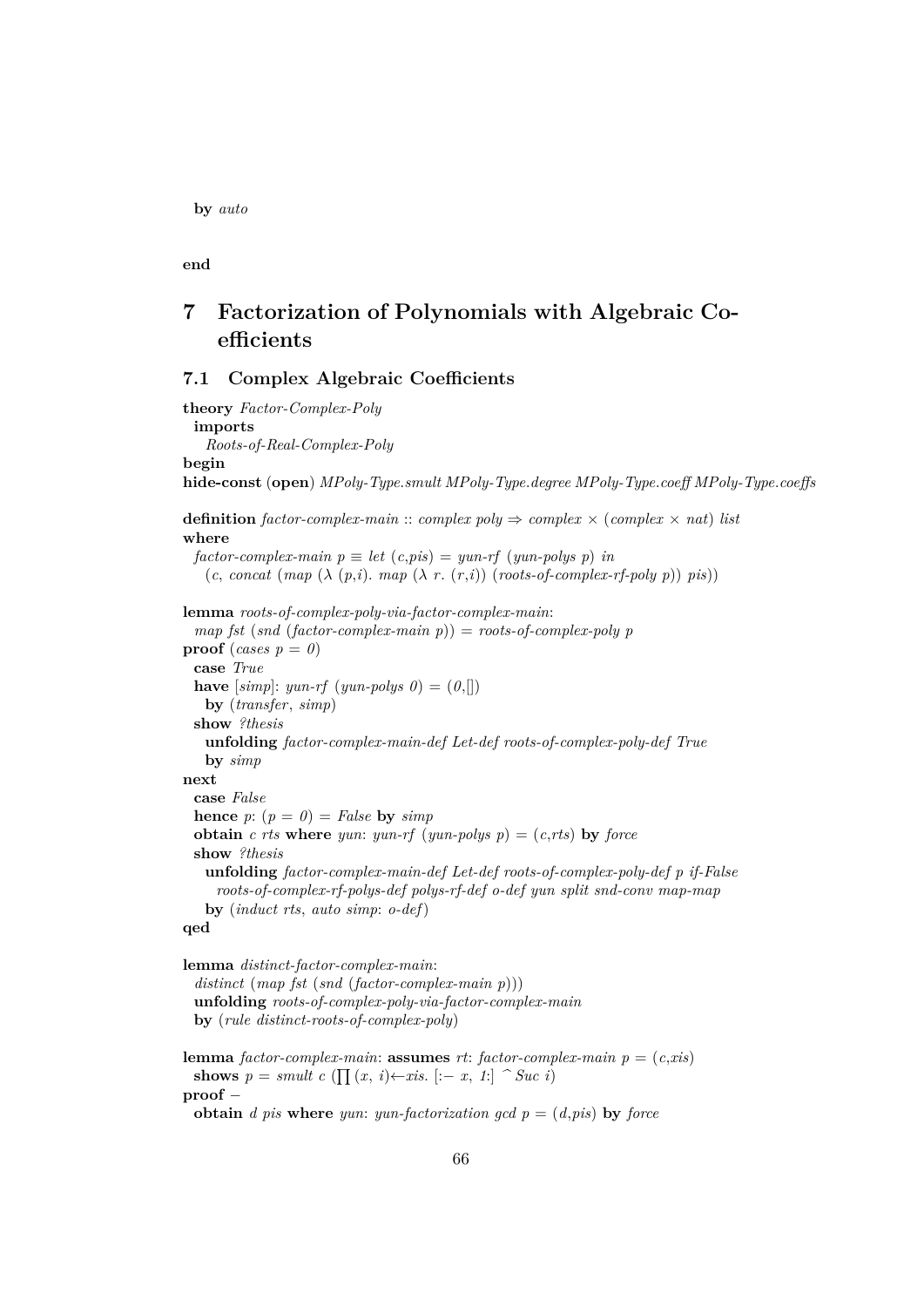by *auto*

**end**

# 7 Factorization of Polynomials with Algebraic Coefficients

## 7.1 Complex Algebraic Coefficients

```
theory Factor-Complex-Poly
  imports
    Roots-of-Real-Complex-Poly
begin
hide-const (open) MPoly-Type.smult MPoly-Type.degree MPoly-Type.coeff MPoly-Type.coeffs

definition factor-complex-main :: complex poly ⇒ complex × (complex × nat) list
where
  factor-complex-main p ≡ let (c,pis) = yun-rf (yun-polys p) in
    (c, concat (map (λ (p,i). map (λ r. (r,i)) (roots-of-complex-rf-poly p)) pis))

lemma roots-of-complex-poly-via-factor-complex-main:
  map fst (snd (factor-complex-main p)) = roots-of-complex-poly p
proof (cases p = 0)
  case True
  have [simp]: yun-rf (yun-polys 0) = (0,[])
    by (transfer, simp)
  show ?thesis
    unfolding factor-complex-main-def Let-def roots-of-complex-poly-def True
    by simp
next
  case False
  hence p: (p = 0) = False by simp
  obtain c rts where yun: yun-rf (yun-polys p) = (c,rts) by force
  show ?thesis
    unfolding factor-complex-main-def Let-def roots-of-complex-poly-def p if-False
      roots-of-complex-rf-polys-def polys-rf-def o-def yun split snd-conv map-map
    by (induct rts, auto simp: o-def)
qed

lemma distinct-factor-complex-main:
  distinct (map fst (snd (factor-complex-main p)))
  unfolding roots-of-complex-poly-via-factor-complex-main
  by (rule distinct-roots-of-complex-poly)

lemma factor-complex-main: assumes rt: factor-complex-main p = (c,xis)
  shows p = smult c (∏ (x, i)←xis. [:− x, 1:] ^ Suc i)
proof −
  obtain d pis where yun: yun-factorization gcd p = (d,pis) by force
```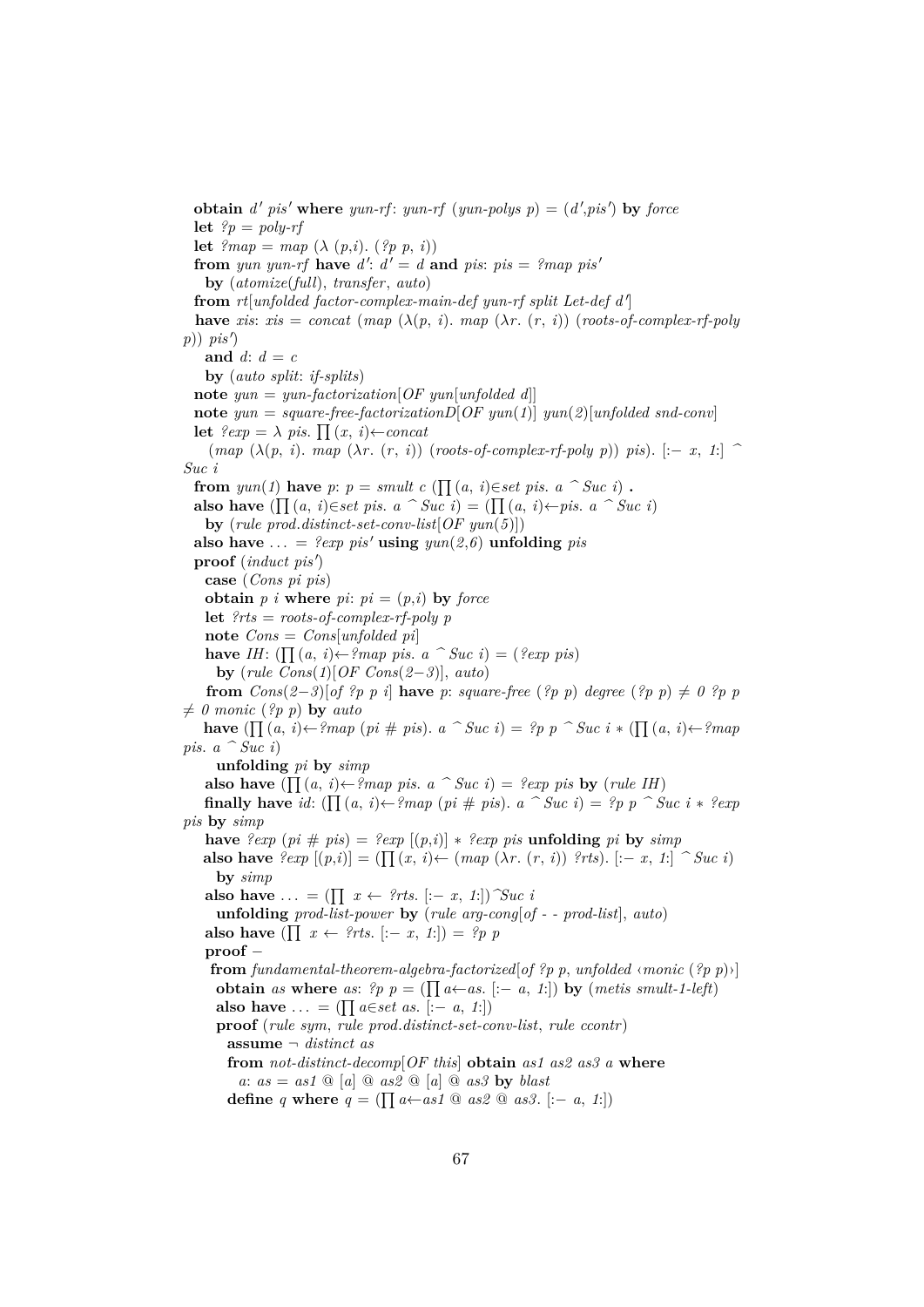```
obtain d′ pis′ where yun-rf: yun-rf (yun-polys p) = (d′,pis′) by force
let ?p = poly-rf
let ?map = map (λ (p,i). (?p p, i))
from yun yun-rf have d′: d′ = d and pis: pis = ?map pis′
  by (atomize(full), transfer, auto)
from rt[unfolded factor-complex-main-def yun-rf split Let-def d′]
have xis: xis = concat (map (λ(p, i). map (λr. (r, i)) (roots-of-complex-rf-poly
p)) pis′)
  and d: d = c
  by (auto split: if-splits)
note yun = yun-factorization[OF yun[unfolded d]]
note yun = square-free-factorizationD[OF yun(1)] yun(2)[unfolded snd-conv]
let ?exp = λ pis. ∏(x, i)←concat
   (map (λ(p, i). map (λr. (r, i)) (roots-of-complex-rf-poly p)) pis). [:− x, 1:] ^
Suc i
from yun(1) have p: p = smult c (∏(a, i)∈set pis. a ^ Suc i) .
also have (∏(a, i)∈set pis. a ^ Suc i) = (∏(a, i)←pis. a ^ Suc i)
  by (rule prod.distinct-set-conv-list[OF yun(5)])
also have . . . = ?exp pis′ using yun(2,6) unfolding pis
proof (induct pis′)
  case (Cons pi pis)
  obtain p i where pi: pi = (p,i) by force
  let ?rts = roots-of-complex-rf-poly p
  note Cons = Cons[unfolded pi]
  have IH: (∏(a, i)←?map pis. a ^ Suc i) = (?exp pis)
    by (rule Cons(1)[OF Cons(2−3)], auto)
  from Cons(2−3)[of ?p p i] have p: square-free (?p p) degree (?p p) ≠ 0 ?p p
≠ 0 monic (?p p) by auto
  have (∏(a, i)←?map (pi # pis). a ^ Suc i) = ?p p ^ Suc i ∗ (∏(a, i)←?map
pis. a ^ Suc i)
    unfolding pi by simp
  also have (∏(a, i)←?map pis. a ^ Suc i) = ?exp pis by (rule IH)
  finally have id: (∏(a, i)←?map (pi # pis). a ^ Suc i) = ?p p ^ Suc i ∗ ?exp
pis by simp
  have ?exp (pi # pis) = ?exp [(p,i)] ∗ ?exp pis unfolding pi by simp
  also have ?exp [(p,i)] = (∏(x, i)← (map (λr. (r, i)) ?rts). [:− x, 1:] ^ Suc i)
    by simp
  also have . . . = (∏ x ← ?rts. [:− x, 1:])^Suc i
    unfolding prod-list-power by (rule arg-cong[of - - prod-list], auto)
  also have (∏ x ← ?rts. [:− x, 1:]) = ?p p
  proof −
   from fundamental-theorem-algebra-factorized[of ?p p, unfolded ‹monic (?p p)›]
    obtain as where as: ?p p = (∏a←as. [:− a, 1:]) by (metis smult-1-left)
    also have . . . = (∏a∈set as. [:− a, 1:])
    proof (rule sym, rule prod.distinct-set-conv-list, rule ccontr)
      assume ¬ distinct as
      from not-distinct-decomp[OF this] obtain as1 as2 as3 a where
        a: as = as1 @ [a] @ as2 @ [a] @ as3 by blast
      define q where q = (∏a←as1 @ as2 @ as3. [:− a, 1:])
```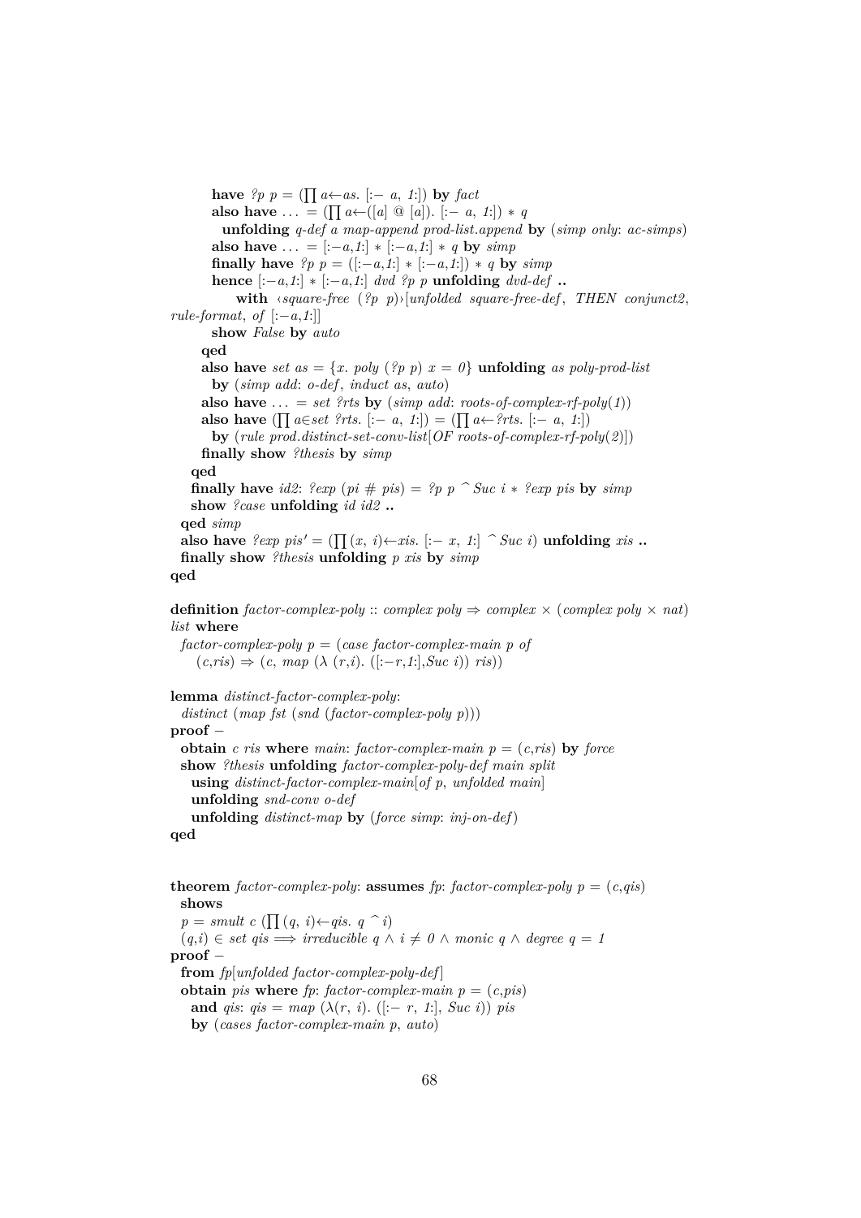```
        have ?p p = (∏ a←as. [:− a, 1:]) by fact
        also have … = (∏ a←([a] @ [a]). [:− a, 1:]) ∗ q
          unfolding q-def a map-append prod-list.append by (simp only: ac-simps)
        also have … = [:−a,1:] ∗ [:−a,1:] ∗ q by simp
        finally have ?p p = ([:−a,1:] ∗ [:−a,1:]) ∗ q by simp
        hence [:−a,1:] ∗ [:−a,1:] dvd ?p p unfolding dvd-def ..
          with ‹square-free (?p p)›[unfolded square-free-def, THEN conjunct2,
rule-format, of [:−a,1:]]
        show False by auto
      qed
      also have set as = {x. poly (?p p) x = 0} unfolding as poly-prod-list
        by (simp add: o-def, induct as, auto)
      also have … = set ?rts by (simp add: roots-of-complex-rf-poly(1))
      also have (∏ a∈set ?rts. [:− a, 1:]) = (∏ a←?rts. [:− a, 1:])
        by (rule prod.distinct-set-conv-list[OF roots-of-complex-rf-poly(2)])
      finally show ?thesis by simp
    qed
    finally have id2: ?exp (pi # pis) = ?p p ^ Suc i ∗ ?exp pis by simp
    show ?case unfolding id id2 ..
  qed simp
  also have ?exp pis' = (∏ (x, i)←xis. [:− x, 1:] ^ Suc i) unfolding xis ..
  finally show ?thesis unfolding p xis by simp
qed

definition factor-complex-poly :: complex poly ⇒ complex × (complex poly × nat)
list where
  factor-complex-poly p = (case factor-complex-main p of
     (c,ris) ⇒ (c, map (λ (r,i). ([:−r,1:],Suc i)) ris))

lemma distinct-factor-complex-poly:
  distinct (map fst (snd (factor-complex-poly p)))
proof −
  obtain c ris where main: factor-complex-main p = (c,ris) by force
  show ?thesis unfolding factor-complex-poly-def main split
    using distinct-factor-complex-main[of p, unfolded main]
    unfolding snd-conv o-def
    unfolding distinct-map by (force simp: inj-on-def)
qed


theorem factor-complex-poly: assumes fp: factor-complex-poly p = (c,qis)
  shows
  p = smult c (∏ (q, i)←qis. q ^ i)
  (q,i) ∈ set qis ⟹ irreducible q ∧ i ≠ 0 ∧ monic q ∧ degree q = 1
proof −
  from fp[unfolded factor-complex-poly-def]
  obtain pis where fp: factor-complex-main p = (c,pis)
    and qis: qis = map (λ(r, i). ([:− r, 1:], Suc i)) pis
    by (cases factor-complex-main p, auto)
```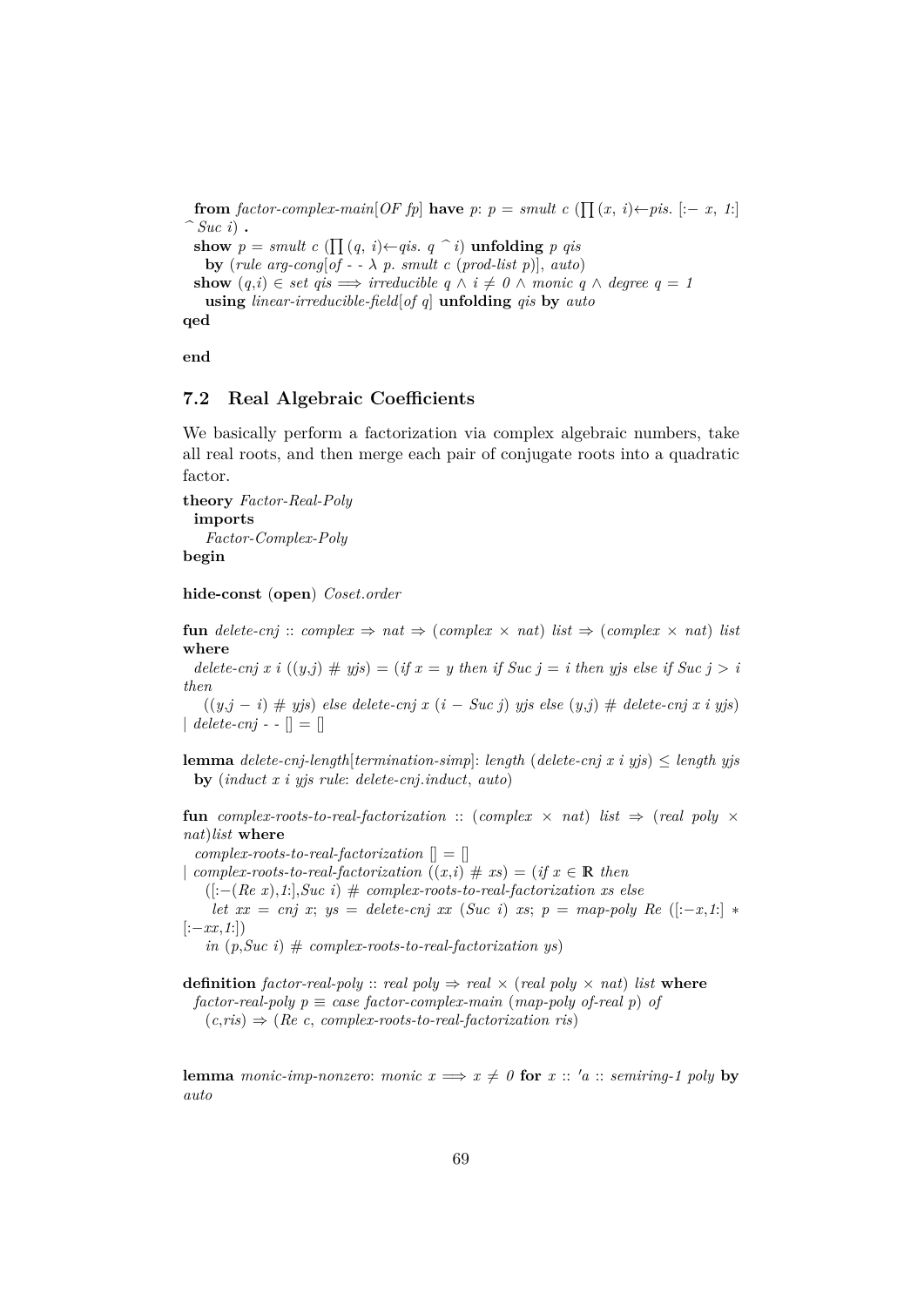```
  from factor-complex-main[OF fp] have p: p = smult c (∏ (x, i)←pis. [:− x, 1:]
^ Suc i) .
  show p = smult c (∏ (q, i)←qis. q ^ i) unfolding p qis
    by (rule arg-cong[of - - λ p. smult c (prod-list p)], auto)
  show (q,i) ∈ set qis ⟹ irreducible q ∧ i ≠ 0 ∧ monic q ∧ degree q = 1
    using linear-irreducible-field[of q] unfolding qis by auto
qed

end
```

## 7.2 Real Algebraic Coefficients

We basically perform a factorization via complex algebraic numbers, take all real roots, and then merge each pair of conjugate roots into a quadratic factor.

```
theory Factor-Real-Poly
  imports
    Factor-Complex-Poly
begin

hide-const (open) Coset.order

fun delete-cnj :: complex ⇒ nat ⇒ (complex × nat) list ⇒ (complex × nat) list
where
  delete-cnj x i ((y,j) # yjs) = (if x = y then if Suc j = i then yjs else if Suc j > i
then
    ((y,j − i) # yjs) else delete-cnj x (i − Suc j) yjs else (y,j) # delete-cnj x i yjs)
| delete-cnj - - [] = []

lemma delete-cnj-length[termination-simp]: length (delete-cnj x i yjs) ≤ length yjs
  by (induct x i yjs rule: delete-cnj.induct, auto)

fun complex-roots-to-real-factorization :: (complex × nat) list ⇒ (real poly ×
nat)list where
  complex-roots-to-real-factorization [] = []
| complex-roots-to-real-factorization ((x,i) # xs) = (if x ∈ ℝ then
    ([:−(Re x),1:],Suc i) # complex-roots-to-real-factorization xs else
     let xx = cnj x; ys = delete-cnj xx (Suc i) xs; p = map-poly Re ([:−x,1:] ∗
[:−xx,1:])
     in (p,Suc i) # complex-roots-to-real-factorization ys)

definition factor-real-poly :: real poly ⇒ real × (real poly × nat) list where
  factor-real-poly p ≡ case factor-complex-main (map-poly of-real p) of
    (c,ris) ⇒ (Re c, complex-roots-to-real-factorization ris)


lemma monic-imp-nonzero: monic x ⟹ x ≠ 0 for x :: 'a :: semiring-1 poly by
auto
```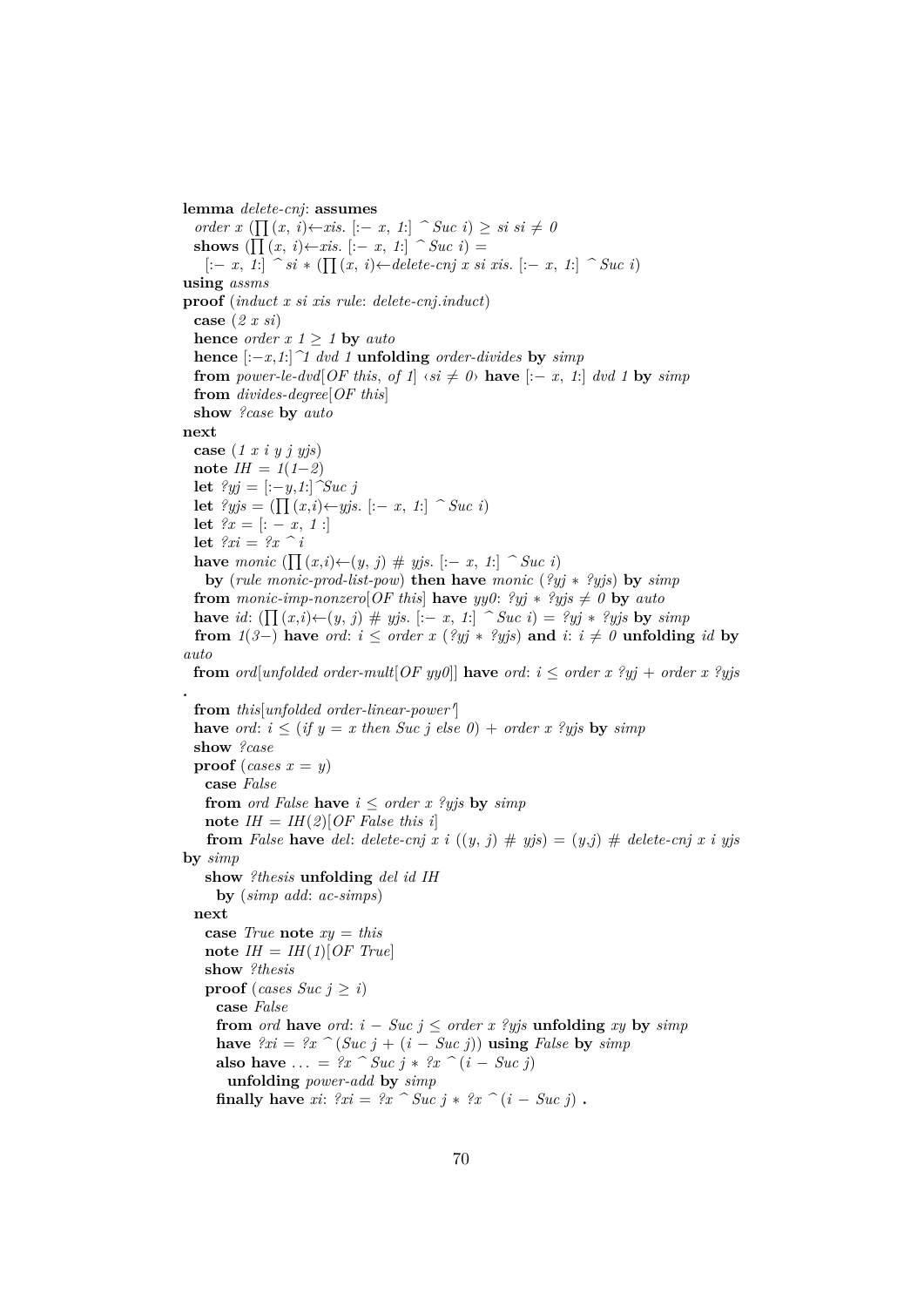```
lemma delete-cnj: assumes
  order x (∏ (x, i)←xis. [:− x, 1:] ^ Suc i) ≥ si si ≠ 0
  shows (∏ (x, i)←xis. [:− x, 1:] ^ Suc i) =
    [:− x, 1:] ^ si * (∏ (x, i)←delete-cnj x si xis. [:− x, 1:] ^ Suc i)
using assms
proof (induct x si xis rule: delete-cnj.induct)
  case (2 x si)
  hence order x 1 ≥ 1 by auto
  hence [:−x,1:]^1 dvd 1 unfolding order-divides by simp
  from power-le-dvd[OF this, of 1] ‹si ≠ 0› have [:− x, 1:] dvd 1 by simp
  from divides-degree[OF this]
  show ?case by auto
next
  case (1 x i y j yjs)
  note IH = 1(1−2)
  let ?yj = [:−y,1:]^Suc j
  let ?yjs = (∏ (x,i)←yjs. [:− x, 1:] ^ Suc i)
  let ?x = [: − x, 1 :]
  let ?xi = ?x ^ i
  have monic (∏ (x,i)←(y, j) # yjs. [:− x, 1:] ^ Suc i)
    by (rule monic-prod-list-pow) then have monic (?yj * ?yjs) by simp
  from monic-imp-nonzero[OF this] have yy0: ?yj * ?yjs ≠ 0 by auto
  have id: (∏ (x,i)←(y, j) # yjs. [:− x, 1:] ^ Suc i) = ?yj * ?yjs by simp
  from 1(3−) have ord: i ≤ order x (?yj * ?yjs) and i: i ≠ 0 unfolding id by
auto
  from ord[unfolded order-mult[OF yy0]] have ord: i ≤ order x ?yj + order x ?yjs
.
  from this[unfolded order-linear-power']
  have ord: i ≤ (if y = x then Suc j else 0) + order x ?yjs by simp
  show ?case
  proof (cases x = y)
    case False
    from ord False have i ≤ order x ?yjs by simp
    note IH = IH(2)[OF False this i]
    from False have del: delete-cnj x i ((y, j) # yjs) = (y,j) # delete-cnj x i yjs
by simp
    show ?thesis unfolding del id IH
      by (simp add: ac-simps)
  next
    case True note xy = this
    note IH = IH(1)[OF True]
    show ?thesis
    proof (cases Suc j ≥ i)
      case False
      from ord have ord: i − Suc j ≤ order x ?yjs unfolding xy by simp
      have ?xi = ?x ^ (Suc j + (i − Suc j)) using False by simp
      also have ... = ?x ^ Suc j * ?x ^ (i − Suc j)
        unfolding power-add by simp
      finally have xi: ?xi = ?x ^ Suc j * ?x ^ (i − Suc j) .
```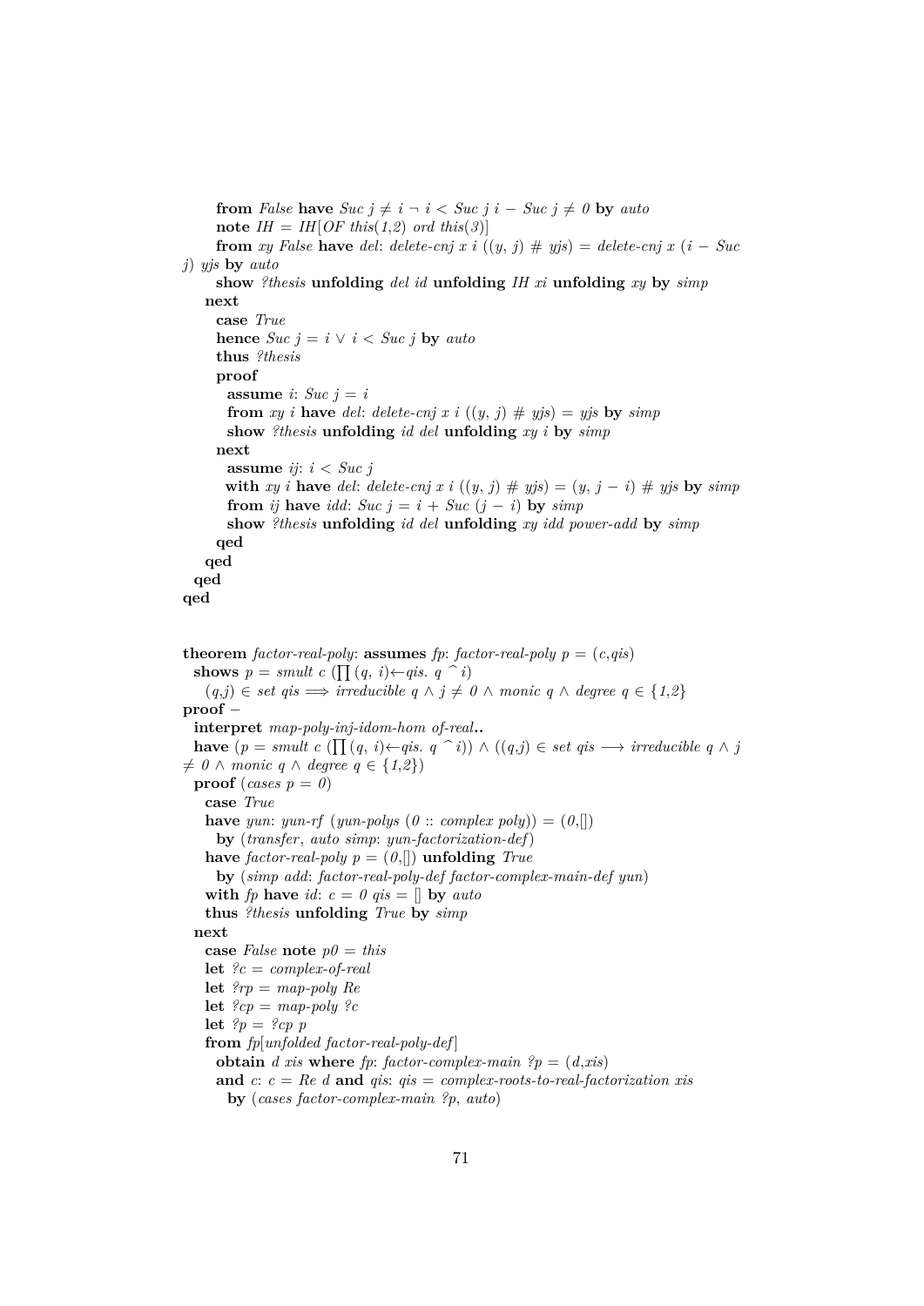```
      from False have Suc j ≠ i ¬ i < Suc j i − Suc j ≠ 0 by auto
      note IH = IH[OF this(1,2) ord this(3)]
      from xy False have del: delete-cnj x i ((y, j) # yjs) = delete-cnj x (i − Suc
j) yjs by auto
      show ?thesis unfolding del id unfolding IH xi unfolding xy by simp
    next
      case True
      hence Suc j = i ∨ i < Suc j by auto
      thus ?thesis
      proof
        assume i: Suc j = i
        from xy i have del: delete-cnj x i ((y, j) # yjs) = yjs by simp
        show ?thesis unfolding id del unfolding xy i by simp
      next
        assume ij: i < Suc j
        with xy i have del: delete-cnj x i ((y, j) # yjs) = (y, j − i) # yjs by simp
        from ij have idd: Suc j = i + Suc (j − i) by simp
        show ?thesis unfolding id del unfolding xy idd power-add by simp
      qed
    qed
  qed
qed


theorem factor-real-poly: assumes fp: factor-real-poly p = (c,qis)
  shows p = smult c (∏ (q, i)←qis. q ^ i)
    (q,j) ∈ set qis ⟹ irreducible q ∧ j ≠ 0 ∧ monic q ∧ degree q ∈ {1,2}
proof −
  interpret map-poly-inj-idom-hom of-real..
  have (p = smult c (∏ (q, i)←qis. q ^ i)) ∧ ((q,j) ∈ set qis ⟶ irreducible q ∧ j
≠ 0 ∧ monic q ∧ degree q ∈ {1,2})
  proof (cases p = 0)
    case True
    have yun: yun-rf (yun-polys (0 :: complex poly)) = (0,[])
      by (transfer, auto simp: yun-factorization-def)
    have factor-real-poly p = (0,[]) unfolding True
      by (simp add: factor-real-poly-def factor-complex-main-def yun)
    with fp have id: c = 0 qis = [] by auto
    thus ?thesis unfolding True by simp
  next
    case False note p0 = this
    let ?c = complex-of-real
    let ?rp = map-poly Re
    let ?cp = map-poly ?c
    let ?p = ?cp p
    from fp[unfolded factor-real-poly-def]
      obtain d xis where fp: factor-complex-main ?p = (d,xis)
      and c: c = Re d and qis: qis = complex-roots-to-real-factorization xis
        by (cases factor-complex-main ?p, auto)
```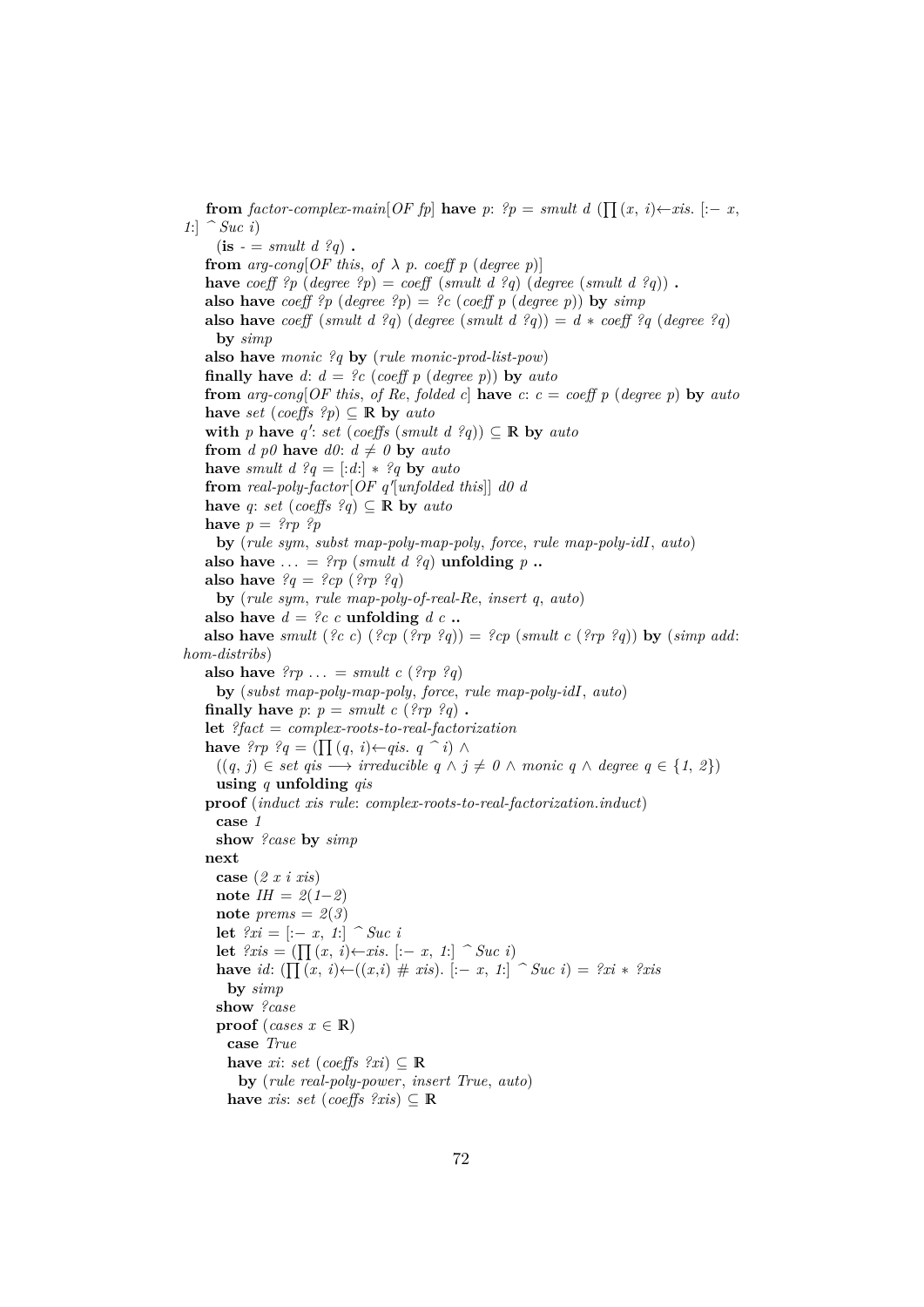```
      from factor-complex-main[OF fp] have p: ?p = smult d (∏ (x, i)←xis. [:− x,
1:] ^ Suc i)
        (is - = smult d ?q) .
      from arg-cong[OF this, of λ p. coeff p (degree p)]
      have coeff ?p (degree ?p) = coeff (smult d ?q) (degree (smult d ?q)) .
      also have coeff ?p (degree ?p) = ?c (coeff p (degree p)) by simp
      also have coeff (smult d ?q) (degree (smult d ?q)) = d ∗ coeff ?q (degree ?q)
        by simp
      also have monic ?q by (rule monic-prod-list-pow)
      finally have d: d = ?c (coeff p (degree p)) by auto
      from arg-cong[OF this, of Re, folded c] have c: c = coeff p (degree p) by auto
      have set (coeffs ?p) ⊆ ℝ by auto
      with p have q′: set (coeffs (smult d ?q)) ⊆ ℝ by auto
      from d p0 have d0: d ≠ 0 by auto
      have smult d ?q = [:d:] ∗ ?q by auto
      from real-poly-factor[OF q′[unfolded this]] d0 d
      have q: set (coeffs ?q) ⊆ ℝ by auto
      have p = ?rp ?p
        by (rule sym, subst map-poly-map-poly, force, rule map-poly-idI, auto)
      also have . . . = ?rp (smult d ?q) unfolding p ..
      also have ?q = ?cp (?rp ?q)
        by (rule sym, rule map-poly-of-real-Re, insert q, auto)
      also have d = ?c c unfolding d c ..
      also have smult (?c c) (?cp (?rp ?q)) = ?cp (smult c (?rp ?q)) by (simp add:
hom-distribs)
      also have ?rp . . . = smult c (?rp ?q)
        by (subst map-poly-map-poly, force, rule map-poly-idI, auto)
      finally have p: p = smult c (?rp ?q) .
      let ?fact = complex-roots-to-real-factorization
      have ?rp ?q = (∏ (q, i)←qis. q ^ i) ∧
        ((q, j) ∈ set qis −→ irreducible q ∧ j ≠ 0 ∧ monic q ∧ degree q ∈ {1, 2})
        using q unfolding qis
      proof (induct xis rule: complex-roots-to-real-factorization.induct)
        case 1
        show ?case by simp
      next
        case (2 x i xis)
        note IH = 2(1−2)
        note prems = 2(3)
        let ?xi = [:− x, 1:] ^ Suc i
        let ?xis = (∏ (x, i)←xis. [:− x, 1:] ^ Suc i)
        have id: (∏ (x, i)←((x,i) # xis). [:− x, 1:] ^ Suc i) = ?xi ∗ ?xis
          by simp
        show ?case
        proof (cases x ∈ ℝ)
          case True
          have xi: set (coeffs ?xi) ⊆ ℝ
            by (rule real-poly-power, insert True, auto)
          have xis: set (coeffs ?xis) ⊆ ℝ
```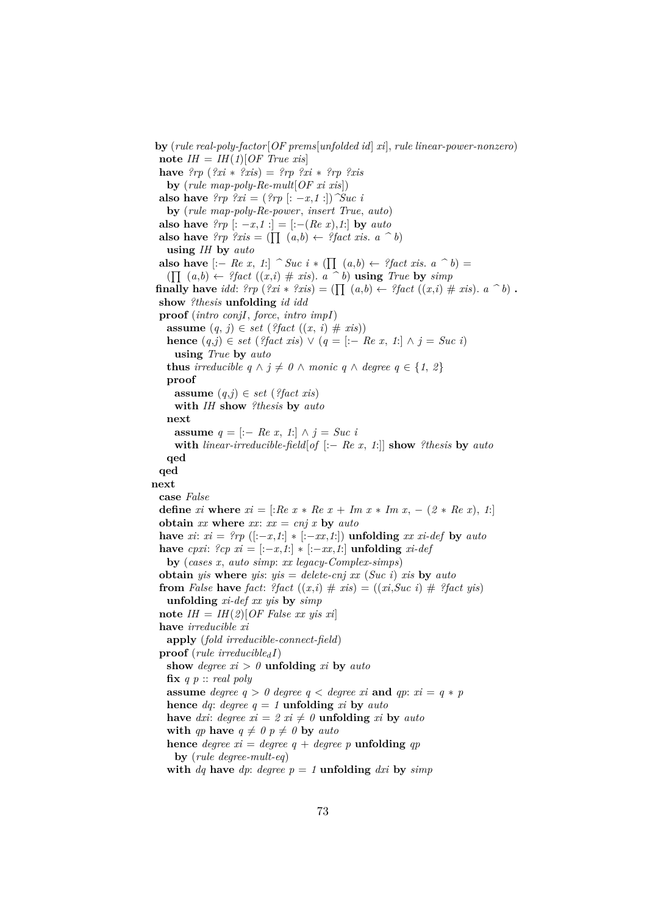```
  by (rule real-poly-factor[OF prems[unfolded id] xi], rule linear-power-nonzero)
  note IH = IH(1)[OF True xis]
  have ?rp (?xi * ?xis) = ?rp ?xi * ?rp ?xis
    by (rule map-poly-Re-mult[OF xi xis])
  also have ?rp ?xi = (?rp [: -x,1 :])^Suc i
    by (rule map-poly-Re-power, insert True, auto)
  also have ?rp [: -x,1 :] = [:-(Re x),1:] by auto
  also have ?rp ?xis = (∏ (a,b) ← ?fact xis. a ^ b)
    using IH by auto
  also have [:- Re x, 1:] ^ Suc i * (∏ (a,b) ← ?fact xis. a ^ b) =
    (∏ (a,b) ← ?fact ((x,i) # xis). a ^ b) using True by simp
  finally have idd: ?rp (?xi * ?xis) = (∏ (a,b) ← ?fact ((x,i) # xis). a ^ b) .
  show ?thesis unfolding id idd
  proof (intro conjI, force, intro impI)
    assume (q, j) ∈ set (?fact ((x, i) # xis))
    hence (q,j) ∈ set (?fact xis) ∨ (q = [:- Re x, 1:] ∧ j = Suc i)
      using True by auto
    thus irreducible q ∧ j ≠ 0 ∧ monic q ∧ degree q ∈ {1, 2}
    proof
      assume (q,j) ∈ set (?fact xis)
      with IH show ?thesis by auto
    next
      assume q = [:- Re x, 1:] ∧ j = Suc i
      with linear-irreducible-field[of [:- Re x, 1:]] show ?thesis by auto
    qed
  qed
next
  case False
  define xi where xi = [:Re x * Re x + Im x * Im x, - (2 * Re x), 1:]
  obtain xx where xx: xx = cnj x by auto
  have xi: xi = ?rp ([:-x,1:] * [:-xx,1:]) unfolding xx xi-def by auto
  have cpxi: ?cp xi = [:-x,1:] * [:-xx,1:] unfolding xi-def
    by (cases x, auto simp: xx legacy-Complex-simps)
  obtain yis where yis: yis = delete-cnj xx (Suc i) xis by auto
  from False have fact: ?fact ((x,i) # xis) = ((xi,Suc i) # ?fact yis)
    unfolding xi-def xx yis by simp
  note IH = IH(2)[OF False xx yis xi]
  have irreducible xi
    apply (fold irreducible-connect-field)
  proof (rule irreducible_dI)
    show degree xi > 0 unfolding xi by auto
    fix q p :: real poly
    assume degree q > 0 degree q < degree xi and qp: xi = q * p
    hence dq: degree q = 1 unfolding xi by auto
    have dxi: degree xi = 2 xi ≠ 0 unfolding xi by auto
    with qp have q ≠ 0 p ≠ 0 by auto
    hence degree xi = degree q + degree p unfolding qp
      by (rule degree-mult-eq)
    with dq have dp: degree p = 1 unfolding dxi by simp
```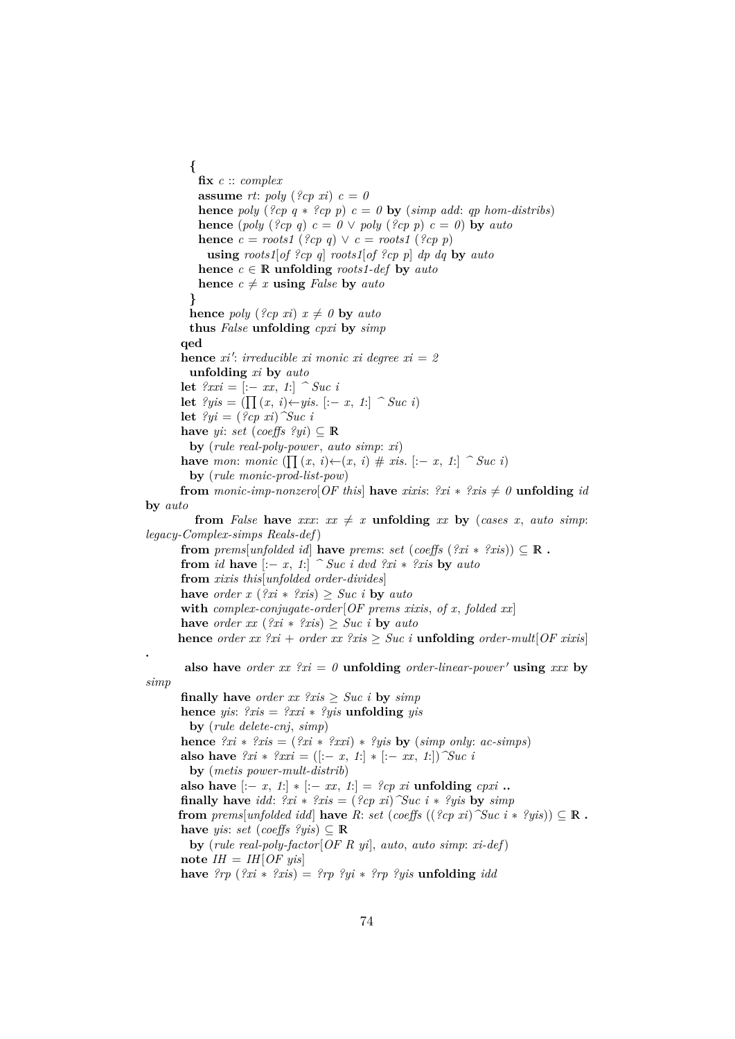```
{
  fix c :: complex
  assume rt: poly (?cp xi) c = 0
  hence poly (?cp q * ?cp p) c = 0 by (simp add: qp hom-distribs)
  hence (poly (?cp q) c = 0 ∨ poly (?cp p) c = 0) by auto
  hence c = roots1 (?cp q) ∨ c = roots1 (?cp p)
    using roots1[of ?cp q] roots1[of ?cp p] dp dq by auto
  hence c ∈ ℝ unfolding roots1-def by auto
  hence c ≠ x using False by auto
}
hence poly (?cp xi) x ≠ 0 by auto
thus False unfolding cpxi by simp
qed
hence xi': irreducible xi monic xi degree xi = 2
  unfolding xi by auto
let ?xxi = [:− xx, 1:] ^ Suc i
let ?yis = (∏ (x, i)←yis. [:− x, 1:] ^ Suc i)
let ?yi = (?cp xi)^Suc i
have yi: set (coeffs ?yi) ⊆ ℝ
  by (rule real-poly-power, auto simp: xi)
have mon: monic (∏ (x, i)←(x, i) # xis. [:− x, 1:] ^ Suc i)
  by (rule monic-prod-list-pow)
from monic-imp-nonzero[OF this] have xixis: ?xi * ?xis ≠ 0 unfolding id
by auto
  from False have xxx: xx ≠ x unfolding xx by (cases x, auto simp:
legacy-Complex-simps Reals-def)
from prems[unfolded id] have prems: set (coeffs (?xi * ?xis)) ⊆ ℝ .
from id have [:− x, 1:] ^ Suc i dvd ?xi * ?xis by auto
from xixis this[unfolded order-divides]
have order x (?xi * ?xis) ≥ Suc i by auto
with complex-conjugate-order[OF prems xixis, of x, folded xx]
have order xx (?xi * ?xis) ≥ Suc i by auto
hence order xx ?xi + order xx ?xis ≥ Suc i unfolding order-mult[OF xixis]
.
  also have order xx ?xi = 0 unfolding order-linear-power' using xxx by
simp
finally have order xx ?xis ≥ Suc i by simp
hence yis: ?xis = ?xxi * ?yis unfolding yis
  by (rule delete-cnj, simp)
hence ?xi * ?xis = (?xi * ?xxi) * ?yis by (simp only: ac-simps)
also have ?xi * ?xxi = ([:− x, 1:] * [:− xx, 1:])^Suc i
  by (metis power-mult-distrib)
also have [:− x, 1:] * [:− xx, 1:] = ?cp xi unfolding cpxi ..
finally have idd: ?xi * ?xis = (?cp xi)^Suc i * ?yis by simp
from prems[unfolded idd] have R: set (coeffs ((?cp xi)^Suc i * ?yis)) ⊆ ℝ .
have yis: set (coeffs ?yis) ⊆ ℝ
  by (rule real-poly-factor[OF R yi], auto, auto simp: xi-def)
note IH = IH[OF yis]
have ?rp (?xi * ?xis) = ?rp ?yi * ?rp ?yis unfolding idd
```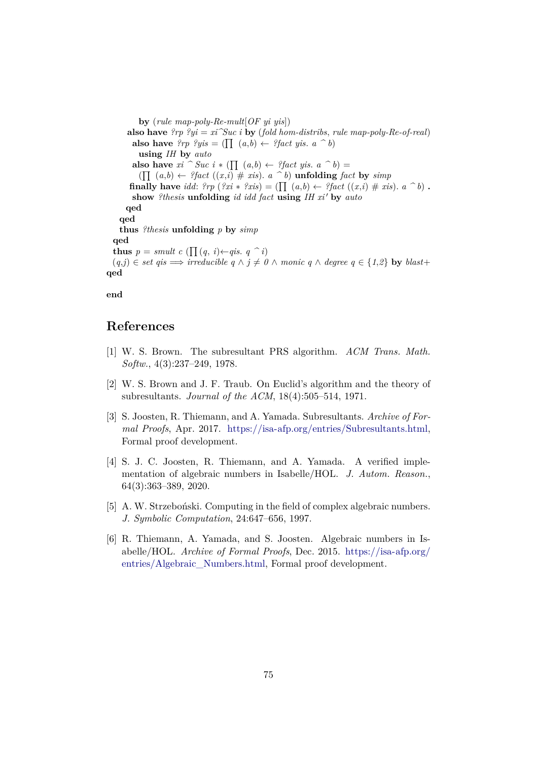```
        by (rule map-poly-Re-mult[OF yi yis])
      also have ?rp ?yi = xi^Suc i by (fold hom-distribs, rule map-poly-Re-of-real)
        also have ?rp ?yis = (∏ (a,b) ← ?fact yis. a ^ b)
          using IH by auto
        also have xi ^ Suc i * (∏ (a,b) ← ?fact yis. a ^ b) =
          (∏ (a,b) ← ?fact ((x,i) # xis). a ^ b) unfolding fact by simp
       finally have idd: ?rp (?xi * ?xis) = (∏ (a,b) ← ?fact ((x,i) # xis). a ^ b) .
        show ?thesis unfolding id idd fact using IH xi' by auto
      qed
    qed
    thus ?thesis unfolding p by simp
  qed
  thus p = smult c (∏(q, i)←qis. q ^ i)
  (q,j) ∈ set qis ⟹ irreducible q ∧ j ≠ 0 ∧ monic q ∧ degree q ∈ {1,2} by blast+
qed

end
```

## References

[1] W. S. Brown. The subresultant PRS algorithm. *ACM Trans. Math. Softw.*, 4(3):237–249, 1978.

[2] W. S. Brown and J. F. Traub. On Euclid's algorithm and the theory of subresultants. *Journal of the ACM*, 18(4):505–514, 1971.

[3] S. Joosten, R. Thiemann, and A. Yamada. Subresultants. *Archive of Formal Proofs*, Apr. 2017. https://isa-afp.org/entries/Subresultants.html, Formal proof development.

[4] S. J. C. Joosten, R. Thiemann, and A. Yamada. A verified implementation of algebraic numbers in Isabelle/HOL. *J. Autom. Reason.*, 64(3):363–389, 2020.

[5] A. W. Strzeboński. Computing in the field of complex algebraic numbers. *J. Symbolic Computation*, 24:647–656, 1997.

[6] R. Thiemann, A. Yamada, and S. Joosten. Algebraic numbers in Isabelle/HOL. *Archive of Formal Proofs*, Dec. 2015. https://isa-afp.org/entries/Algebraic_Numbers.html, Formal proof development.